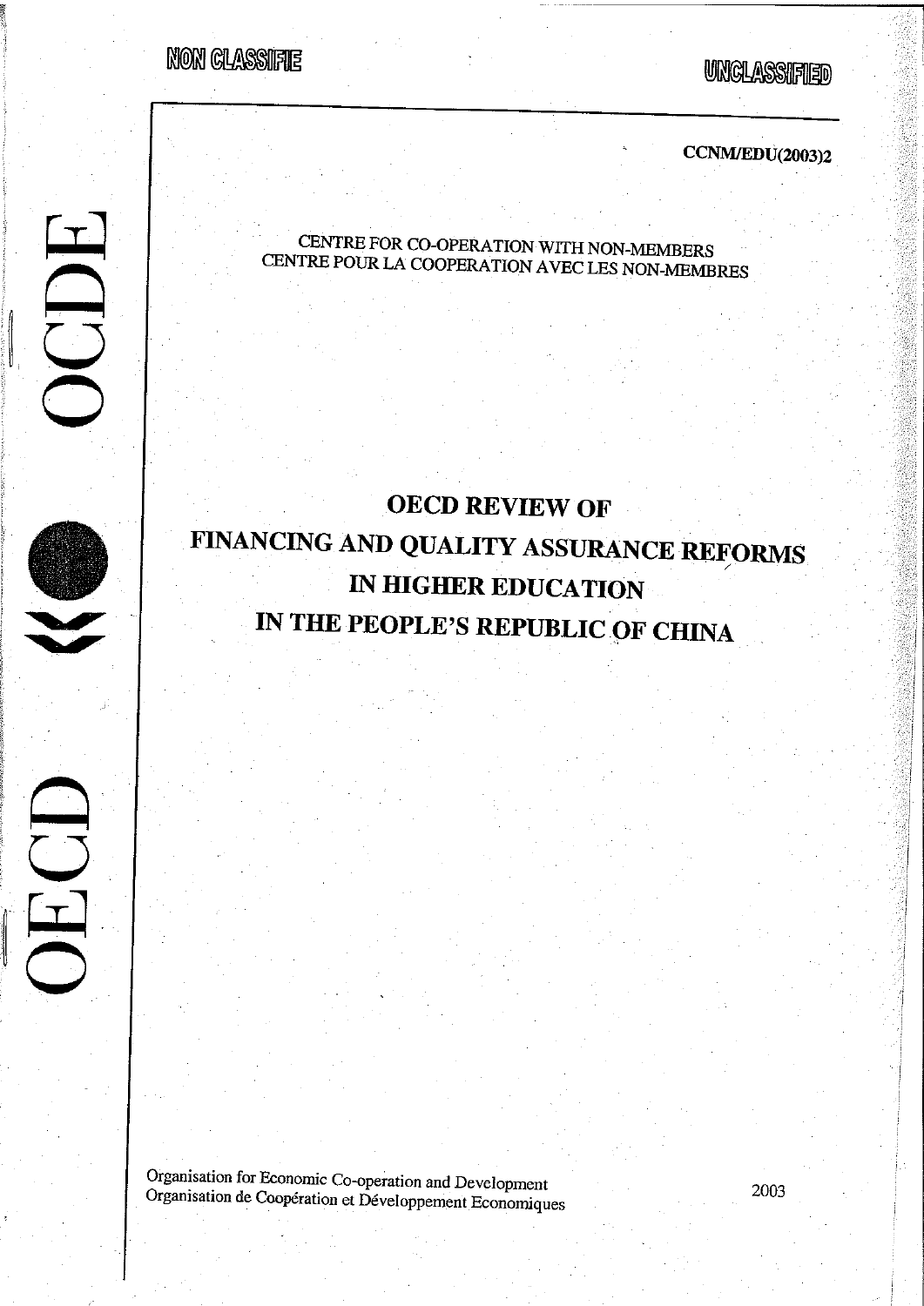NON CLASSIFIE

UNCLASSIFIED

CCNM/EDU(2003)2

OECD OCDE

CENTRE FOR CO-OPERATION WITH NON-MEMBERS
CENTRE POUR LA COOPERATION AVEC LES NON-MEMBRES

# OECD REVIEW OF FINANCING AND QUALITY ASSURANCE REFORMS IN HIGHER EDUCATION IN THE PEOPLE'S REPUBLIC OF CHINA

Organisation for Economic Co-operation and Development
Organisation de Coopération et Développement Economiques

2003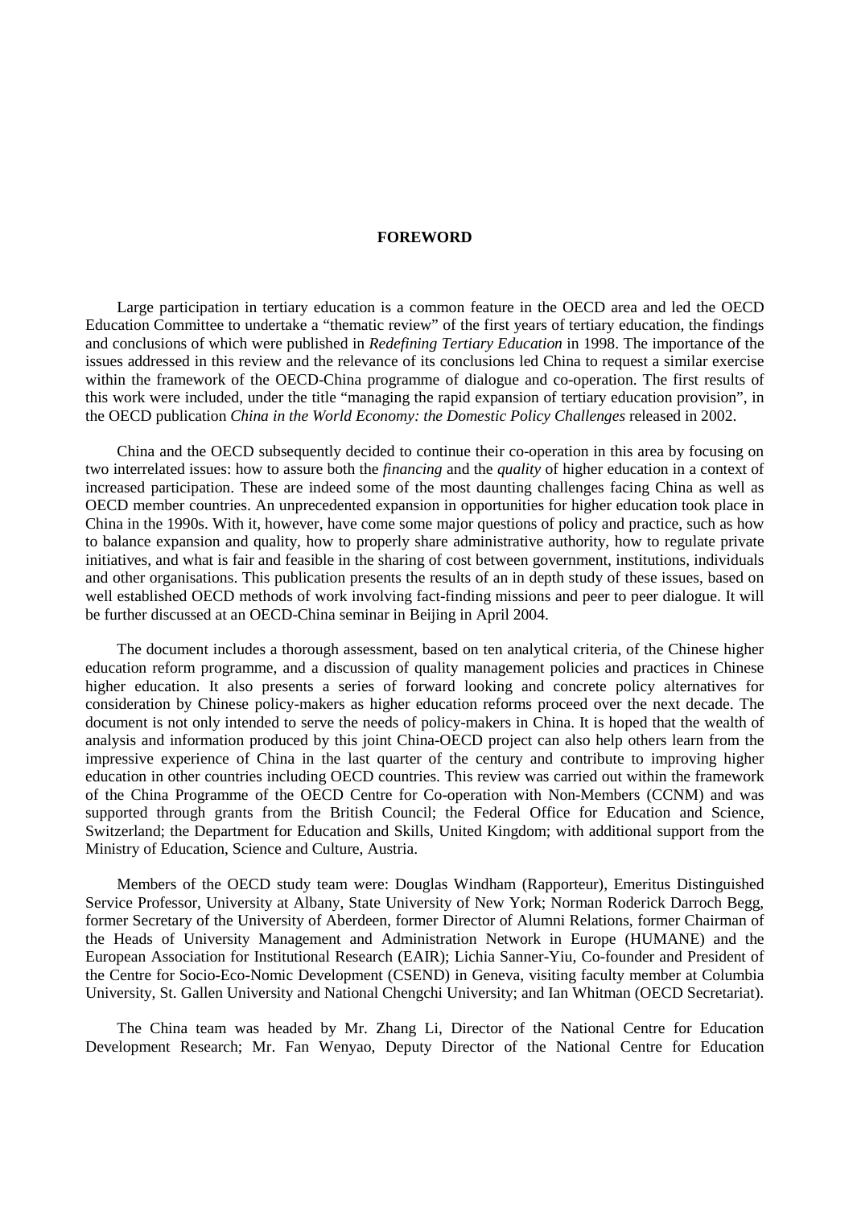# FOREWORD

Large participation in tertiary education is a common feature in the OECD area and led the OECD Education Committee to undertake a "thematic review" of the first years of tertiary education, the findings and conclusions of which were published in *Redefining Tertiary Education* in 1998. The importance of the issues addressed in this review and the relevance of its conclusions led China to request a similar exercise within the framework of the OECD-China programme of dialogue and co-operation. The first results of this work were included, under the title "managing the rapid expansion of tertiary education provision", in the OECD publication *China in the World Economy: the Domestic Policy Challenges* released in 2002.

China and the OECD subsequently decided to continue their co-operation in this area by focusing on two interrelated issues: how to assure both the *financing* and the *quality* of higher education in a context of increased participation. These are indeed some of the most daunting challenges facing China as well as OECD member countries. An unprecedented expansion in opportunities for higher education took place in China in the 1990s. With it, however, have come some major questions of policy and practice, such as how to balance expansion and quality, how to properly share administrative authority, how to regulate private initiatives, and what is fair and feasible in the sharing of cost between government, institutions, individuals and other organisations. This publication presents the results of an in depth study of these issues, based on well established OECD methods of work involving fact-finding missions and peer to peer dialogue. It will be further discussed at an OECD-China seminar in Beijing in April 2004.

The document includes a thorough assessment, based on ten analytical criteria, of the Chinese higher education reform programme, and a discussion of quality management policies and practices in Chinese higher education. It also presents a series of forward looking and concrete policy alternatives for consideration by Chinese policy-makers as higher education reforms proceed over the next decade. The document is not only intended to serve the needs of policy-makers in China. It is hoped that the wealth of analysis and information produced by this joint China-OECD project can also help others learn from the impressive experience of China in the last quarter of the century and contribute to improving higher education in other countries including OECD countries. This review was carried out within the framework of the China Programme of the OECD Centre for Co-operation with Non-Members (CCNM) and was supported through grants from the British Council; the Federal Office for Education and Science, Switzerland; the Department for Education and Skills, United Kingdom; with additional support from the Ministry of Education, Science and Culture, Austria.

Members of the OECD study team were: Douglas Windham (Rapporteur), Emeritus Distinguished Service Professor, University at Albany, State University of New York; Norman Roderick Darroch Begg, former Secretary of the University of Aberdeen, former Director of Alumni Relations, former Chairman of the Heads of University Management and Administration Network in Europe (HUMANE) and the European Association for Institutional Research (EAIR); Lichia Sanner-Yiu, Co-founder and President of the Centre for Socio-Eco-Nomic Development (CSEND) in Geneva, visiting faculty member at Columbia University, St. Gallen University and National Chengchi University; and Ian Whitman (OECD Secretariat).

The China team was headed by Mr. Zhang Li, Director of the National Centre for Education Development Research; Mr. Fan Wenyao, Deputy Director of the National Centre for Education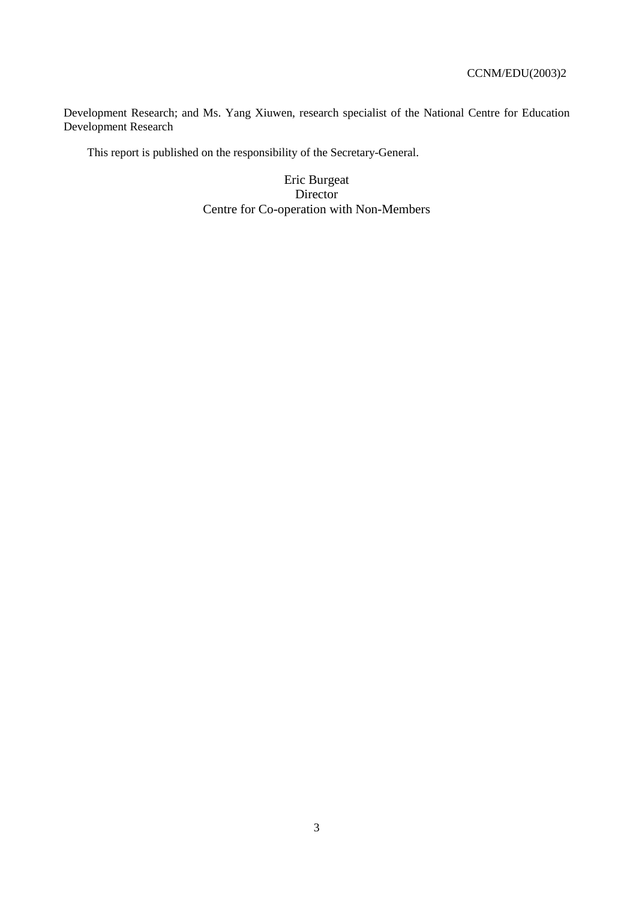Development Research; and Ms. Yang Xiuwen, research specialist of the National Centre for Education Development Research

This report is published on the responsibility of the Secretary-General.

Eric Burgeat
Director
Centre for Co-operation with Non-Members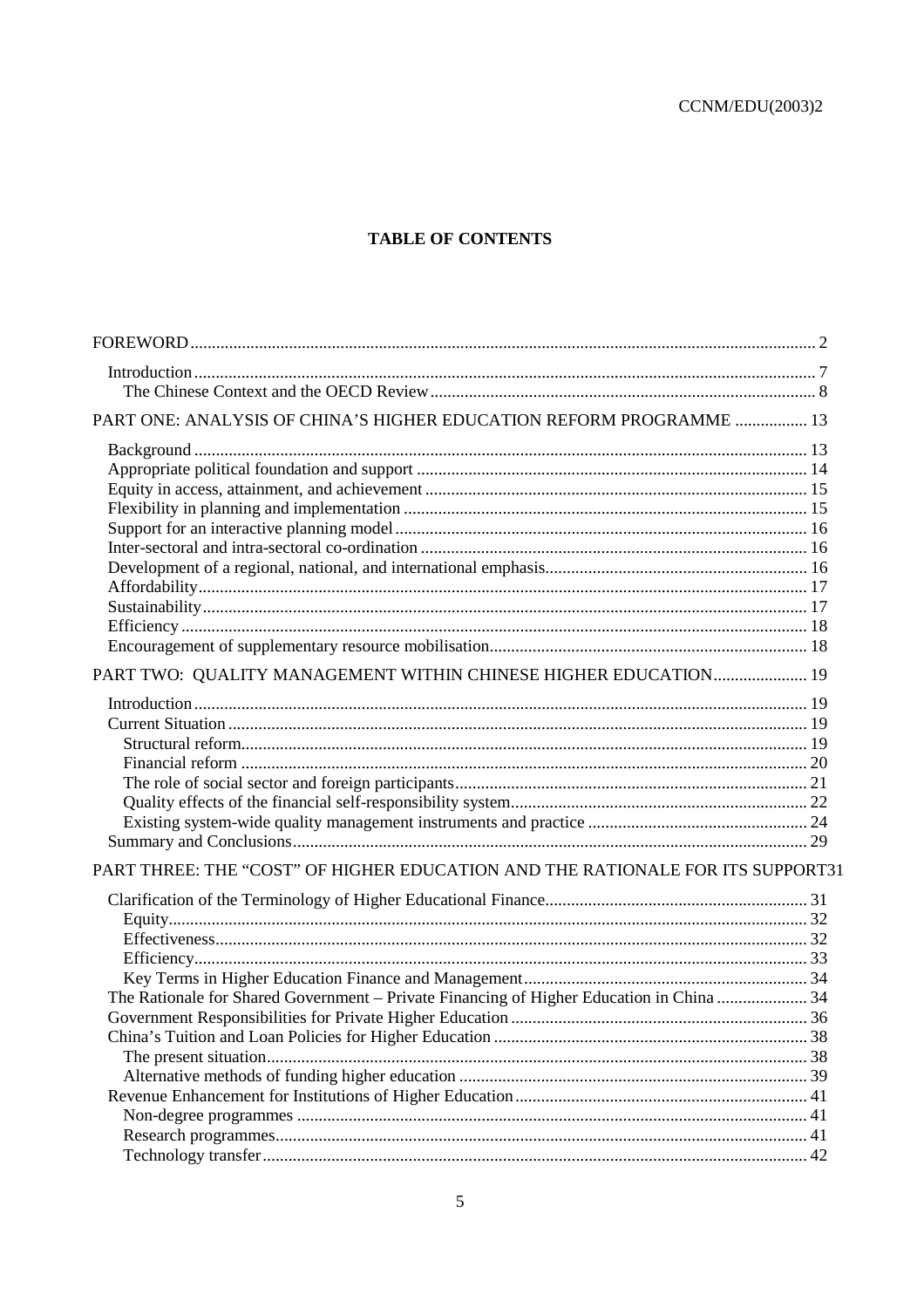**TABLE OF CONTENTS**

FOREWORD ... 2

- Introduction ... 7
  - The Chinese Context and the OECD Review ... 8

PART ONE: ANALYSIS OF CHINA'S HIGHER EDUCATION REFORM PROGRAMME ... 13

- Background ... 13
- Appropriate political foundation and support ... 14
- Equity in access, attainment, and achievement ... 15
- Flexibility in planning and implementation ... 15
- Support for an interactive planning model ... 16
- Inter-sectoral and intra-sectoral co-ordination ... 16
- Development of a regional, national, and international emphasis ... 16
- Affordability ... 17
- Sustainability ... 17
- Efficiency ... 18
- Encouragement of supplementary resource mobilisation ... 18

PART TWO: QUALITY MANAGEMENT WITHIN CHINESE HIGHER EDUCATION ... 19

- Introduction ... 19
- Current Situation ... 19
  - Structural reform ... 19
  - Financial reform ... 20
  - The role of social sector and foreign participants ... 21
  - Quality effects of the financial self-responsibility system ... 22
  - Existing system-wide quality management instruments and practice ... 24
- Summary and Conclusions ... 29

PART THREE: THE "COST" OF HIGHER EDUCATION AND THE RATIONALE FOR ITS SUPPORT ... 31

- Clarification of the Terminology of Higher Educational Finance ... 31
  - Equity ... 32
  - Effectiveness ... 32
  - Efficiency ... 33
  - Key Terms in Higher Education Finance and Management ... 34
- The Rationale for Shared Government – Private Financing of Higher Education in China ... 34
- Government Responsibilities for Private Higher Education ... 36
- China's Tuition and Loan Policies for Higher Education ... 38
  - The present situation ... 38
  - Alternative methods of funding higher education ... 39
- Revenue Enhancement for Institutions of Higher Education ... 41
  - Non-degree programmes ... 41
  - Research programmes ... 41
  - Technology transfer ... 42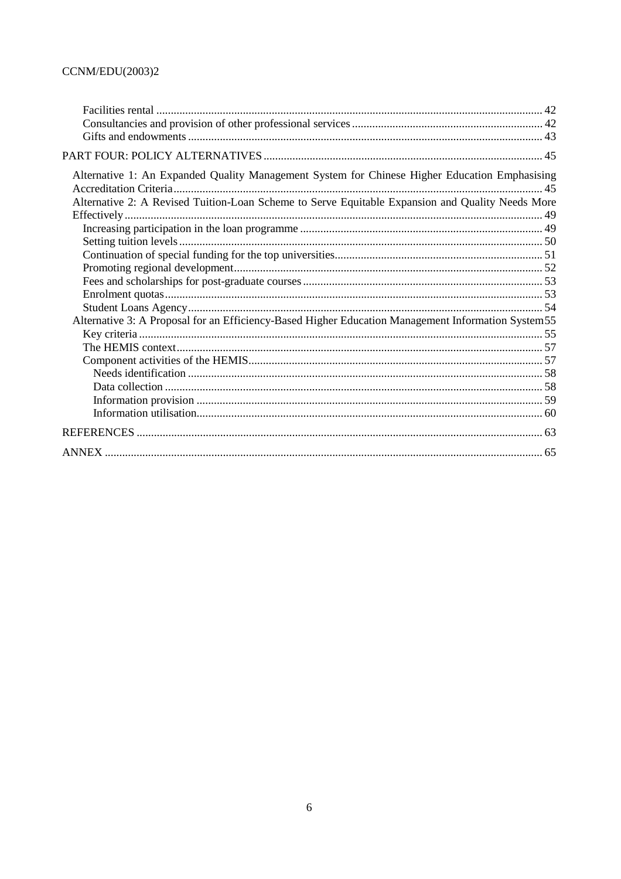- Facilities rental ..... 42
- Consultancies and provision of other professional services ..... 42
- Gifts and endowments ..... 43

PART FOUR: POLICY ALTERNATIVES ..... 45

- Alternative 1: An Expanded Quality Management System for Chinese Higher Education Emphasising Accreditation Criteria ..... 45
- Alternative 2: A Revised Tuition-Loan Scheme to Serve Equitable Expansion and Quality Needs More Effectively ..... 49
  - Increasing participation in the loan programme ..... 49
  - Setting tuition levels ..... 50
  - Continuation of special funding for the top universities ..... 51
  - Promoting regional development ..... 52
  - Fees and scholarships for post-graduate courses ..... 53
  - Enrolment quotas ..... 53
  - Student Loans Agency ..... 54
- Alternative 3: A Proposal for an Efficiency-Based Higher Education Management Information System ..... 55
  - Key criteria ..... 55
  - The HEMIS context ..... 57
  - Component activities of the HEMIS ..... 57
    - Needs identification ..... 58
    - Data collection ..... 58
    - Information provision ..... 59
    - Information utilisation ..... 60

REFERENCES ..... 63

ANNEX ..... 65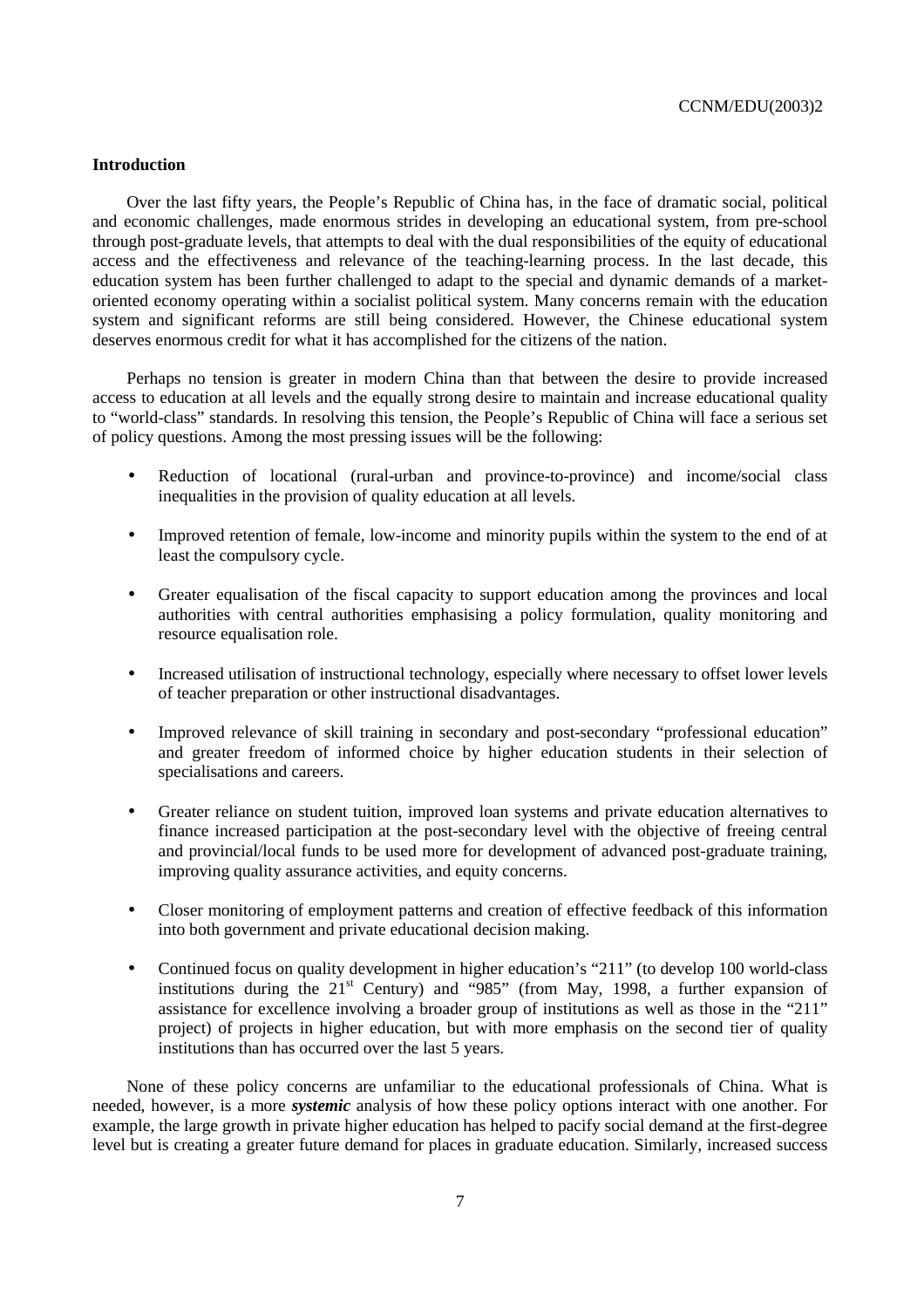## Introduction

Over the last fifty years, the People's Republic of China has, in the face of dramatic social, political and economic challenges, made enormous strides in developing an educational system, from pre-school through post-graduate levels, that attempts to deal with the dual responsibilities of the equity of educational access and the effectiveness and relevance of the teaching-learning process. In the last decade, this education system has been further challenged to adapt to the special and dynamic demands of a market-oriented economy operating within a socialist political system. Many concerns remain with the education system and significant reforms are still being considered. However, the Chinese educational system deserves enormous credit for what it has accomplished for the citizens of the nation.

Perhaps no tension is greater in modern China than that between the desire to provide increased access to education at all levels and the equally strong desire to maintain and increase educational quality to "world-class" standards. In resolving this tension, the People's Republic of China will face a serious set of policy questions. Among the most pressing issues will be the following:

- Reduction of locational (rural-urban and province-to-province) and income/social class inequalities in the provision of quality education at all levels.
- Improved retention of female, low-income and minority pupils within the system to the end of at least the compulsory cycle.
- Greater equalisation of the fiscal capacity to support education among the provinces and local authorities with central authorities emphasising a policy formulation, quality monitoring and resource equalisation role.
- Increased utilisation of instructional technology, especially where necessary to offset lower levels of teacher preparation or other instructional disadvantages.
- Improved relevance of skill training in secondary and post-secondary "professional education" and greater freedom of informed choice by higher education students in their selection of specialisations and careers.
- Greater reliance on student tuition, improved loan systems and private education alternatives to finance increased participation at the post-secondary level with the objective of freeing central and provincial/local funds to be used more for development of advanced post-graduate training, improving quality assurance activities, and equity concerns.
- Closer monitoring of employment patterns and creation of effective feedback of this information into both government and private educational decision making.
- Continued focus on quality development in higher education's "211" (to develop 100 world-class institutions during the 21st Century) and "985" (from May, 1998, a further expansion of assistance for excellence involving a broader group of institutions as well as those in the "211" project) of projects in higher education, but with more emphasis on the second tier of quality institutions than has occurred over the last 5 years.

None of these policy concerns are unfamiliar to the educational professionals of China. What is needed, however, is a more ***systemic*** analysis of how these policy options interact with one another. For example, the large growth in private higher education has helped to pacify social demand at the first-degree level but is creating a greater future demand for places in graduate education. Similarly, increased success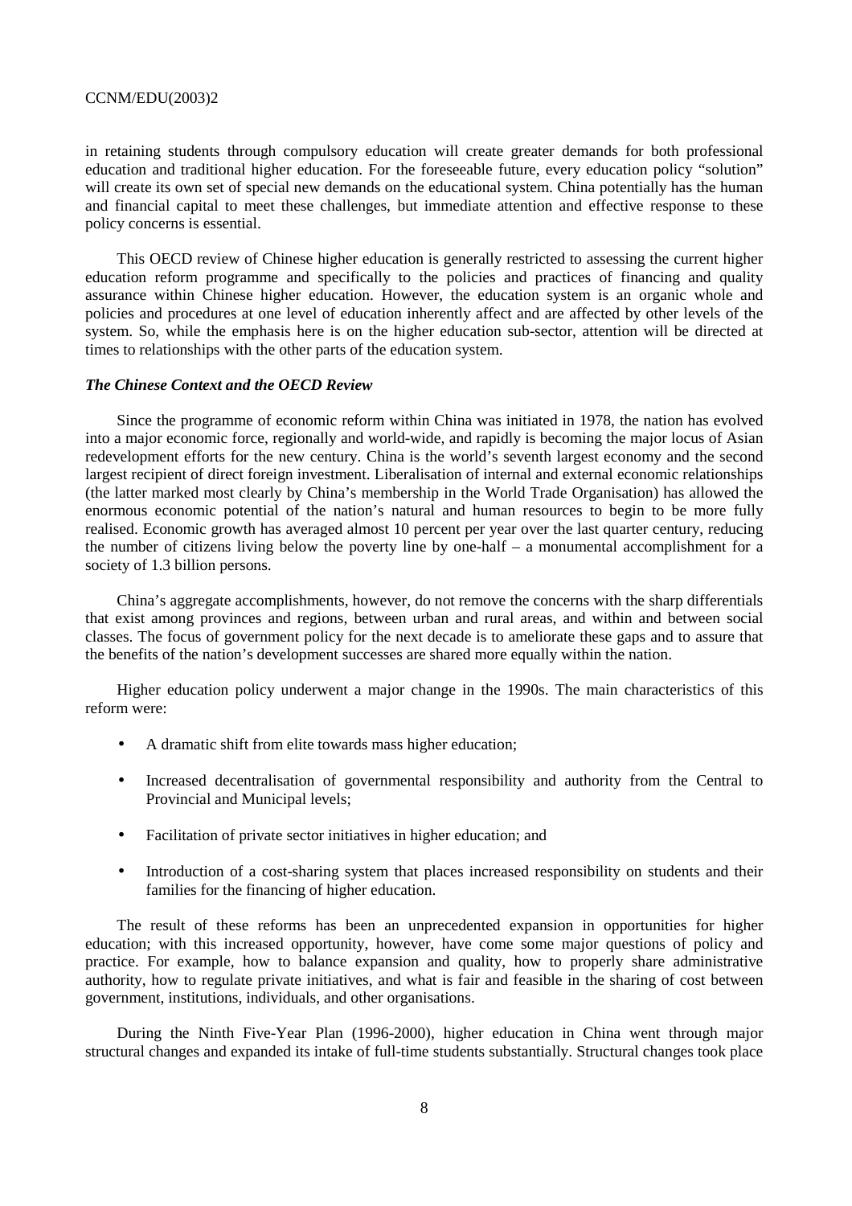in retaining students through compulsory education will create greater demands for both professional education and traditional higher education. For the foreseeable future, every education policy "solution" will create its own set of special new demands on the educational system. China potentially has the human and financial capital to meet these challenges, but immediate attention and effective response to these policy concerns is essential.

This OECD review of Chinese higher education is generally restricted to assessing the current higher education reform programme and specifically to the policies and practices of financing and quality assurance within Chinese higher education. However, the education system is an organic whole and policies and procedures at one level of education inherently affect and are affected by other levels of the system. So, while the emphasis here is on the higher education sub-sector, attention will be directed at times to relationships with the other parts of the education system.

### *The Chinese Context and the OECD Review*

Since the programme of economic reform within China was initiated in 1978, the nation has evolved into a major economic force, regionally and world-wide, and rapidly is becoming the major locus of Asian redevelopment efforts for the new century. China is the world's seventh largest economy and the second largest recipient of direct foreign investment. Liberalisation of internal and external economic relationships (the latter marked most clearly by China's membership in the World Trade Organisation) has allowed the enormous economic potential of the nation's natural and human resources to begin to be more fully realised. Economic growth has averaged almost 10 percent per year over the last quarter century, reducing the number of citizens living below the poverty line by one-half – a monumental accomplishment for a society of 1.3 billion persons.

China's aggregate accomplishments, however, do not remove the concerns with the sharp differentials that exist among provinces and regions, between urban and rural areas, and within and between social classes. The focus of government policy for the next decade is to ameliorate these gaps and to assure that the benefits of the nation's development successes are shared more equally within the nation.

Higher education policy underwent a major change in the 1990s. The main characteristics of this reform were:

- A dramatic shift from elite towards mass higher education;
- Increased decentralisation of governmental responsibility and authority from the Central to Provincial and Municipal levels;
- Facilitation of private sector initiatives in higher education; and
- Introduction of a cost-sharing system that places increased responsibility on students and their families for the financing of higher education.

The result of these reforms has been an unprecedented expansion in opportunities for higher education; with this increased opportunity, however, have come some major questions of policy and practice. For example, how to balance expansion and quality, how to properly share administrative authority, how to regulate private initiatives, and what is fair and feasible in the sharing of cost between government, institutions, individuals, and other organisations.

During the Ninth Five-Year Plan (1996-2000), higher education in China went through major structural changes and expanded its intake of full-time students substantially. Structural changes took place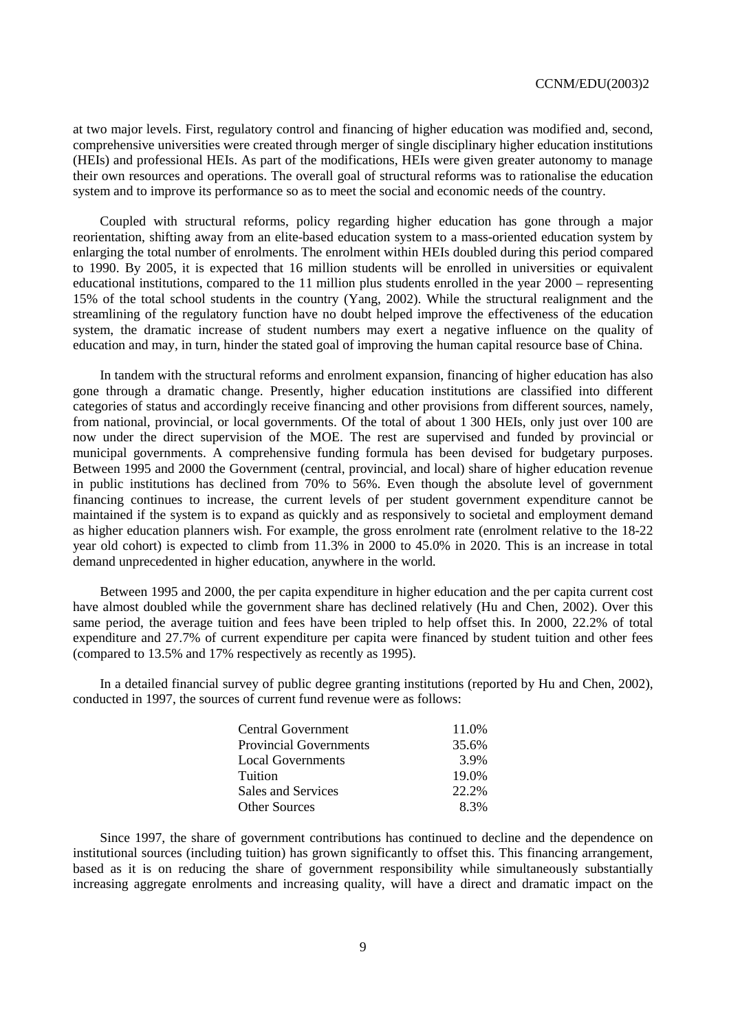at two major levels. First, regulatory control and financing of higher education was modified and, second, comprehensive universities were created through merger of single disciplinary higher education institutions (HEIs) and professional HEIs. As part of the modifications, HEIs were given greater autonomy to manage their own resources and operations. The overall goal of structural reforms was to rationalise the education system and to improve its performance so as to meet the social and economic needs of the country.

Coupled with structural reforms, policy regarding higher education has gone through a major reorientation, shifting away from an elite-based education system to a mass-oriented education system by enlarging the total number of enrolments. The enrolment within HEIs doubled during this period compared to 1990. By 2005, it is expected that 16 million students will be enrolled in universities or equivalent educational institutions, compared to the 11 million plus students enrolled in the year 2000 – representing 15% of the total school students in the country (Yang, 2002). While the structural realignment and the streamlining of the regulatory function have no doubt helped improve the effectiveness of the education system, the dramatic increase of student numbers may exert a negative influence on the quality of education and may, in turn, hinder the stated goal of improving the human capital resource base of China.

In tandem with the structural reforms and enrolment expansion, financing of higher education has also gone through a dramatic change. Presently, higher education institutions are classified into different categories of status and accordingly receive financing and other provisions from different sources, namely, from national, provincial, or local governments. Of the total of about 1 300 HEIs, only just over 100 are now under the direct supervision of the MOE. The rest are supervised and funded by provincial or municipal governments. A comprehensive funding formula has been devised for budgetary purposes. Between 1995 and 2000 the Government (central, provincial, and local) share of higher education revenue in public institutions has declined from 70% to 56%. Even though the absolute level of government financing continues to increase, the current levels of per student government expenditure cannot be maintained if the system is to expand as quickly and as responsively to societal and employment demand as higher education planners wish. For example, the gross enrolment rate (enrolment relative to the 18-22 year old cohort) is expected to climb from 11.3% in 2000 to 45.0% in 2020. This is an increase in total demand unprecedented in higher education, anywhere in the world.

Between 1995 and 2000, the per capita expenditure in higher education and the per capita current cost have almost doubled while the government share has declined relatively (Hu and Chen, 2002). Over this same period, the average tuition and fees have been tripled to help offset this. In 2000, 22.2% of total expenditure and 27.7% of current expenditure per capita were financed by student tuition and other fees (compared to 13.5% and 17% respectively as recently as 1995).

In a detailed financial survey of public degree granting institutions (reported by Hu and Chen, 2002), conducted in 1997, the sources of current fund revenue were as follows:

| Source | Share |
|---|---|
| Central Government | 11.0% |
| Provincial Governments | 35.6% |
| Local Governments | 3.9% |
| Tuition | 19.0% |
| Sales and Services | 22.2% |
| Other Sources | 8.3% |

Since 1997, the share of government contributions has continued to decline and the dependence on institutional sources (including tuition) has grown significantly to offset this. This financing arrangement, based as it is on reducing the share of government responsibility while simultaneously substantially increasing aggregate enrolments and increasing quality, will have a direct and dramatic impact on the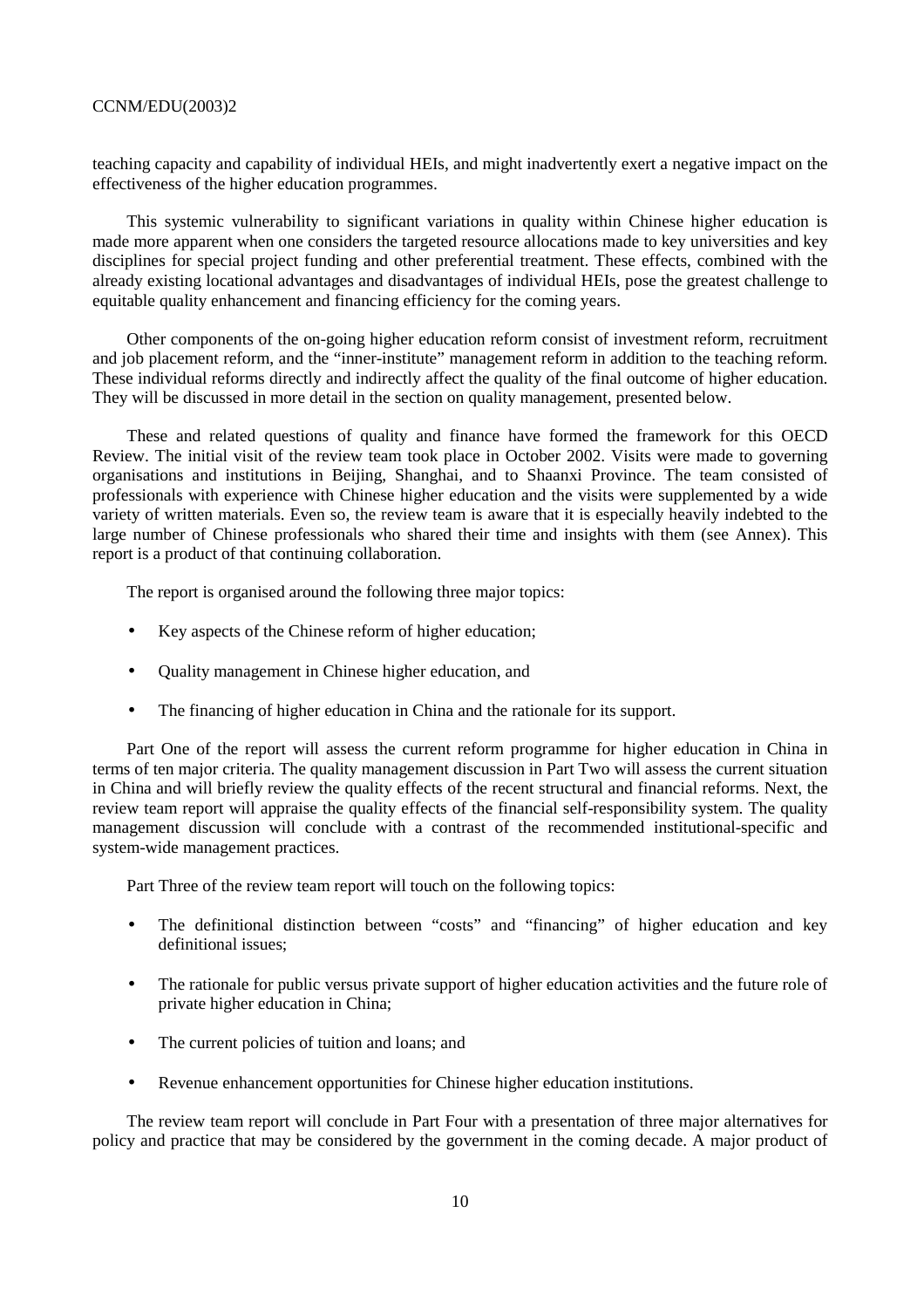teaching capacity and capability of individual HEIs, and might inadvertently exert a negative impact on the effectiveness of the higher education programmes.

This systemic vulnerability to significant variations in quality within Chinese higher education is made more apparent when one considers the targeted resource allocations made to key universities and key disciplines for special project funding and other preferential treatment. These effects, combined with the already existing locational advantages and disadvantages of individual HEIs, pose the greatest challenge to equitable quality enhancement and financing efficiency for the coming years.

Other components of the on-going higher education reform consist of investment reform, recruitment and job placement reform, and the "inner-institute" management reform in addition to the teaching reform. These individual reforms directly and indirectly affect the quality of the final outcome of higher education. They will be discussed in more detail in the section on quality management, presented below.

These and related questions of quality and finance have formed the framework for this OECD Review. The initial visit of the review team took place in October 2002. Visits were made to governing organisations and institutions in Beijing, Shanghai, and to Shaanxi Province. The team consisted of professionals with experience with Chinese higher education and the visits were supplemented by a wide variety of written materials. Even so, the review team is aware that it is especially heavily indebted to the large number of Chinese professionals who shared their time and insights with them (see Annex). This report is a product of that continuing collaboration.

The report is organised around the following three major topics:

- Key aspects of the Chinese reform of higher education;
- Quality management in Chinese higher education, and
- The financing of higher education in China and the rationale for its support.

Part One of the report will assess the current reform programme for higher education in China in terms of ten major criteria. The quality management discussion in Part Two will assess the current situation in China and will briefly review the quality effects of the recent structural and financial reforms. Next, the review team report will appraise the quality effects of the financial self-responsibility system. The quality management discussion will conclude with a contrast of the recommended institutional-specific and system-wide management practices.

Part Three of the review team report will touch on the following topics:

- The definitional distinction between "costs" and "financing" of higher education and key definitional issues;
- The rationale for public versus private support of higher education activities and the future role of private higher education in China;
- The current policies of tuition and loans; and
- Revenue enhancement opportunities for Chinese higher education institutions.

The review team report will conclude in Part Four with a presentation of three major alternatives for policy and practice that may be considered by the government in the coming decade. A major product of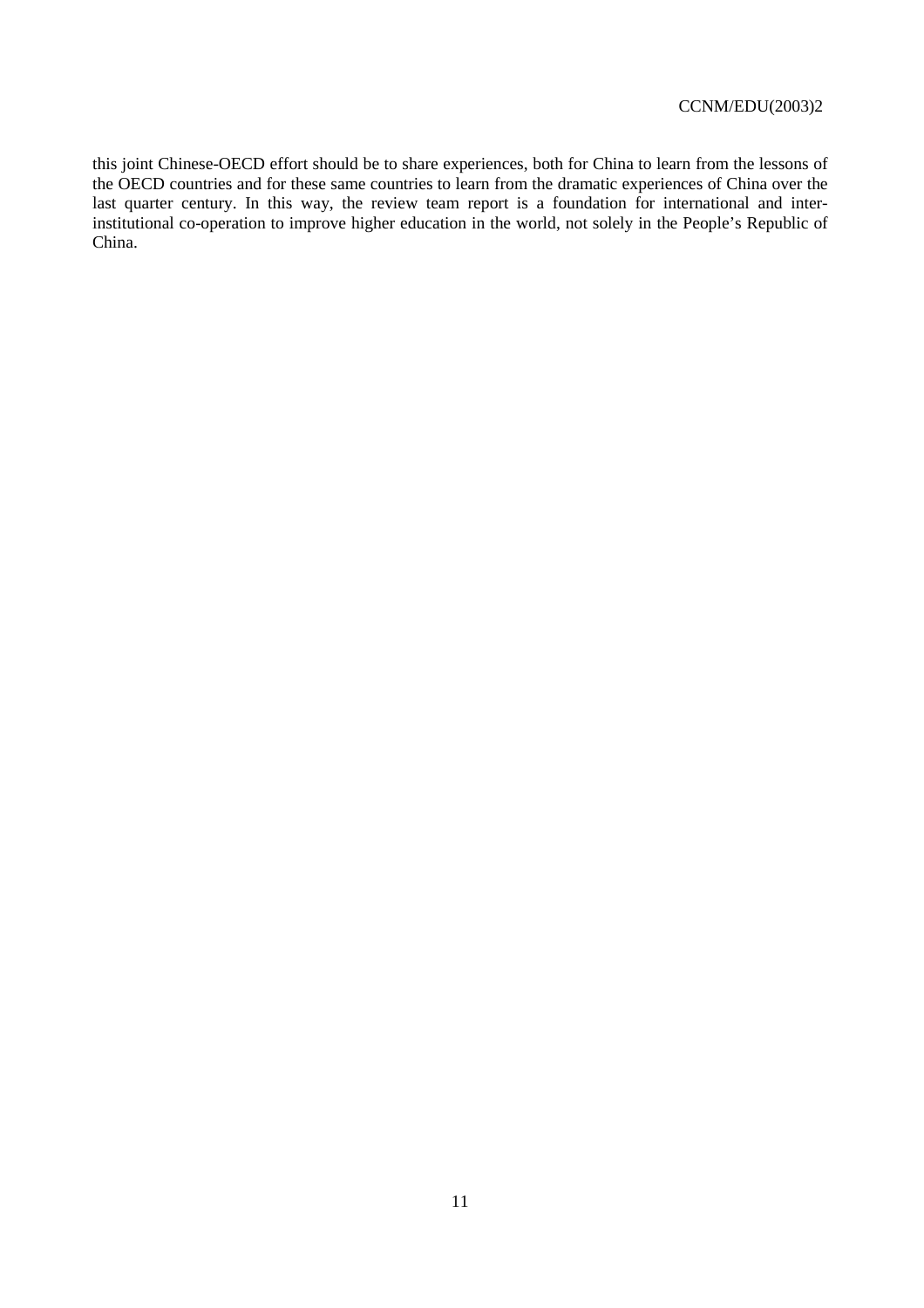this joint Chinese-OECD effort should be to share experiences, both for China to learn from the lessons of the OECD countries and for these same countries to learn from the dramatic experiences of China over the last quarter century. In this way, the review team report is a foundation for international and inter-institutional co-operation to improve higher education in the world, not solely in the People's Republic of China.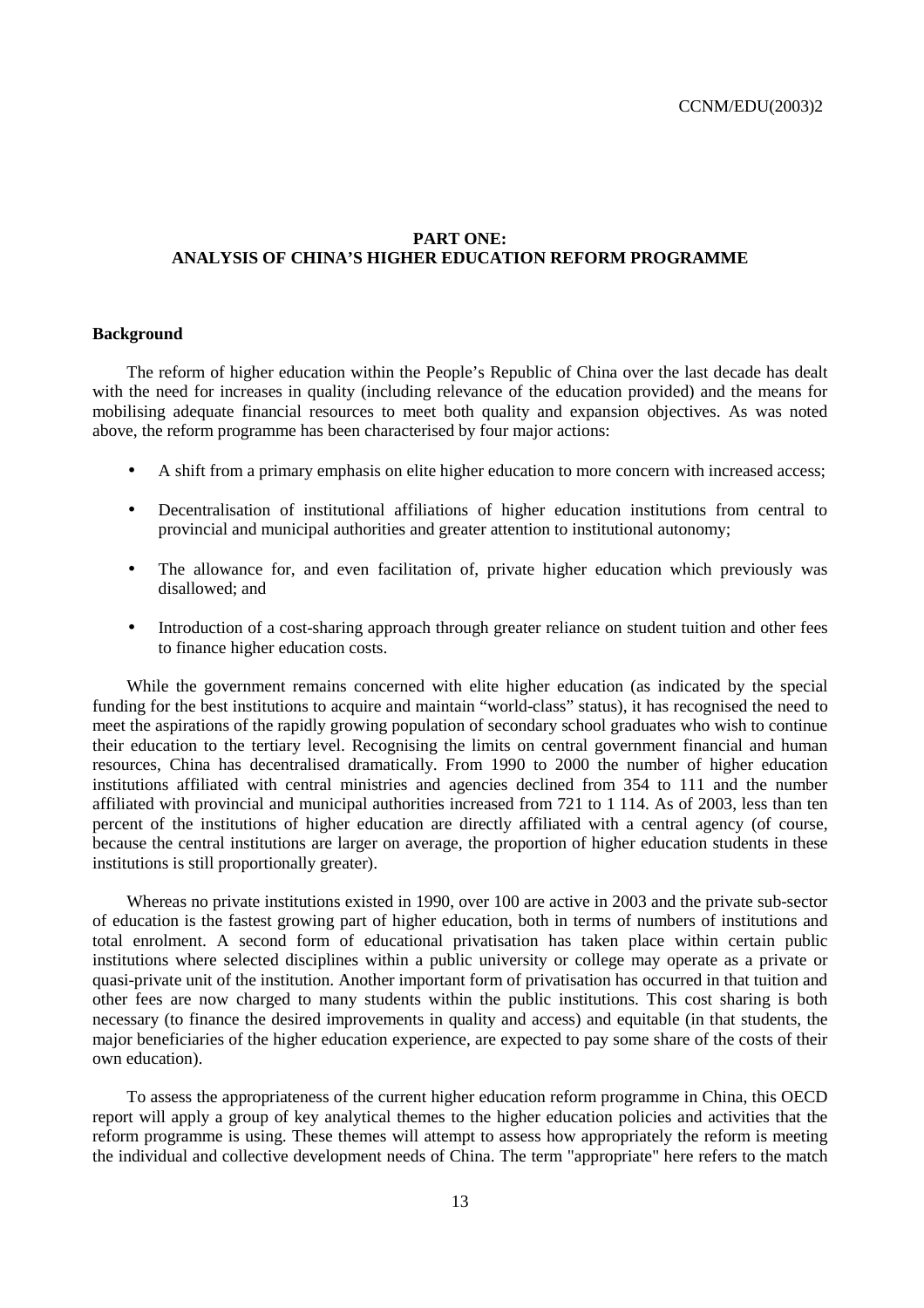# PART ONE: ANALYSIS OF CHINA'S HIGHER EDUCATION REFORM PROGRAMME

## Background

The reform of higher education within the People's Republic of China over the last decade has dealt with the need for increases in quality (including relevance of the education provided) and the means for mobilising adequate financial resources to meet both quality and expansion objectives. As was noted above, the reform programme has been characterised by four major actions:

- A shift from a primary emphasis on elite higher education to more concern with increased access;
- Decentralisation of institutional affiliations of higher education institutions from central to provincial and municipal authorities and greater attention to institutional autonomy;
- The allowance for, and even facilitation of, private higher education which previously was disallowed; and
- Introduction of a cost-sharing approach through greater reliance on student tuition and other fees to finance higher education costs.

While the government remains concerned with elite higher education (as indicated by the special funding for the best institutions to acquire and maintain "world-class" status), it has recognised the need to meet the aspirations of the rapidly growing population of secondary school graduates who wish to continue their education to the tertiary level. Recognising the limits on central government financial and human resources, China has decentralised dramatically. From 1990 to 2000 the number of higher education institutions affiliated with central ministries and agencies declined from 354 to 111 and the number affiliated with provincial and municipal authorities increased from 721 to 1 114. As of 2003, less than ten percent of the institutions of higher education are directly affiliated with a central agency (of course, because the central institutions are larger on average, the proportion of higher education students in these institutions is still proportionally greater).

Whereas no private institutions existed in 1990, over 100 are active in 2003 and the private sub-sector of education is the fastest growing part of higher education, both in terms of numbers of institutions and total enrolment. A second form of educational privatisation has taken place within certain public institutions where selected disciplines within a public university or college may operate as a private or quasi-private unit of the institution. Another important form of privatisation has occurred in that tuition and other fees are now charged to many students within the public institutions. This cost sharing is both necessary (to finance the desired improvements in quality and access) and equitable (in that students, the major beneficiaries of the higher education experience, are expected to pay some share of the costs of their own education).

To assess the appropriateness of the current higher education reform programme in China, this OECD report will apply a group of key analytical themes to the higher education policies and activities that the reform programme is using. These themes will attempt to assess how appropriately the reform is meeting the individual and collective development needs of China. The term "appropriate" here refers to the match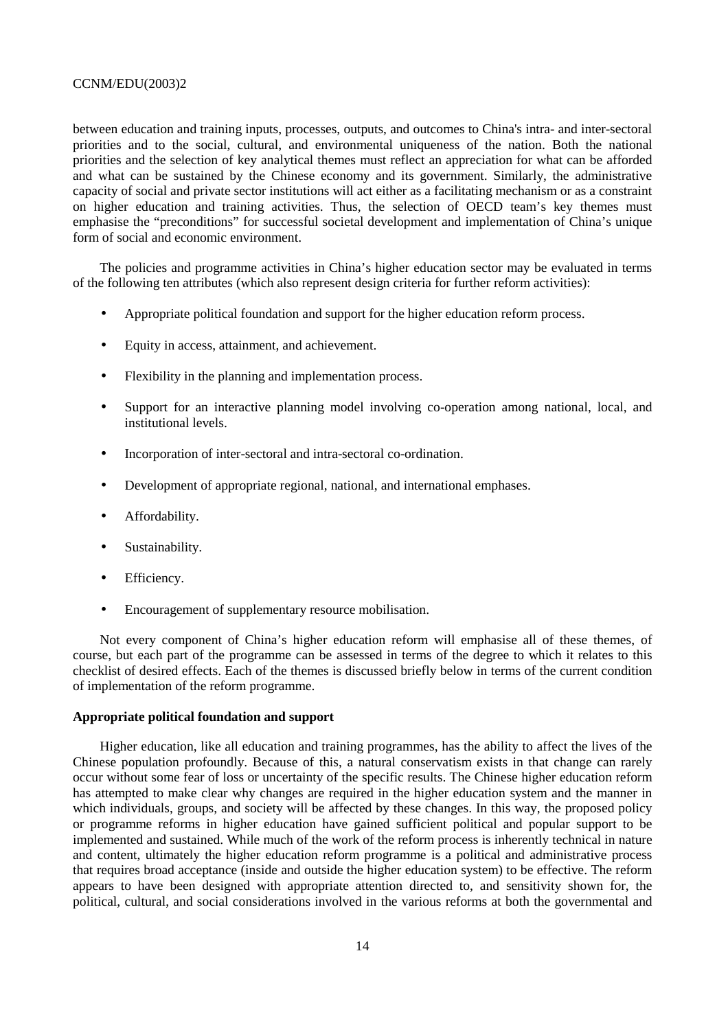between education and training inputs, processes, outputs, and outcomes to China's intra- and inter-sectoral priorities and to the social, cultural, and environmental uniqueness of the nation. Both the national priorities and the selection of key analytical themes must reflect an appreciation for what can be afforded and what can be sustained by the Chinese economy and its government. Similarly, the administrative capacity of social and private sector institutions will act either as a facilitating mechanism or as a constraint on higher education and training activities. Thus, the selection of OECD team's key themes must emphasise the "preconditions" for successful societal development and implementation of China's unique form of social and economic environment.

The policies and programme activities in China's higher education sector may be evaluated in terms of the following ten attributes (which also represent design criteria for further reform activities):

- Appropriate political foundation and support for the higher education reform process.
- Equity in access, attainment, and achievement.
- Flexibility in the planning and implementation process.
- Support for an interactive planning model involving co-operation among national, local, and institutional levels.
- Incorporation of inter-sectoral and intra-sectoral co-ordination.
- Development of appropriate regional, national, and international emphases.
- Affordability.
- Sustainability.
- Efficiency.
- Encouragement of supplementary resource mobilisation.

Not every component of China's higher education reform will emphasise all of these themes, of course, but each part of the programme can be assessed in terms of the degree to which it relates to this checklist of desired effects. Each of the themes is discussed briefly below in terms of the current condition of implementation of the reform programme.

**Appropriate political foundation and support**

Higher education, like all education and training programmes, has the ability to affect the lives of the Chinese population profoundly. Because of this, a natural conservatism exists in that change can rarely occur without some fear of loss or uncertainty of the specific results. The Chinese higher education reform has attempted to make clear why changes are required in the higher education system and the manner in which individuals, groups, and society will be affected by these changes. In this way, the proposed policy or programme reforms in higher education have gained sufficient political and popular support to be implemented and sustained. While much of the work of the reform process is inherently technical in nature and content, ultimately the higher education reform programme is a political and administrative process that requires broad acceptance (inside and outside the higher education system) to be effective. The reform appears to have been designed with appropriate attention directed to, and sensitivity shown for, the political, cultural, and social considerations involved in the various reforms at both the governmental and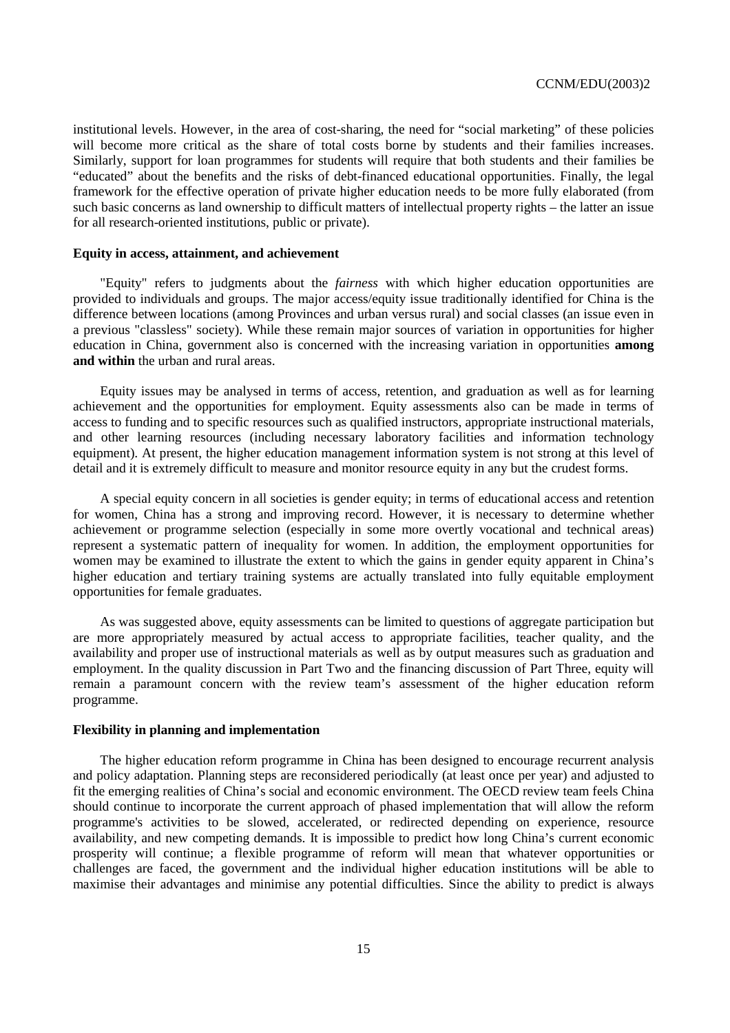institutional levels. However, in the area of cost-sharing, the need for "social marketing" of these policies will become more critical as the share of total costs borne by students and their families increases. Similarly, support for loan programmes for students will require that both students and their families be "educated" about the benefits and the risks of debt-financed educational opportunities. Finally, the legal framework for the effective operation of private higher education needs to be more fully elaborated (from such basic concerns as land ownership to difficult matters of intellectual property rights – the latter an issue for all research-oriented institutions, public or private).

**Equity in access, attainment, and achievement**

"Equity" refers to judgments about the *fairness* with which higher education opportunities are provided to individuals and groups. The major access/equity issue traditionally identified for China is the difference between locations (among Provinces and urban versus rural) and social classes (an issue even in a previous "classless" society). While these remain major sources of variation in opportunities for higher education in China, government also is concerned with the increasing variation in opportunities **among and within** the urban and rural areas.

Equity issues may be analysed in terms of access, retention, and graduation as well as for learning achievement and the opportunities for employment. Equity assessments also can be made in terms of access to funding and to specific resources such as qualified instructors, appropriate instructional materials, and other learning resources (including necessary laboratory facilities and information technology equipment). At present, the higher education management information system is not strong at this level of detail and it is extremely difficult to measure and monitor resource equity in any but the crudest forms.

A special equity concern in all societies is gender equity; in terms of educational access and retention for women, China has a strong and improving record. However, it is necessary to determine whether achievement or programme selection (especially in some more overtly vocational and technical areas) represent a systematic pattern of inequality for women. In addition, the employment opportunities for women may be examined to illustrate the extent to which the gains in gender equity apparent in China's higher education and tertiary training systems are actually translated into fully equitable employment opportunities for female graduates.

As was suggested above, equity assessments can be limited to questions of aggregate participation but are more appropriately measured by actual access to appropriate facilities, teacher quality, and the availability and proper use of instructional materials as well as by output measures such as graduation and employment. In the quality discussion in Part Two and the financing discussion of Part Three, equity will remain a paramount concern with the review team's assessment of the higher education reform programme.

**Flexibility in planning and implementation**

The higher education reform programme in China has been designed to encourage recurrent analysis and policy adaptation. Planning steps are reconsidered periodically (at least once per year) and adjusted to fit the emerging realities of China's social and economic environment. The OECD review team feels China should continue to incorporate the current approach of phased implementation that will allow the reform programme's activities to be slowed, accelerated, or redirected depending on experience, resource availability, and new competing demands. It is impossible to predict how long China's current economic prosperity will continue; a flexible programme of reform will mean that whatever opportunities or challenges are faced, the government and the individual higher education institutions will be able to maximise their advantages and minimise any potential difficulties. Since the ability to predict is always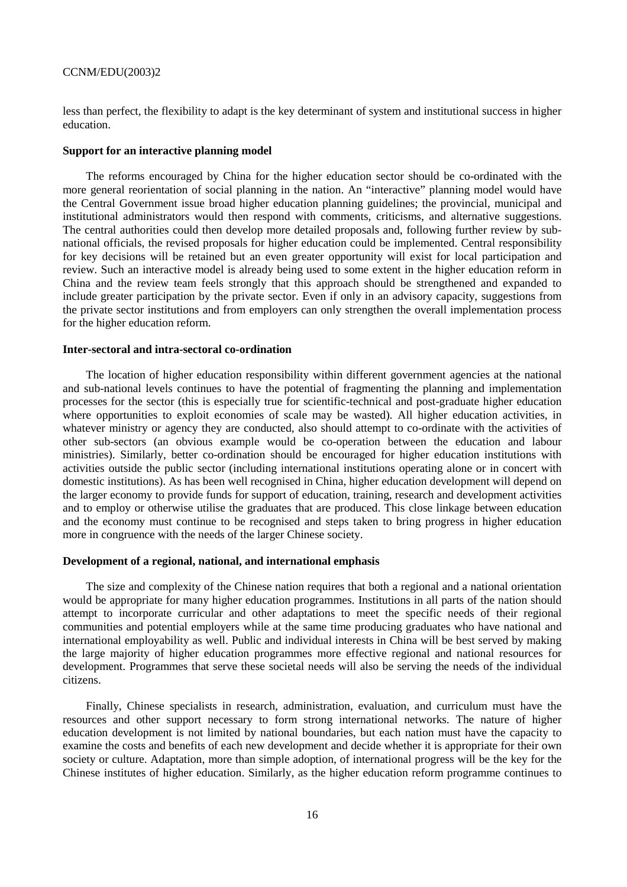less than perfect, the flexibility to adapt is the key determinant of system and institutional success in higher education.

**Support for an interactive planning model**

The reforms encouraged by China for the higher education sector should be co-ordinated with the more general reorientation of social planning in the nation. An "interactive" planning model would have the Central Government issue broad higher education planning guidelines; the provincial, municipal and institutional administrators would then respond with comments, criticisms, and alternative suggestions. The central authorities could then develop more detailed proposals and, following further review by sub-national officials, the revised proposals for higher education could be implemented. Central responsibility for key decisions will be retained but an even greater opportunity will exist for local participation and review. Such an interactive model is already being used to some extent in the higher education reform in China and the review team feels strongly that this approach should be strengthened and expanded to include greater participation by the private sector. Even if only in an advisory capacity, suggestions from the private sector institutions and from employers can only strengthen the overall implementation process for the higher education reform.

**Inter-sectoral and intra-sectoral co-ordination**

The location of higher education responsibility within different government agencies at the national and sub-national levels continues to have the potential of fragmenting the planning and implementation processes for the sector (this is especially true for scientific-technical and post-graduate higher education where opportunities to exploit economies of scale may be wasted). All higher education activities, in whatever ministry or agency they are conducted, also should attempt to co-ordinate with the activities of other sub-sectors (an obvious example would be co-operation between the education and labour ministries). Similarly, better co-ordination should be encouraged for higher education institutions with activities outside the public sector (including international institutions operating alone or in concert with domestic institutions). As has been well recognised in China, higher education development will depend on the larger economy to provide funds for support of education, training, research and development activities and to employ or otherwise utilise the graduates that are produced. This close linkage between education and the economy must continue to be recognised and steps taken to bring progress in higher education more in congruence with the needs of the larger Chinese society.

**Development of a regional, national, and international emphasis**

The size and complexity of the Chinese nation requires that both a regional and a national orientation would be appropriate for many higher education programmes. Institutions in all parts of the nation should attempt to incorporate curricular and other adaptations to meet the specific needs of their regional communities and potential employers while at the same time producing graduates who have national and international employability as well. Public and individual interests in China will be best served by making the large majority of higher education programmes more effective regional and national resources for development. Programmes that serve these societal needs will also be serving the needs of the individual citizens.

Finally, Chinese specialists in research, administration, evaluation, and curriculum must have the resources and other support necessary to form strong international networks. The nature of higher education development is not limited by national boundaries, but each nation must have the capacity to examine the costs and benefits of each new development and decide whether it is appropriate for their own society or culture. Adaptation, more than simple adoption, of international progress will be the key for the Chinese institutes of higher education. Similarly, as the higher education reform programme continues to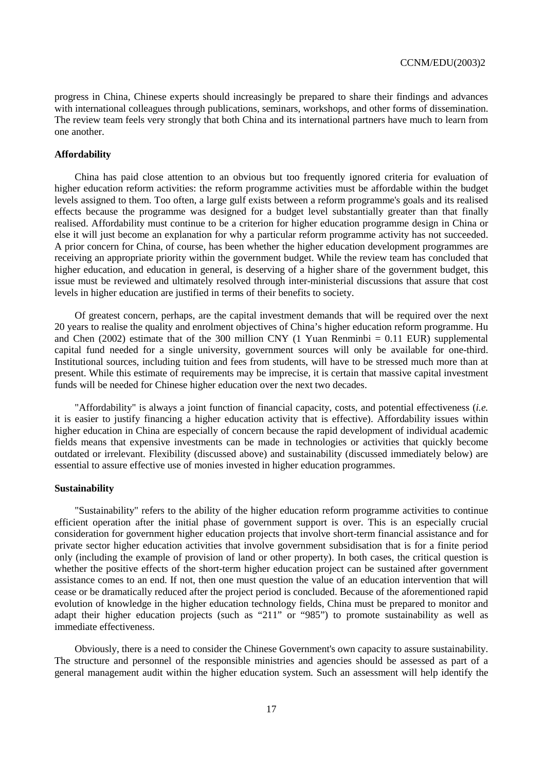progress in China, Chinese experts should increasingly be prepared to share their findings and advances with international colleagues through publications, seminars, workshops, and other forms of dissemination. The review team feels very strongly that both China and its international partners have much to learn from one another.

**Affordability**

China has paid close attention to an obvious but too frequently ignored criteria for evaluation of higher education reform activities: the reform programme activities must be affordable within the budget levels assigned to them. Too often, a large gulf exists between a reform programme's goals and its realised effects because the programme was designed for a budget level substantially greater than that finally realised. Affordability must continue to be a criterion for higher education programme design in China or else it will just become an explanation for why a particular reform programme activity has not succeeded. A prior concern for China, of course, has been whether the higher education development programmes are receiving an appropriate priority within the government budget. While the review team has concluded that higher education, and education in general, is deserving of a higher share of the government budget, this issue must be reviewed and ultimately resolved through inter-ministerial discussions that assure that cost levels in higher education are justified in terms of their benefits to society.

Of greatest concern, perhaps, are the capital investment demands that will be required over the next 20 years to realise the quality and enrolment objectives of China's higher education reform programme. Hu and Chen (2002) estimate that of the 300 million CNY (1 Yuan Renminbi = 0.11 EUR) supplemental capital fund needed for a single university, government sources will only be available for one-third. Institutional sources, including tuition and fees from students, will have to be stressed much more than at present. While this estimate of requirements may be imprecise, it is certain that massive capital investment funds will be needed for Chinese higher education over the next two decades.

"Affordability" is always a joint function of financial capacity, costs, and potential effectiveness (*i.e.* it is easier to justify financing a higher education activity that is effective). Affordability issues within higher education in China are especially of concern because the rapid development of individual academic fields means that expensive investments can be made in technologies or activities that quickly become outdated or irrelevant. Flexibility (discussed above) and sustainability (discussed immediately below) are essential to assure effective use of monies invested in higher education programmes.

**Sustainability**

"Sustainability" refers to the ability of the higher education reform programme activities to continue efficient operation after the initial phase of government support is over. This is an especially crucial consideration for government higher education projects that involve short-term financial assistance and for private sector higher education activities that involve government subsidisation that is for a finite period only (including the example of provision of land or other property). In both cases, the critical question is whether the positive effects of the short-term higher education project can be sustained after government assistance comes to an end. If not, then one must question the value of an education intervention that will cease or be dramatically reduced after the project period is concluded. Because of the aforementioned rapid evolution of knowledge in the higher education technology fields, China must be prepared to monitor and adapt their higher education projects (such as "211" or "985") to promote sustainability as well as immediate effectiveness.

Obviously, there is a need to consider the Chinese Government's own capacity to assure sustainability. The structure and personnel of the responsible ministries and agencies should be assessed as part of a general management audit within the higher education system. Such an assessment will help identify the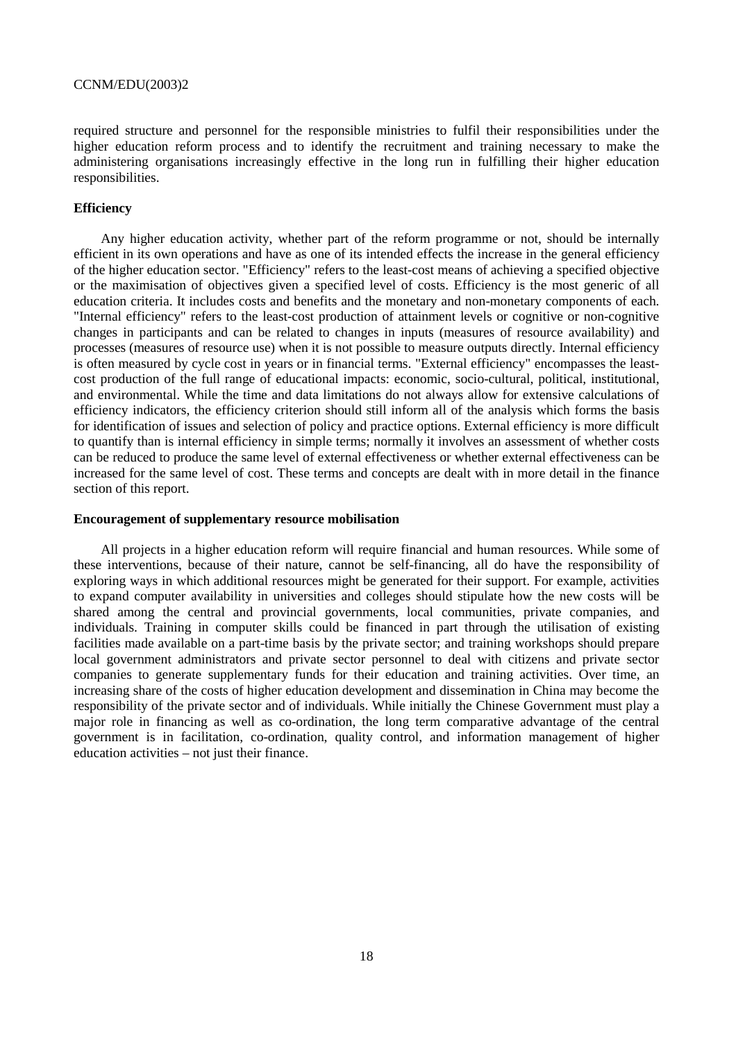required structure and personnel for the responsible ministries to fulfil their responsibilities under the higher education reform process and to identify the recruitment and training necessary to make the administering organisations increasingly effective in the long run in fulfilling their higher education responsibilities.

**Efficiency**

Any higher education activity, whether part of the reform programme or not, should be internally efficient in its own operations and have as one of its intended effects the increase in the general efficiency of the higher education sector. "Efficiency" refers to the least-cost means of achieving a specified objective or the maximisation of objectives given a specified level of costs. Efficiency is the most generic of all education criteria. It includes costs and benefits and the monetary and non-monetary components of each. "Internal efficiency" refers to the least-cost production of attainment levels or cognitive or non-cognitive changes in participants and can be related to changes in inputs (measures of resource availability) and processes (measures of resource use) when it is not possible to measure outputs directly. Internal efficiency is often measured by cycle cost in years or in financial terms. "External efficiency" encompasses the least-cost production of the full range of educational impacts: economic, socio-cultural, political, institutional, and environmental. While the time and data limitations do not always allow for extensive calculations of efficiency indicators, the efficiency criterion should still inform all of the analysis which forms the basis for identification of issues and selection of policy and practice options. External efficiency is more difficult to quantify than is internal efficiency in simple terms; normally it involves an assessment of whether costs can be reduced to produce the same level of external effectiveness or whether external effectiveness can be increased for the same level of cost. These terms and concepts are dealt with in more detail in the finance section of this report.

**Encouragement of supplementary resource mobilisation**

All projects in a higher education reform will require financial and human resources. While some of these interventions, because of their nature, cannot be self-financing, all do have the responsibility of exploring ways in which additional resources might be generated for their support. For example, activities to expand computer availability in universities and colleges should stipulate how the new costs will be shared among the central and provincial governments, local communities, private companies, and individuals. Training in computer skills could be financed in part through the utilisation of existing facilities made available on a part-time basis by the private sector; and training workshops should prepare local government administrators and private sector personnel to deal with citizens and private sector companies to generate supplementary funds for their education and training activities. Over time, an increasing share of the costs of higher education development and dissemination in China may become the responsibility of the private sector and of individuals. While initially the Chinese Government must play a major role in financing as well as co-ordination, the long term comparative advantage of the central government is in facilitation, co-ordination, quality control, and information management of higher education activities – not just their finance.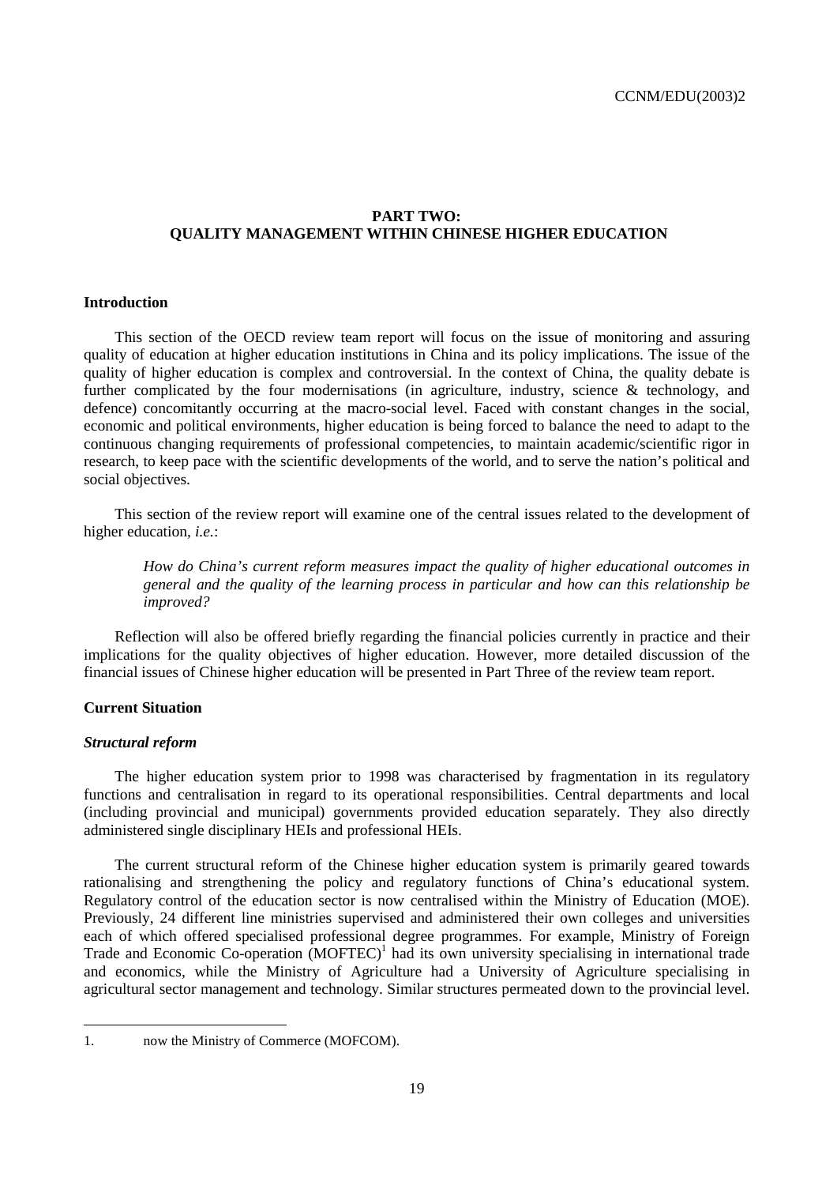## PART TWO: QUALITY MANAGEMENT WITHIN CHINESE HIGHER EDUCATION

### Introduction

This section of the OECD review team report will focus on the issue of monitoring and assuring quality of education at higher education institutions in China and its policy implications. The issue of the quality of higher education is complex and controversial. In the context of China, the quality debate is further complicated by the four modernisations (in agriculture, industry, science & technology, and defence) concomitantly occurring at the macro-social level. Faced with constant changes in the social, economic and political environments, higher education is being forced to balance the need to adapt to the continuous changing requirements of professional competencies, to maintain academic/scientific rigor in research, to keep pace with the scientific developments of the world, and to serve the nation's political and social objectives.

This section of the review report will examine one of the central issues related to the development of higher education, *i.e.*:

> *How do China's current reform measures impact the quality of higher educational outcomes in general and the quality of the learning process in particular and how can this relationship be improved?*

Reflection will also be offered briefly regarding the financial policies currently in practice and their implications for the quality objectives of higher education. However, more detailed discussion of the financial issues of Chinese higher education will be presented in Part Three of the review team report.

### Current Situation

#### *Structural reform*

The higher education system prior to 1998 was characterised by fragmentation in its regulatory functions and centralisation in regard to its operational responsibilities. Central departments and local (including provincial and municipal) governments provided education separately. They also directly administered single disciplinary HEIs and professional HEIs.

The current structural reform of the Chinese higher education system is primarily geared towards rationalising and strengthening the policy and regulatory functions of China's educational system. Regulatory control of the education sector is now centralised within the Ministry of Education (MOE). Previously, 24 different line ministries supervised and administered their own colleges and universities each of which offered specialised professional degree programmes. For example, Ministry of Foreign Trade and Economic Co-operation (MOFTEC)[1] had its own university specialising in international trade and economics, while the Ministry of Agriculture had a University of Agriculture specialising in agricultural sector management and technology. Similar structures permeated down to the provincial level.

---

1. now the Ministry of Commerce (MOFCOM).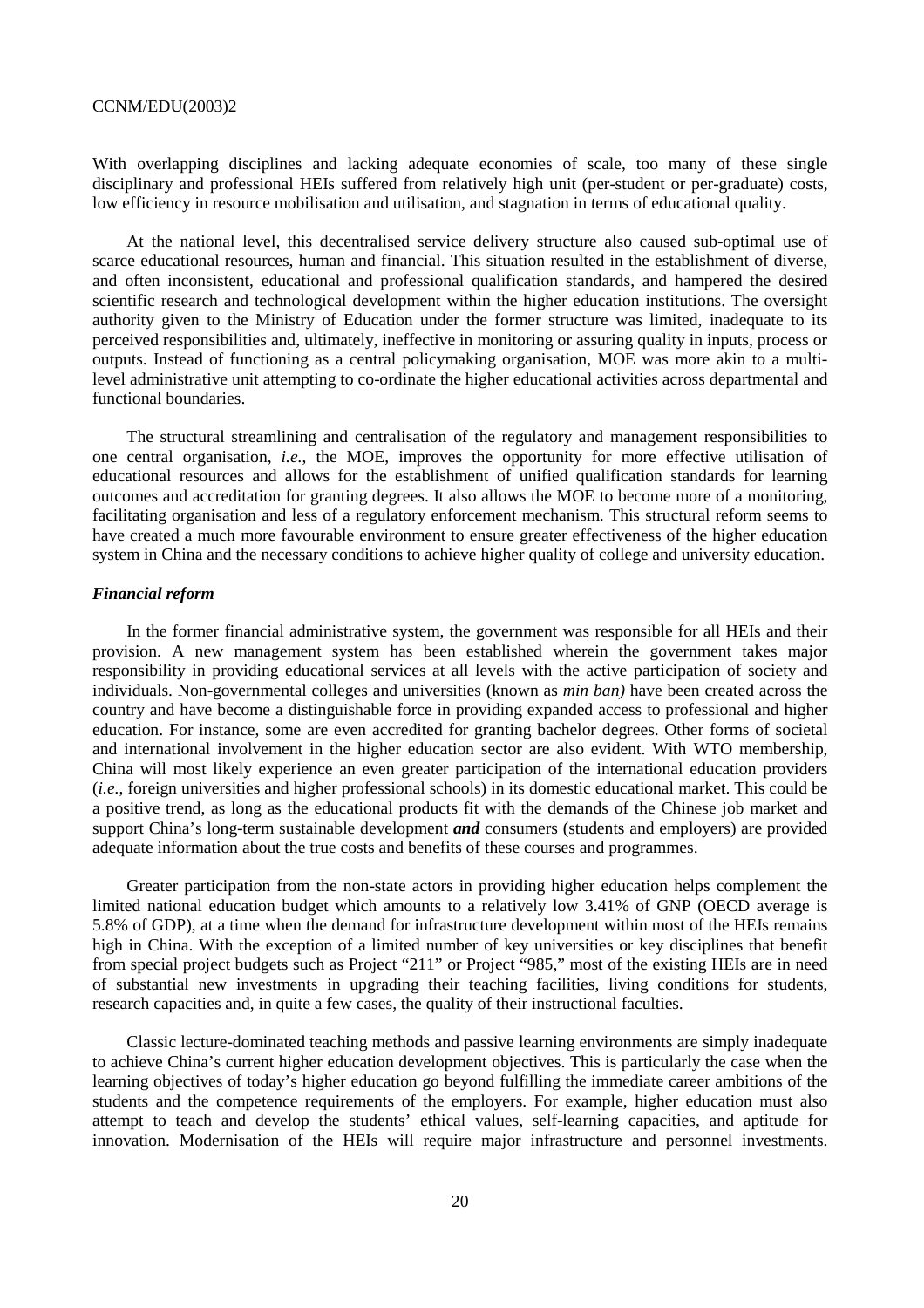With overlapping disciplines and lacking adequate economies of scale, too many of these single disciplinary and professional HEIs suffered from relatively high unit (per-student or per-graduate) costs, low efficiency in resource mobilisation and utilisation, and stagnation in terms of educational quality.

At the national level, this decentralised service delivery structure also caused sub-optimal use of scarce educational resources, human and financial. This situation resulted in the establishment of diverse, and often inconsistent, educational and professional qualification standards, and hampered the desired scientific research and technological development within the higher education institutions. The oversight authority given to the Ministry of Education under the former structure was limited, inadequate to its perceived responsibilities and, ultimately, ineffective in monitoring or assuring quality in inputs, process or outputs. Instead of functioning as a central policymaking organisation, MOE was more akin to a multi-level administrative unit attempting to co-ordinate the higher educational activities across departmental and functional boundaries.

The structural streamlining and centralisation of the regulatory and management responsibilities to one central organisation, *i.e.*, the MOE, improves the opportunity for more effective utilisation of educational resources and allows for the establishment of unified qualification standards for learning outcomes and accreditation for granting degrees. It also allows the MOE to become more of a monitoring, facilitating organisation and less of a regulatory enforcement mechanism. This structural reform seems to have created a much more favourable environment to ensure greater effectiveness of the higher education system in China and the necessary conditions to achieve higher quality of college and university education.

### *Financial reform*

In the former financial administrative system, the government was responsible for all HEIs and their provision. A new management system has been established wherein the government takes major responsibility in providing educational services at all levels with the active participation of society and individuals. Non-governmental colleges and universities (known as *min ban)* have been created across the country and have become a distinguishable force in providing expanded access to professional and higher education. For instance, some are even accredited for granting bachelor degrees. Other forms of societal and international involvement in the higher education sector are also evident. With WTO membership, China will most likely experience an even greater participation of the international education providers (*i.e.*, foreign universities and higher professional schools) in its domestic educational market. This could be a positive trend, as long as the educational products fit with the demands of the Chinese job market and support China's long-term sustainable development ***and*** consumers (students and employers) are provided adequate information about the true costs and benefits of these courses and programmes.

Greater participation from the non-state actors in providing higher education helps complement the limited national education budget which amounts to a relatively low 3.41% of GNP (OECD average is 5.8% of GDP), at a time when the demand for infrastructure development within most of the HEIs remains high in China. With the exception of a limited number of key universities or key disciplines that benefit from special project budgets such as Project "211" or Project "985," most of the existing HEIs are in need of substantial new investments in upgrading their teaching facilities, living conditions for students, research capacities and, in quite a few cases, the quality of their instructional faculties.

Classic lecture-dominated teaching methods and passive learning environments are simply inadequate to achieve China's current higher education development objectives. This is particularly the case when the learning objectives of today's higher education go beyond fulfilling the immediate career ambitions of the students and the competence requirements of the employers. For example, higher education must also attempt to teach and develop the students' ethical values, self-learning capacities, and aptitude for innovation. Modernisation of the HEIs will require major infrastructure and personnel investments.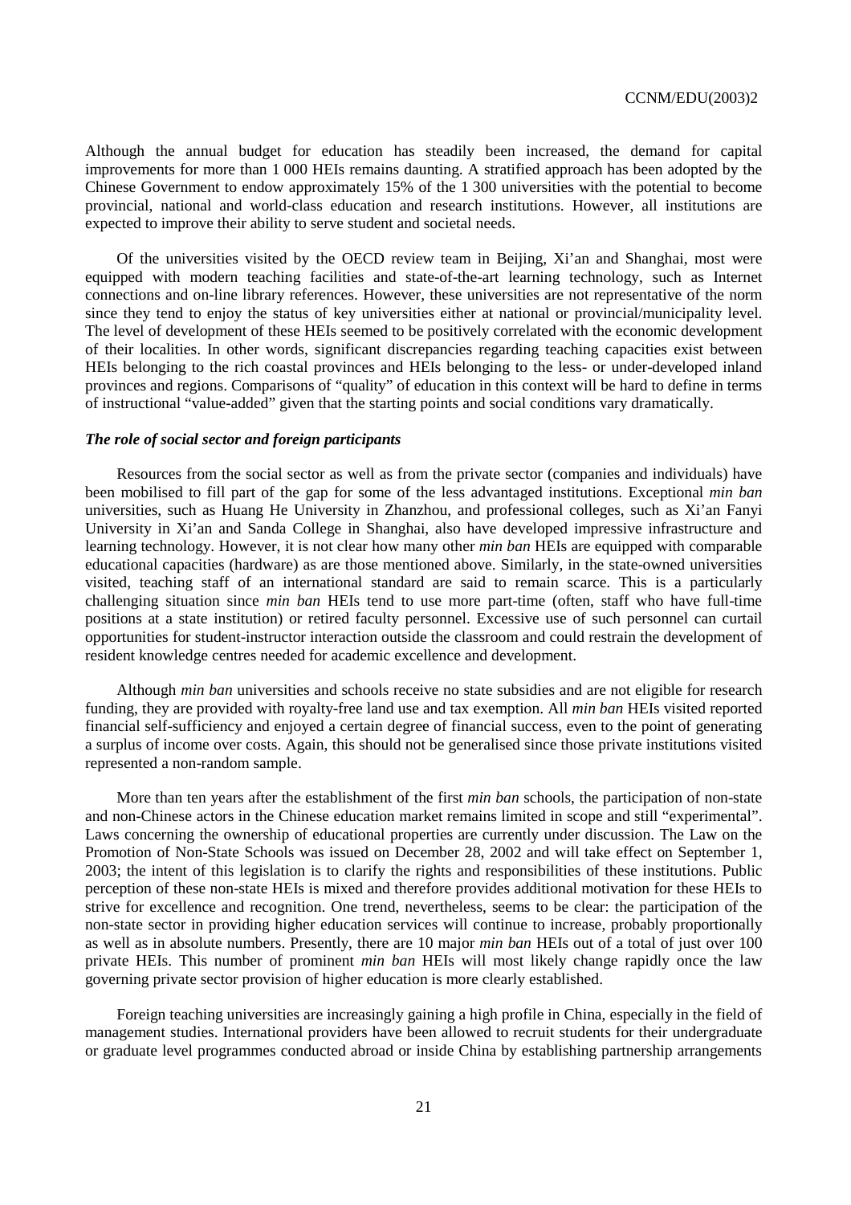Although the annual budget for education has steadily been increased, the demand for capital improvements for more than 1 000 HEIs remains daunting. A stratified approach has been adopted by the Chinese Government to endow approximately 15% of the 1 300 universities with the potential to become provincial, national and world-class education and research institutions. However, all institutions are expected to improve their ability to serve student and societal needs.

Of the universities visited by the OECD review team in Beijing, Xi'an and Shanghai, most were equipped with modern teaching facilities and state-of-the-art learning technology, such as Internet connections and on-line library references. However, these universities are not representative of the norm since they tend to enjoy the status of key universities either at national or provincial/municipality level. The level of development of these HEIs seemed to be positively correlated with the economic development of their localities. In other words, significant discrepancies regarding teaching capacities exist between HEIs belonging to the rich coastal provinces and HEIs belonging to the less- or under-developed inland provinces and regions. Comparisons of "quality" of education in this context will be hard to define in terms of instructional "value-added" given that the starting points and social conditions vary dramatically.

### *The role of social sector and foreign participants*

Resources from the social sector as well as from the private sector (companies and individuals) have been mobilised to fill part of the gap for some of the less advantaged institutions. Exceptional *min ban* universities, such as Huang He University in Zhanzhou, and professional colleges, such as Xi'an Fanyi University in Xi'an and Sanda College in Shanghai, also have developed impressive infrastructure and learning technology. However, it is not clear how many other *min ban* HEIs are equipped with comparable educational capacities (hardware) as are those mentioned above. Similarly, in the state-owned universities visited, teaching staff of an international standard are said to remain scarce. This is a particularly challenging situation since *min ban* HEIs tend to use more part-time (often, staff who have full-time positions at a state institution) or retired faculty personnel. Excessive use of such personnel can curtail opportunities for student-instructor interaction outside the classroom and could restrain the development of resident knowledge centres needed for academic excellence and development.

Although *min ban* universities and schools receive no state subsidies and are not eligible for research funding, they are provided with royalty-free land use and tax exemption. All *min ban* HEIs visited reported financial self-sufficiency and enjoyed a certain degree of financial success, even to the point of generating a surplus of income over costs. Again, this should not be generalised since those private institutions visited represented a non-random sample.

More than ten years after the establishment of the first *min ban* schools, the participation of non-state and non-Chinese actors in the Chinese education market remains limited in scope and still "experimental". Laws concerning the ownership of educational properties are currently under discussion. The Law on the Promotion of Non-State Schools was issued on December 28, 2002 and will take effect on September 1, 2003; the intent of this legislation is to clarify the rights and responsibilities of these institutions. Public perception of these non-state HEIs is mixed and therefore provides additional motivation for these HEIs to strive for excellence and recognition. One trend, nevertheless, seems to be clear: the participation of the non-state sector in providing higher education services will continue to increase, probably proportionally as well as in absolute numbers. Presently, there are 10 major *min ban* HEIs out of a total of just over 100 private HEIs. This number of prominent *min ban* HEIs will most likely change rapidly once the law governing private sector provision of higher education is more clearly established.

Foreign teaching universities are increasingly gaining a high profile in China, especially in the field of management studies. International providers have been allowed to recruit students for their undergraduate or graduate level programmes conducted abroad or inside China by establishing partnership arrangements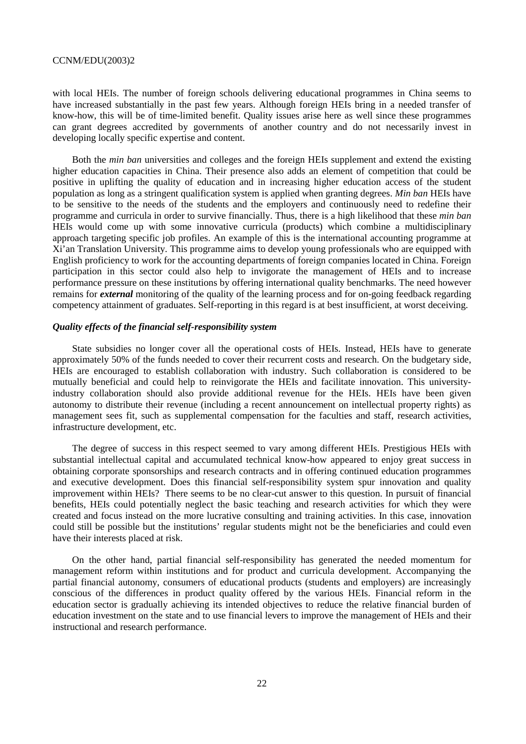with local HEIs. The number of foreign schools delivering educational programmes in China seems to have increased substantially in the past few years. Although foreign HEIs bring in a needed transfer of know-how, this will be of time-limited benefit. Quality issues arise here as well since these programmes can grant degrees accredited by governments of another country and do not necessarily invest in developing locally specific expertise and content.

Both the *min ban* universities and colleges and the foreign HEIs supplement and extend the existing higher education capacities in China. Their presence also adds an element of competition that could be positive in uplifting the quality of education and in increasing higher education access of the student population as long as a stringent qualification system is applied when granting degrees. *Min ban* HEIs have to be sensitive to the needs of the students and the employers and continuously need to redefine their programme and curricula in order to survive financially. Thus, there is a high likelihood that these *min ban* HEIs would come up with some innovative curricula (products) which combine a multidisciplinary approach targeting specific job profiles. An example of this is the international accounting programme at Xi'an Translation University. This programme aims to develop young professionals who are equipped with English proficiency to work for the accounting departments of foreign companies located in China. Foreign participation in this sector could also help to invigorate the management of HEIs and to increase performance pressure on these institutions by offering international quality benchmarks. The need however remains for ***external*** monitoring of the quality of the learning process and for on-going feedback regarding competency attainment of graduates. Self-reporting in this regard is at best insufficient, at worst deceiving.

### *Quality effects of the financial self-responsibility system*

State subsidies no longer cover all the operational costs of HEIs. Instead, HEIs have to generate approximately 50% of the funds needed to cover their recurrent costs and research. On the budgetary side, HEIs are encouraged to establish collaboration with industry. Such collaboration is considered to be mutually beneficial and could help to reinvigorate the HEIs and facilitate innovation. This university-industry collaboration should also provide additional revenue for the HEIs. HEIs have been given autonomy to distribute their revenue (including a recent announcement on intellectual property rights) as management sees fit, such as supplemental compensation for the faculties and staff, research activities, infrastructure development, etc.

The degree of success in this respect seemed to vary among different HEIs. Prestigious HEIs with substantial intellectual capital and accumulated technical know-how appeared to enjoy great success in obtaining corporate sponsorships and research contracts and in offering continued education programmes and executive development. Does this financial self-responsibility system spur innovation and quality improvement within HEIs? There seems to be no clear-cut answer to this question. In pursuit of financial benefits, HEIs could potentially neglect the basic teaching and research activities for which they were created and focus instead on the more lucrative consulting and training activities. In this case, innovation could still be possible but the institutions' regular students might not be the beneficiaries and could even have their interests placed at risk.

On the other hand, partial financial self-responsibility has generated the needed momentum for management reform within institutions and for product and curricula development. Accompanying the partial financial autonomy, consumers of educational products (students and employers) are increasingly conscious of the differences in product quality offered by the various HEIs. Financial reform in the education sector is gradually achieving its intended objectives to reduce the relative financial burden of education investment on the state and to use financial levers to improve the management of HEIs and their instructional and research performance.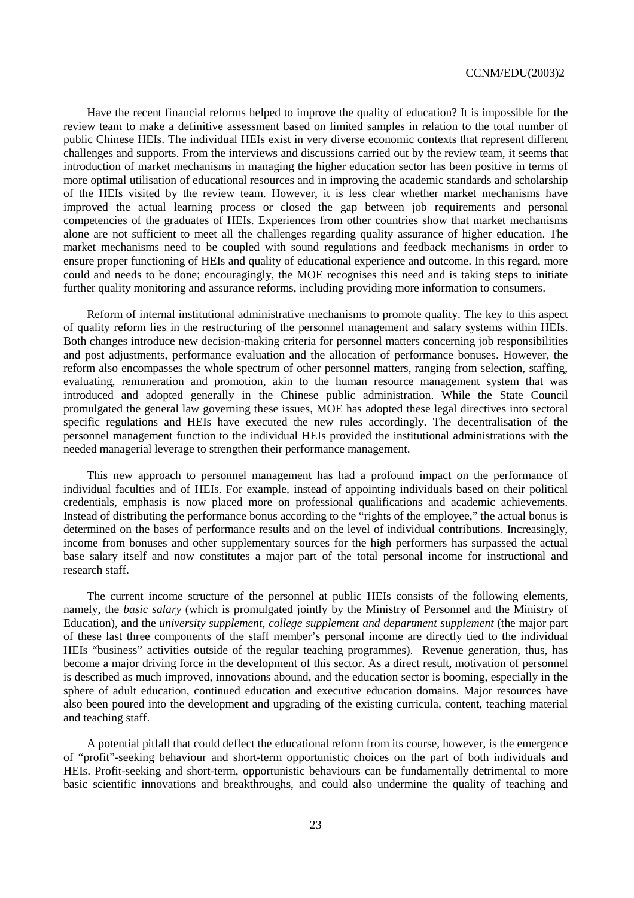Have the recent financial reforms helped to improve the quality of education? It is impossible for the review team to make a definitive assessment based on limited samples in relation to the total number of public Chinese HEIs. The individual HEIs exist in very diverse economic contexts that represent different challenges and supports. From the interviews and discussions carried out by the review team, it seems that introduction of market mechanisms in managing the higher education sector has been positive in terms of more optimal utilisation of educational resources and in improving the academic standards and scholarship of the HEIs visited by the review team. However, it is less clear whether market mechanisms have improved the actual learning process or closed the gap between job requirements and personal competencies of the graduates of HEIs. Experiences from other countries show that market mechanisms alone are not sufficient to meet all the challenges regarding quality assurance of higher education. The market mechanisms need to be coupled with sound regulations and feedback mechanisms in order to ensure proper functioning of HEIs and quality of educational experience and outcome. In this regard, more could and needs to be done; encouragingly, the MOE recognises this need and is taking steps to initiate further quality monitoring and assurance reforms, including providing more information to consumers.

Reform of internal institutional administrative mechanisms to promote quality. The key to this aspect of quality reform lies in the restructuring of the personnel management and salary systems within HEIs. Both changes introduce new decision-making criteria for personnel matters concerning job responsibilities and post adjustments, performance evaluation and the allocation of performance bonuses. However, the reform also encompasses the whole spectrum of other personnel matters, ranging from selection, staffing, evaluating, remuneration and promotion, akin to the human resource management system that was introduced and adopted generally in the Chinese public administration. While the State Council promulgated the general law governing these issues, MOE has adopted these legal directives into sectoral specific regulations and HEIs have executed the new rules accordingly. The decentralisation of the personnel management function to the individual HEIs provided the institutional administrations with the needed managerial leverage to strengthen their performance management.

This new approach to personnel management has had a profound impact on the performance of individual faculties and of HEIs. For example, instead of appointing individuals based on their political credentials, emphasis is now placed more on professional qualifications and academic achievements. Instead of distributing the performance bonus according to the "rights of the employee," the actual bonus is determined on the bases of performance results and on the level of individual contributions. Increasingly, income from bonuses and other supplementary sources for the high performers has surpassed the actual base salary itself and now constitutes a major part of the total personal income for instructional and research staff.

The current income structure of the personnel at public HEIs consists of the following elements, namely, the *basic salary* (which is promulgated jointly by the Ministry of Personnel and the Ministry of Education), and the *university supplement, college supplement and department supplement* (the major part of these last three components of the staff member's personal income are directly tied to the individual HEIs "business" activities outside of the regular teaching programmes). Revenue generation, thus, has become a major driving force in the development of this sector. As a direct result, motivation of personnel is described as much improved, innovations abound, and the education sector is booming, especially in the sphere of adult education, continued education and executive education domains. Major resources have also been poured into the development and upgrading of the existing curricula, content, teaching material and teaching staff.

A potential pitfall that could deflect the educational reform from its course, however, is the emergence of "profit"-seeking behaviour and short-term opportunistic choices on the part of both individuals and HEIs. Profit-seeking and short-term, opportunistic behaviours can be fundamentally detrimental to more basic scientific innovations and breakthroughs, and could also undermine the quality of teaching and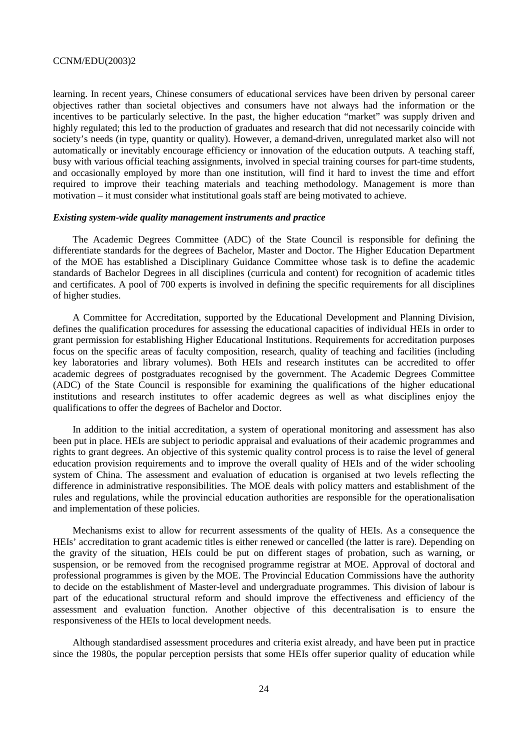learning. In recent years, Chinese consumers of educational services have been driven by personal career objectives rather than societal objectives and consumers have not always had the information or the incentives to be particularly selective. In the past, the higher education "market" was supply driven and highly regulated; this led to the production of graduates and research that did not necessarily coincide with society's needs (in type, quantity or quality). However, a demand-driven, unregulated market also will not automatically or inevitably encourage efficiency or innovation of the education outputs. A teaching staff, busy with various official teaching assignments, involved in special training courses for part-time students, and occasionally employed by more than one institution, will find it hard to invest the time and effort required to improve their teaching materials and teaching methodology. Management is more than motivation – it must consider what institutional goals staff are being motivated to achieve.

### *Existing system-wide quality management instruments and practice*

The Academic Degrees Committee (ADC) of the State Council is responsible for defining the differentiate standards for the degrees of Bachelor, Master and Doctor. The Higher Education Department of the MOE has established a Disciplinary Guidance Committee whose task is to define the academic standards of Bachelor Degrees in all disciplines (curricula and content) for recognition of academic titles and certificates. A pool of 700 experts is involved in defining the specific requirements for all disciplines of higher studies.

A Committee for Accreditation, supported by the Educational Development and Planning Division, defines the qualification procedures for assessing the educational capacities of individual HEIs in order to grant permission for establishing Higher Educational Institutions. Requirements for accreditation purposes focus on the specific areas of faculty composition, research, quality of teaching and facilities (including key laboratories and library volumes). Both HEIs and research institutes can be accredited to offer academic degrees of postgraduates recognised by the government. The Academic Degrees Committee (ADC) of the State Council is responsible for examining the qualifications of the higher educational institutions and research institutes to offer academic degrees as well as what disciplines enjoy the qualifications to offer the degrees of Bachelor and Doctor.

In addition to the initial accreditation, a system of operational monitoring and assessment has also been put in place. HEIs are subject to periodic appraisal and evaluations of their academic programmes and rights to grant degrees. An objective of this systemic quality control process is to raise the level of general education provision requirements and to improve the overall quality of HEIs and of the wider schooling system of China. The assessment and evaluation of education is organised at two levels reflecting the difference in administrative responsibilities. The MOE deals with policy matters and establishment of the rules and regulations, while the provincial education authorities are responsible for the operationalisation and implementation of these policies.

Mechanisms exist to allow for recurrent assessments of the quality of HEIs. As a consequence the HEIs' accreditation to grant academic titles is either renewed or cancelled (the latter is rare). Depending on the gravity of the situation, HEIs could be put on different stages of probation, such as warning, or suspension, or be removed from the recognised programme registrar at MOE. Approval of doctoral and professional programmes is given by the MOE. The Provincial Education Commissions have the authority to decide on the establishment of Master-level and undergraduate programmes. This division of labour is part of the educational structural reform and should improve the effectiveness and efficiency of the assessment and evaluation function. Another objective of this decentralisation is to ensure the responsiveness of the HEIs to local development needs.

Although standardised assessment procedures and criteria exist already, and have been put in practice since the 1980s, the popular perception persists that some HEIs offer superior quality of education while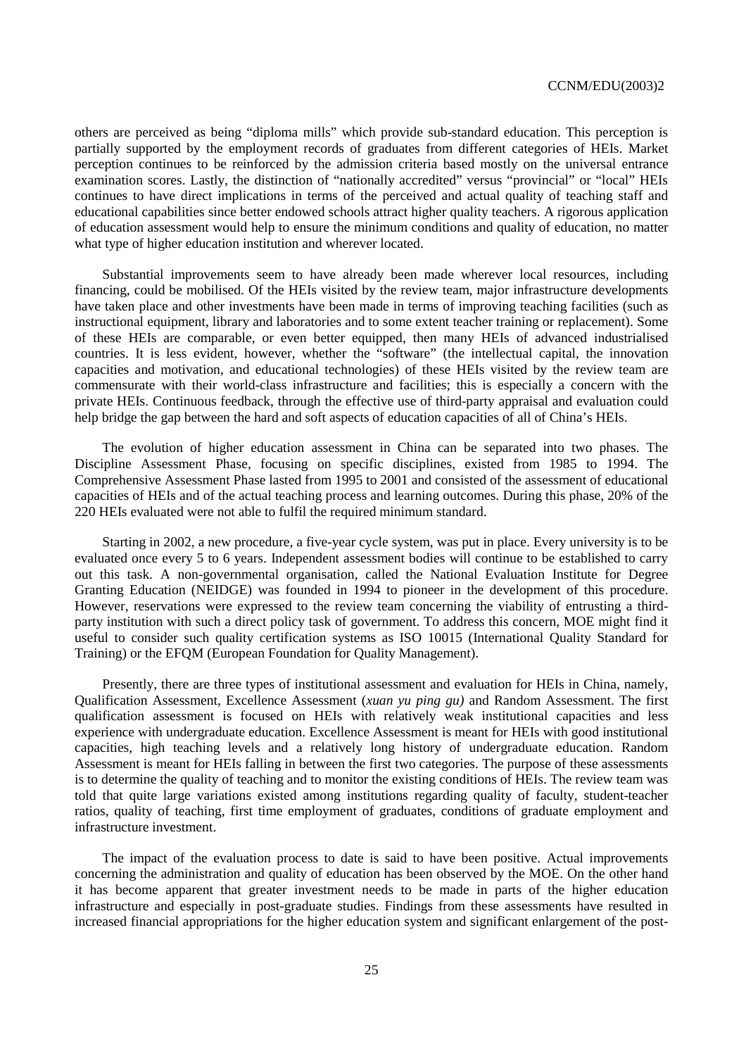others are perceived as being "diploma mills" which provide sub-standard education. This perception is partially supported by the employment records of graduates from different categories of HEIs. Market perception continues to be reinforced by the admission criteria based mostly on the universal entrance examination scores. Lastly, the distinction of "nationally accredited" versus "provincial" or "local" HEIs continues to have direct implications in terms of the perceived and actual quality of teaching staff and educational capabilities since better endowed schools attract higher quality teachers. A rigorous application of education assessment would help to ensure the minimum conditions and quality of education, no matter what type of higher education institution and wherever located.

Substantial improvements seem to have already been made wherever local resources, including financing, could be mobilised. Of the HEIs visited by the review team, major infrastructure developments have taken place and other investments have been made in terms of improving teaching facilities (such as instructional equipment, library and laboratories and to some extent teacher training or replacement). Some of these HEIs are comparable, or even better equipped, then many HEIs of advanced industrialised countries. It is less evident, however, whether the "software" (the intellectual capital, the innovation capacities and motivation, and educational technologies) of these HEIs visited by the review team are commensurate with their world-class infrastructure and facilities; this is especially a concern with the private HEIs. Continuous feedback, through the effective use of third-party appraisal and evaluation could help bridge the gap between the hard and soft aspects of education capacities of all of China's HEIs.

The evolution of higher education assessment in China can be separated into two phases. The Discipline Assessment Phase, focusing on specific disciplines, existed from 1985 to 1994. The Comprehensive Assessment Phase lasted from 1995 to 2001 and consisted of the assessment of educational capacities of HEIs and of the actual teaching process and learning outcomes. During this phase, 20% of the 220 HEIs evaluated were not able to fulfil the required minimum standard.

Starting in 2002, a new procedure, a five-year cycle system, was put in place. Every university is to be evaluated once every 5 to 6 years. Independent assessment bodies will continue to be established to carry out this task. A non-governmental organisation, called the National Evaluation Institute for Degree Granting Education (NEIDGE) was founded in 1994 to pioneer in the development of this procedure. However, reservations were expressed to the review team concerning the viability of entrusting a third-party institution with such a direct policy task of government. To address this concern, MOE might find it useful to consider such quality certification systems as ISO 10015 (International Quality Standard for Training) or the EFQM (European Foundation for Quality Management).

Presently, there are three types of institutional assessment and evaluation for HEIs in China, namely, Qualification Assessment, Excellence Assessment (*xuan yu ping gu)* and Random Assessment. The first qualification assessment is focused on HEIs with relatively weak institutional capacities and less experience with undergraduate education. Excellence Assessment is meant for HEIs with good institutional capacities, high teaching levels and a relatively long history of undergraduate education. Random Assessment is meant for HEIs falling in between the first two categories. The purpose of these assessments is to determine the quality of teaching and to monitor the existing conditions of HEIs. The review team was told that quite large variations existed among institutions regarding quality of faculty, student-teacher ratios, quality of teaching, first time employment of graduates, conditions of graduate employment and infrastructure investment.

The impact of the evaluation process to date is said to have been positive. Actual improvements concerning the administration and quality of education has been observed by the MOE. On the other hand it has become apparent that greater investment needs to be made in parts of the higher education infrastructure and especially in post-graduate studies. Findings from these assessments have resulted in increased financial appropriations for the higher education system and significant enlargement of the post-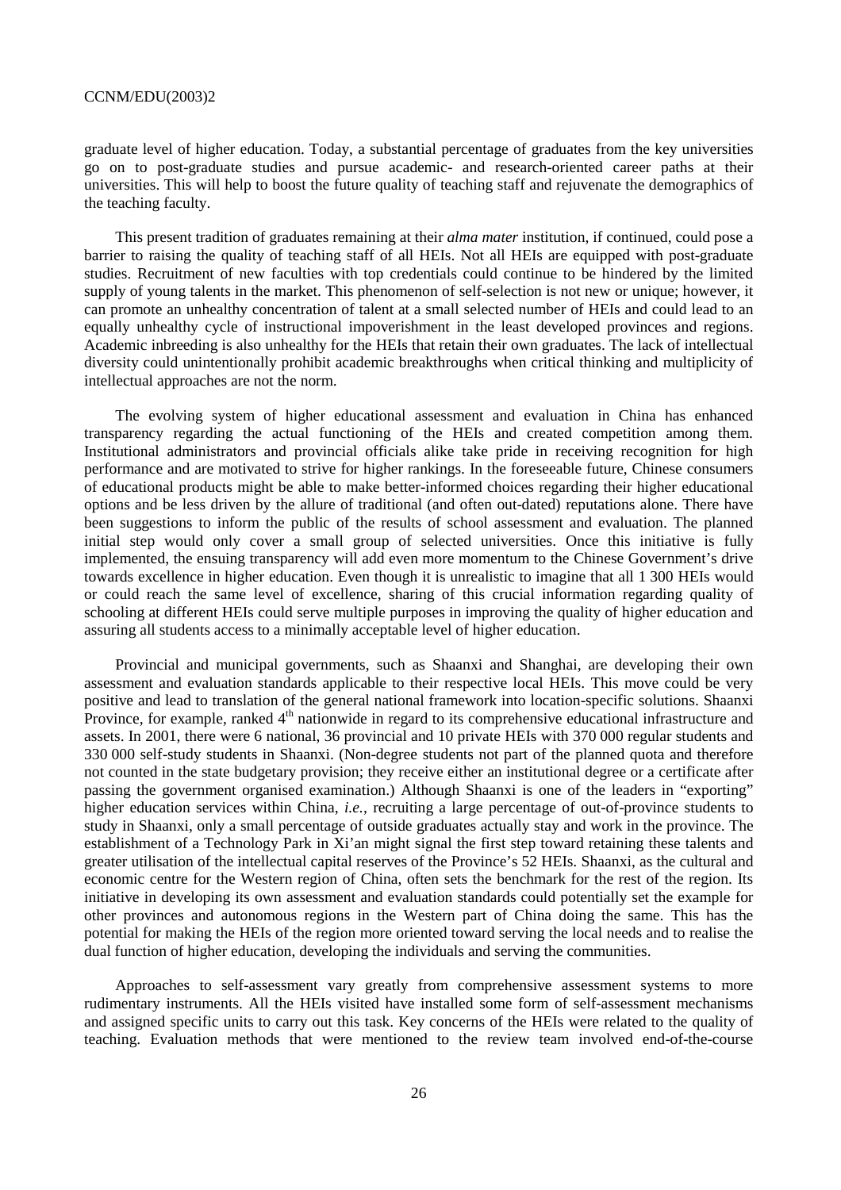graduate level of higher education. Today, a substantial percentage of graduates from the key universities go on to post-graduate studies and pursue academic- and research-oriented career paths at their universities. This will help to boost the future quality of teaching staff and rejuvenate the demographics of the teaching faculty.

This present tradition of graduates remaining at their *alma mater* institution, if continued, could pose a barrier to raising the quality of teaching staff of all HEIs. Not all HEIs are equipped with post-graduate studies. Recruitment of new faculties with top credentials could continue to be hindered by the limited supply of young talents in the market. This phenomenon of self-selection is not new or unique; however, it can promote an unhealthy concentration of talent at a small selected number of HEIs and could lead to an equally unhealthy cycle of instructional impoverishment in the least developed provinces and regions. Academic inbreeding is also unhealthy for the HEIs that retain their own graduates. The lack of intellectual diversity could unintentionally prohibit academic breakthroughs when critical thinking and multiplicity of intellectual approaches are not the norm.

The evolving system of higher educational assessment and evaluation in China has enhanced transparency regarding the actual functioning of the HEIs and created competition among them. Institutional administrators and provincial officials alike take pride in receiving recognition for high performance and are motivated to strive for higher rankings. In the foreseeable future, Chinese consumers of educational products might be able to make better-informed choices regarding their higher educational options and be less driven by the allure of traditional (and often out-dated) reputations alone. There have been suggestions to inform the public of the results of school assessment and evaluation. The planned initial step would only cover a small group of selected universities. Once this initiative is fully implemented, the ensuing transparency will add even more momentum to the Chinese Government's drive towards excellence in higher education. Even though it is unrealistic to imagine that all 1 300 HEIs would or could reach the same level of excellence, sharing of this crucial information regarding quality of schooling at different HEIs could serve multiple purposes in improving the quality of higher education and assuring all students access to a minimally acceptable level of higher education.

Provincial and municipal governments, such as Shaanxi and Shanghai, are developing their own assessment and evaluation standards applicable to their respective local HEIs. This move could be very positive and lead to translation of the general national framework into location-specific solutions. Shaanxi Province, for example, ranked 4th nationwide in regard to its comprehensive educational infrastructure and assets. In 2001, there were 6 national, 36 provincial and 10 private HEIs with 370 000 regular students and 330 000 self-study students in Shaanxi. (Non-degree students not part of the planned quota and therefore not counted in the state budgetary provision; they receive either an institutional degree or a certificate after passing the government organised examination.) Although Shaanxi is one of the leaders in "exporting" higher education services within China, *i.e.*, recruiting a large percentage of out-of-province students to study in Shaanxi, only a small percentage of outside graduates actually stay and work in the province. The establishment of a Technology Park in Xi'an might signal the first step toward retaining these talents and greater utilisation of the intellectual capital reserves of the Province's 52 HEIs. Shaanxi, as the cultural and economic centre for the Western region of China, often sets the benchmark for the rest of the region. Its initiative in developing its own assessment and evaluation standards could potentially set the example for other provinces and autonomous regions in the Western part of China doing the same. This has the potential for making the HEIs of the region more oriented toward serving the local needs and to realise the dual function of higher education, developing the individuals and serving the communities.

Approaches to self-assessment vary greatly from comprehensive assessment systems to more rudimentary instruments. All the HEIs visited have installed some form of self-assessment mechanisms and assigned specific units to carry out this task. Key concerns of the HEIs were related to the quality of teaching. Evaluation methods that were mentioned to the review team involved end-of-the-course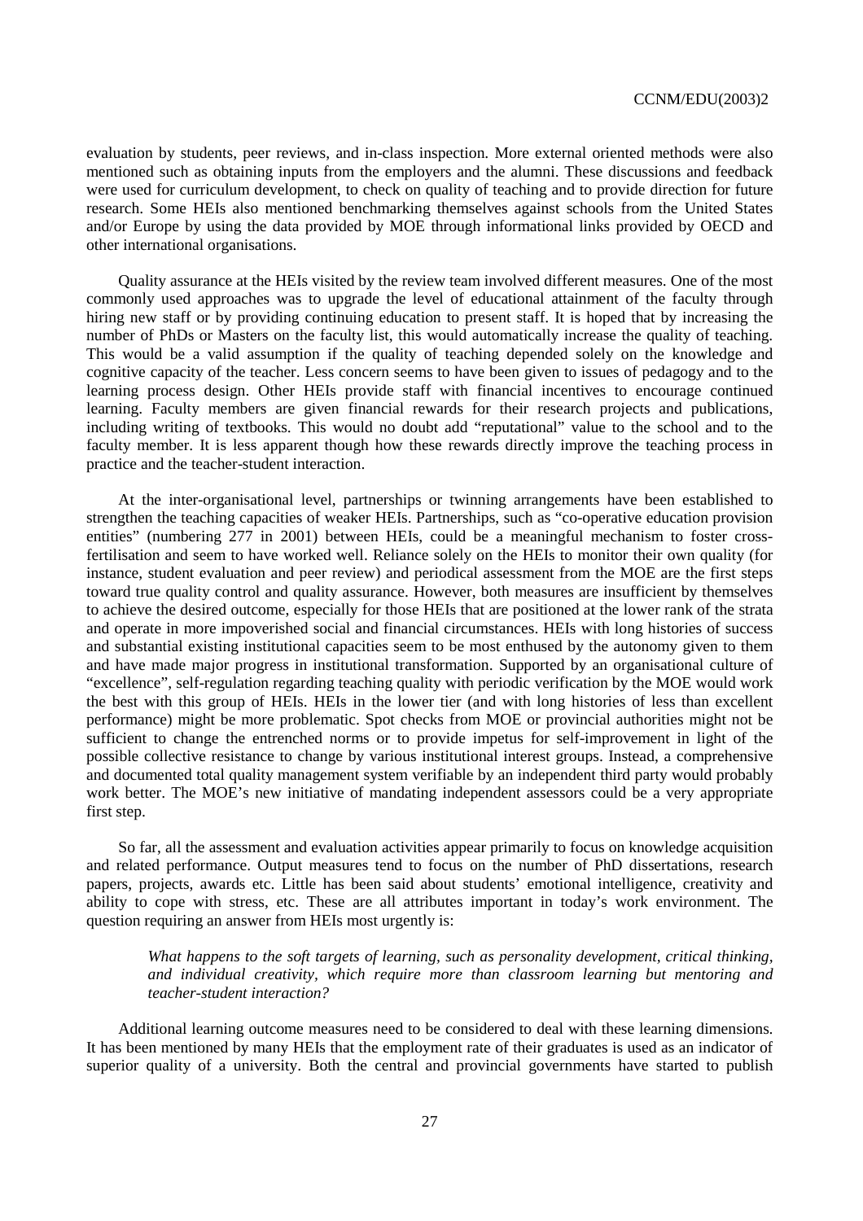evaluation by students, peer reviews, and in-class inspection. More external oriented methods were also mentioned such as obtaining inputs from the employers and the alumni. These discussions and feedback were used for curriculum development, to check on quality of teaching and to provide direction for future research. Some HEIs also mentioned benchmarking themselves against schools from the United States and/or Europe by using the data provided by MOE through informational links provided by OECD and other international organisations.

Quality assurance at the HEIs visited by the review team involved different measures. One of the most commonly used approaches was to upgrade the level of educational attainment of the faculty through hiring new staff or by providing continuing education to present staff. It is hoped that by increasing the number of PhDs or Masters on the faculty list, this would automatically increase the quality of teaching. This would be a valid assumption if the quality of teaching depended solely on the knowledge and cognitive capacity of the teacher. Less concern seems to have been given to issues of pedagogy and to the learning process design. Other HEIs provide staff with financial incentives to encourage continued learning. Faculty members are given financial rewards for their research projects and publications, including writing of textbooks. This would no doubt add "reputational" value to the school and to the faculty member. It is less apparent though how these rewards directly improve the teaching process in practice and the teacher-student interaction.

At the inter-organisational level, partnerships or twinning arrangements have been established to strengthen the teaching capacities of weaker HEIs. Partnerships, such as "co-operative education provision entities" (numbering 277 in 2001) between HEIs, could be a meaningful mechanism to foster cross-fertilisation and seem to have worked well. Reliance solely on the HEIs to monitor their own quality (for instance, student evaluation and peer review) and periodical assessment from the MOE are the first steps toward true quality control and quality assurance. However, both measures are insufficient by themselves to achieve the desired outcome, especially for those HEIs that are positioned at the lower rank of the strata and operate in more impoverished social and financial circumstances. HEIs with long histories of success and substantial existing institutional capacities seem to be most enthused by the autonomy given to them and have made major progress in institutional transformation. Supported by an organisational culture of "excellence", self-regulation regarding teaching quality with periodic verification by the MOE would work the best with this group of HEIs. HEIs in the lower tier (and with long histories of less than excellent performance) might be more problematic. Spot checks from MOE or provincial authorities might not be sufficient to change the entrenched norms or to provide impetus for self-improvement in light of the possible collective resistance to change by various institutional interest groups. Instead, a comprehensive and documented total quality management system verifiable by an independent third party would probably work better. The MOE's new initiative of mandating independent assessors could be a very appropriate first step.

So far, all the assessment and evaluation activities appear primarily to focus on knowledge acquisition and related performance. Output measures tend to focus on the number of PhD dissertations, research papers, projects, awards etc. Little has been said about students' emotional intelligence, creativity and ability to cope with stress, etc. These are all attributes important in today's work environment. The question requiring an answer from HEIs most urgently is:

> *What happens to the soft targets of learning, such as personality development, critical thinking, and individual creativity, which require more than classroom learning but mentoring and teacher-student interaction?*

Additional learning outcome measures need to be considered to deal with these learning dimensions. It has been mentioned by many HEIs that the employment rate of their graduates is used as an indicator of superior quality of a university. Both the central and provincial governments have started to publish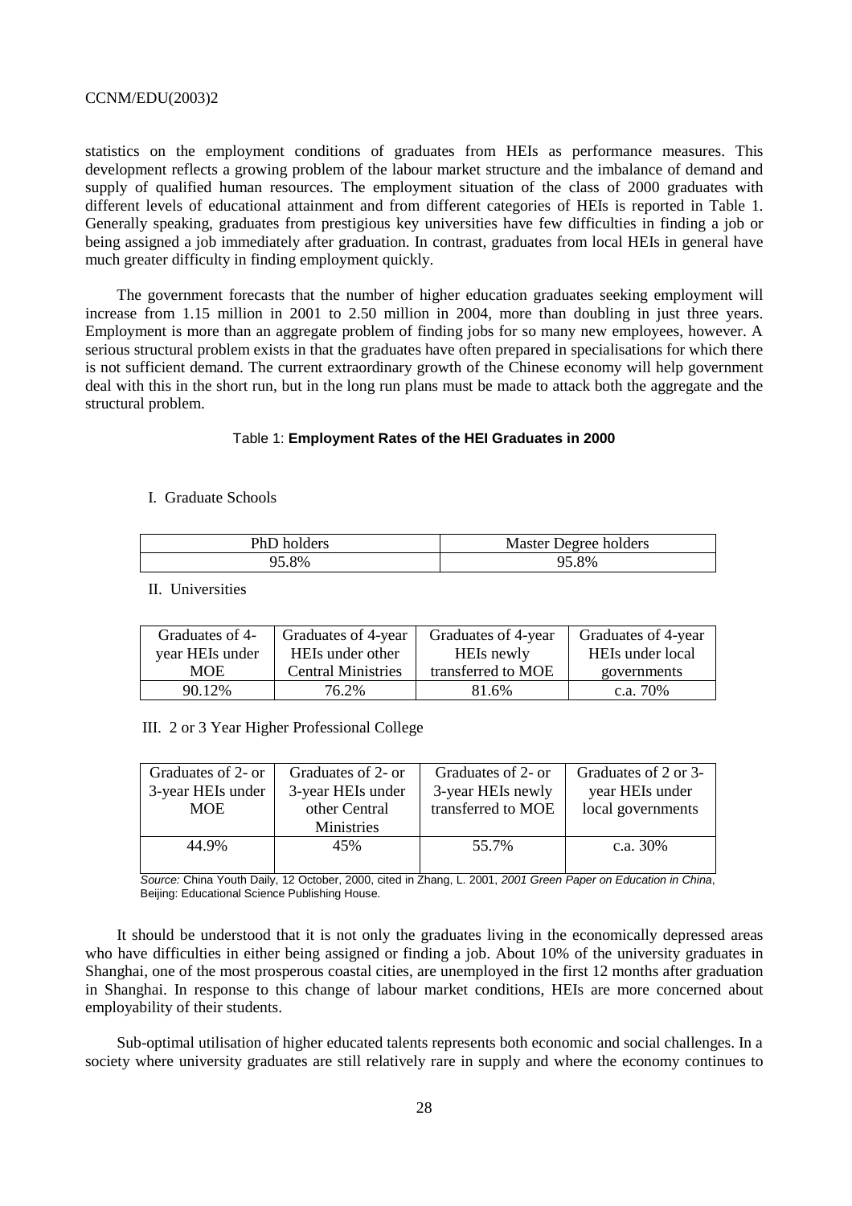statistics on the employment conditions of graduates from HEIs as performance measures. This development reflects a growing problem of the labour market structure and the imbalance of demand and supply of qualified human resources. The employment situation of the class of 2000 graduates with different levels of educational attainment and from different categories of HEIs is reported in Table 1. Generally speaking, graduates from prestigious key universities have few difficulties in finding a job or being assigned a job immediately after graduation. In contrast, graduates from local HEIs in general have much greater difficulty in finding employment quickly.

The government forecasts that the number of higher education graduates seeking employment will increase from 1.15 million in 2001 to 2.50 million in 2004, more than doubling in just three years. Employment is more than an aggregate problem of finding jobs for so many new employees, however. A serious structural problem exists in that the graduates have often prepared in specialisations for which there is not sufficient demand. The current extraordinary growth of the Chinese economy will help government deal with this in the short run, but in the long run plans must be made to attack both the aggregate and the structural problem.

Table 1: **Employment Rates of the HEI Graduates in 2000**

I. Graduate Schools

| PhD holders | Master Degree holders |
|---|---|
| 95.8% | 95.8% |

II. Universities

| Graduates of 4-year HEIs under MOE | Graduates of 4-year HEIs under other Central Ministries | Graduates of 4-year HEIs newly transferred to MOE | Graduates of 4-year HEIs under local governments |
|---|---|---|---|
| 90.12% | 76.2% | 81.6% | c.a. 70% |

III. 2 or 3 Year Higher Professional College

| Graduates of 2- or 3-year HEIs under MOE | Graduates of 2- or 3-year HEIs under other Central Ministries | Graduates of 2- or 3-year HEIs newly transferred to MOE | Graduates of 2 or 3-year HEIs under local governments |
|---|---|---|---|
| 44.9% | 45% | 55.7% | c.a. 30% |

*Source:* China Youth Daily, 12 October, 2000, cited in Zhang, L. 2001, *2001 Green Paper on Education in China*, Beijing: Educational Science Publishing House.

It should be understood that it is not only the graduates living in the economically depressed areas who have difficulties in either being assigned or finding a job. About 10% of the university graduates in Shanghai, one of the most prosperous coastal cities, are unemployed in the first 12 months after graduation in Shanghai. In response to this change of labour market conditions, HEIs are more concerned about employability of their students.

Sub-optimal utilisation of higher educated talents represents both economic and social challenges. In a society where university graduates are still relatively rare in supply and where the economy continues to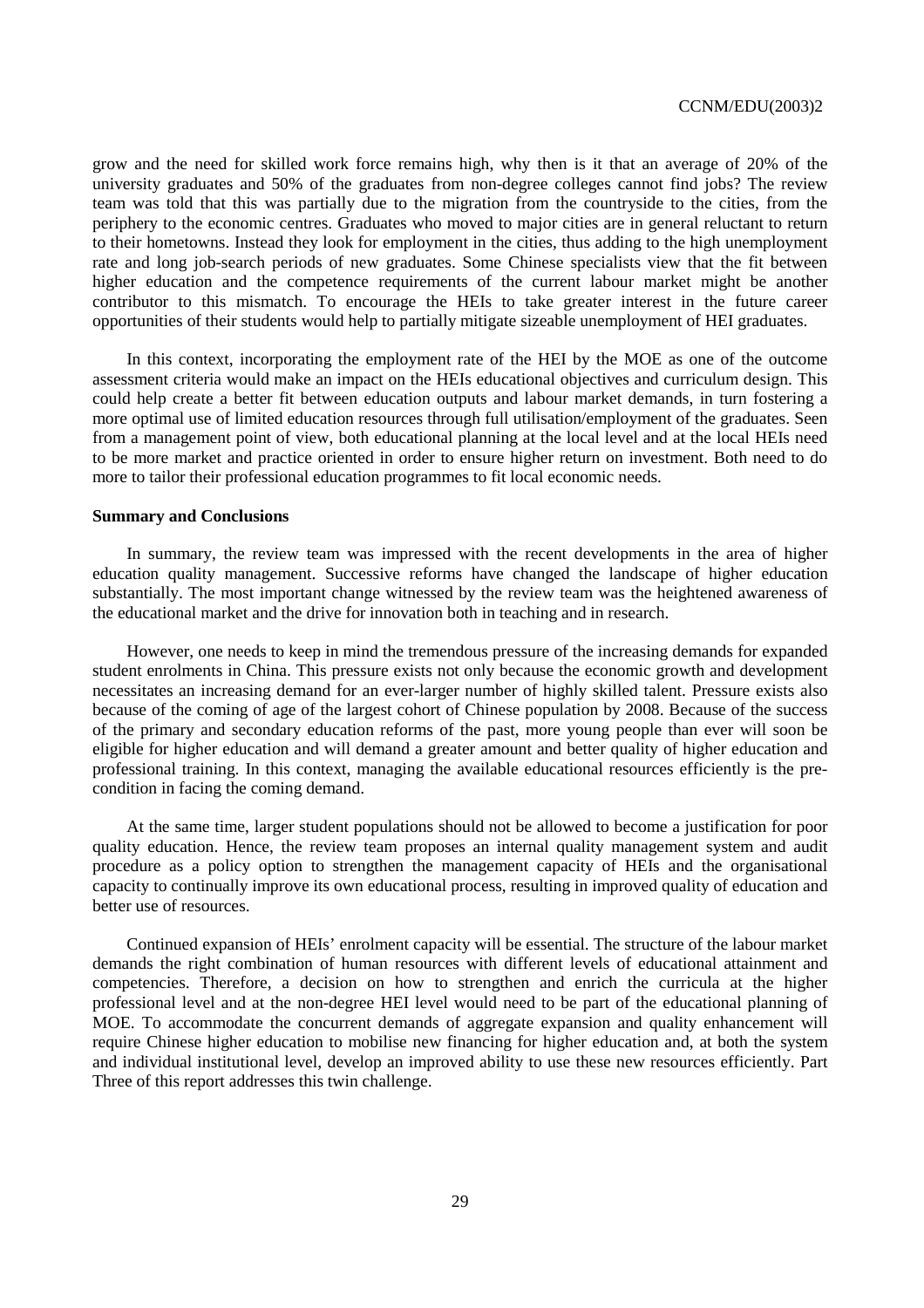grow and the need for skilled work force remains high, why then is it that an average of 20% of the university graduates and 50% of the graduates from non-degree colleges cannot find jobs? The review team was told that this was partially due to the migration from the countryside to the cities, from the periphery to the economic centres. Graduates who moved to major cities are in general reluctant to return to their hometowns. Instead they look for employment in the cities, thus adding to the high unemployment rate and long job-search periods of new graduates. Some Chinese specialists view that the fit between higher education and the competence requirements of the current labour market might be another contributor to this mismatch. To encourage the HEIs to take greater interest in the future career opportunities of their students would help to partially mitigate sizeable unemployment of HEI graduates.

In this context, incorporating the employment rate of the HEI by the MOE as one of the outcome assessment criteria would make an impact on the HEIs educational objectives and curriculum design. This could help create a better fit between education outputs and labour market demands, in turn fostering a more optimal use of limited education resources through full utilisation/employment of the graduates. Seen from a management point of view, both educational planning at the local level and at the local HEIs need to be more market and practice oriented in order to ensure higher return on investment. Both need to do more to tailor their professional education programmes to fit local economic needs.

**Summary and Conclusions**

In summary, the review team was impressed with the recent developments in the area of higher education quality management. Successive reforms have changed the landscape of higher education substantially. The most important change witnessed by the review team was the heightened awareness of the educational market and the drive for innovation both in teaching and in research.

However, one needs to keep in mind the tremendous pressure of the increasing demands for expanded student enrolments in China. This pressure exists not only because the economic growth and development necessitates an increasing demand for an ever-larger number of highly skilled talent. Pressure exists also because of the coming of age of the largest cohort of Chinese population by 2008. Because of the success of the primary and secondary education reforms of the past, more young people than ever will soon be eligible for higher education and will demand a greater amount and better quality of higher education and professional training. In this context, managing the available educational resources efficiently is the pre-condition in facing the coming demand.

At the same time, larger student populations should not be allowed to become a justification for poor quality education. Hence, the review team proposes an internal quality management system and audit procedure as a policy option to strengthen the management capacity of HEIs and the organisational capacity to continually improve its own educational process, resulting in improved quality of education and better use of resources.

Continued expansion of HEIs' enrolment capacity will be essential. The structure of the labour market demands the right combination of human resources with different levels of educational attainment and competencies. Therefore, a decision on how to strengthen and enrich the curricula at the higher professional level and at the non-degree HEI level would need to be part of the educational planning of MOE. To accommodate the concurrent demands of aggregate expansion and quality enhancement will require Chinese higher education to mobilise new financing for higher education and, at both the system and individual institutional level, develop an improved ability to use these new resources efficiently. Part Three of this report addresses this twin challenge.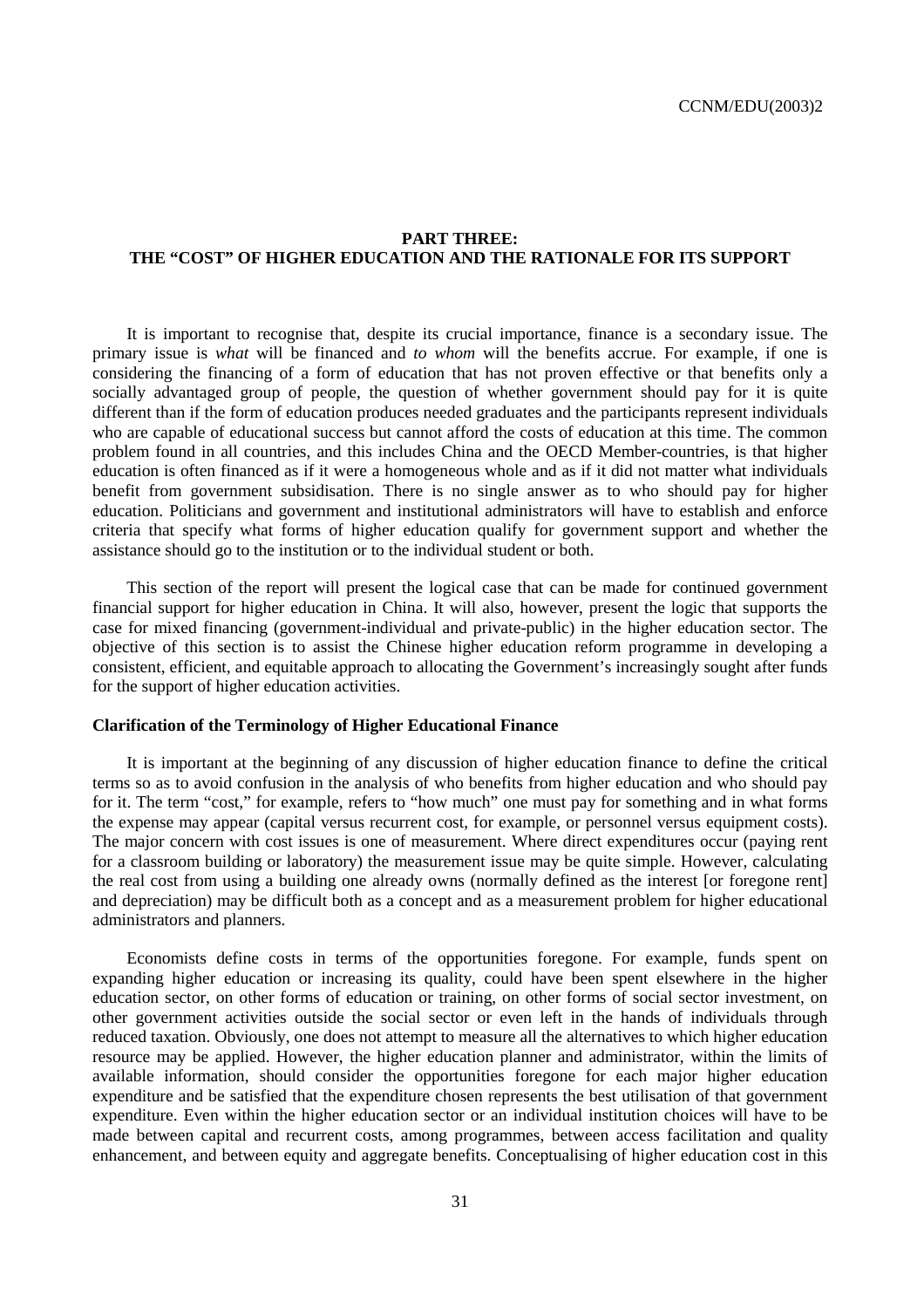## PART THREE: THE "COST" OF HIGHER EDUCATION AND THE RATIONALE FOR ITS SUPPORT

It is important to recognise that, despite its crucial importance, finance is a secondary issue. The primary issue is *what* will be financed and *to whom* will the benefits accrue. For example, if one is considering the financing of a form of education that has not proven effective or that benefits only a socially advantaged group of people, the question of whether government should pay for it is quite different than if the form of education produces needed graduates and the participants represent individuals who are capable of educational success but cannot afford the costs of education at this time. The common problem found in all countries, and this includes China and the OECD Member-countries, is that higher education is often financed as if it were a homogeneous whole and as if it did not matter what individuals benefit from government subsidisation. There is no single answer as to who should pay for higher education. Politicians and government and institutional administrators will have to establish and enforce criteria that specify what forms of higher education qualify for government support and whether the assistance should go to the institution or to the individual student or both.

This section of the report will present the logical case that can be made for continued government financial support for higher education in China. It will also, however, present the logic that supports the case for mixed financing (government-individual and private-public) in the higher education sector. The objective of this section is to assist the Chinese higher education reform programme in developing a consistent, efficient, and equitable approach to allocating the Government's increasingly sought after funds for the support of higher education activities.

### Clarification of the Terminology of Higher Educational Finance

It is important at the beginning of any discussion of higher education finance to define the critical terms so as to avoid confusion in the analysis of who benefits from higher education and who should pay for it. The term "cost," for example, refers to "how much" one must pay for something and in what forms the expense may appear (capital versus recurrent cost, for example, or personnel versus equipment costs). The major concern with cost issues is one of measurement. Where direct expenditures occur (paying rent for a classroom building or laboratory) the measurement issue may be quite simple. However, calculating the real cost from using a building one already owns (normally defined as the interest [or foregone rent] and depreciation) may be difficult both as a concept and as a measurement problem for higher educational administrators and planners.

Economists define costs in terms of the opportunities foregone. For example, funds spent on expanding higher education or increasing its quality, could have been spent elsewhere in the higher education sector, on other forms of education or training, on other forms of social sector investment, on other government activities outside the social sector or even left in the hands of individuals through reduced taxation. Obviously, one does not attempt to measure all the alternatives to which higher education resource may be applied. However, the higher education planner and administrator, within the limits of available information, should consider the opportunities foregone for each major higher education expenditure and be satisfied that the expenditure chosen represents the best utilisation of that government expenditure. Even within the higher education sector or an individual institution choices will have to be made between capital and recurrent costs, among programmes, between access facilitation and quality enhancement, and between equity and aggregate benefits. Conceptualising of higher education cost in this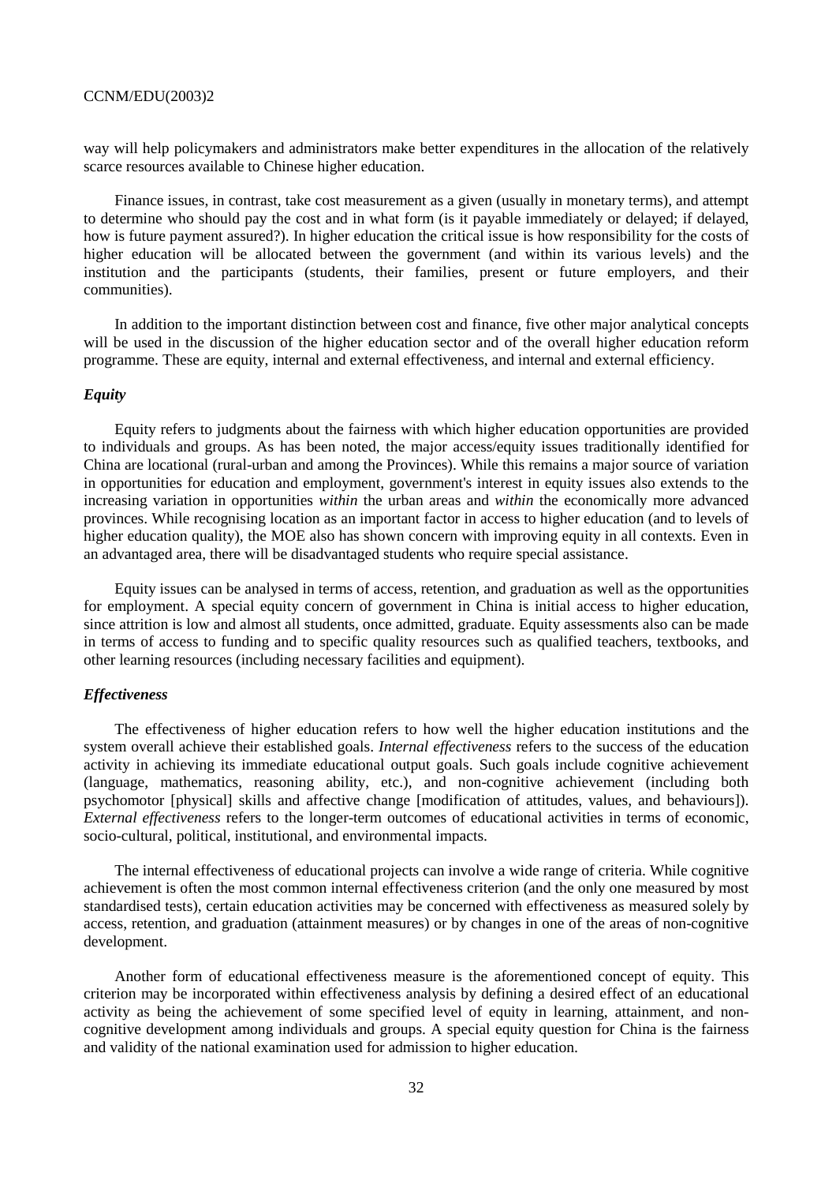way will help policymakers and administrators make better expenditures in the allocation of the relatively scarce resources available to Chinese higher education.

Finance issues, in contrast, take cost measurement as a given (usually in monetary terms), and attempt to determine who should pay the cost and in what form (is it payable immediately or delayed; if delayed, how is future payment assured?). In higher education the critical issue is how responsibility for the costs of higher education will be allocated between the government (and within its various levels) and the institution and the participants (students, their families, present or future employers, and their communities).

In addition to the important distinction between cost and finance, five other major analytical concepts will be used in the discussion of the higher education sector and of the overall higher education reform programme. These are equity, internal and external effectiveness, and internal and external efficiency.

### *Equity*

Equity refers to judgments about the fairness with which higher education opportunities are provided to individuals and groups. As has been noted, the major access/equity issues traditionally identified for China are locational (rural-urban and among the Provinces). While this remains a major source of variation in opportunities for education and employment, government's interest in equity issues also extends to the increasing variation in opportunities *within* the urban areas and *within* the economically more advanced provinces. While recognising location as an important factor in access to higher education (and to levels of higher education quality), the MOE also has shown concern with improving equity in all contexts. Even in an advantaged area, there will be disadvantaged students who require special assistance.

Equity issues can be analysed in terms of access, retention, and graduation as well as the opportunities for employment. A special equity concern of government in China is initial access to higher education, since attrition is low and almost all students, once admitted, graduate. Equity assessments also can be made in terms of access to funding and to specific quality resources such as qualified teachers, textbooks, and other learning resources (including necessary facilities and equipment).

### *Effectiveness*

The effectiveness of higher education refers to how well the higher education institutions and the system overall achieve their established goals. *Internal effectiveness* refers to the success of the education activity in achieving its immediate educational output goals. Such goals include cognitive achievement (language, mathematics, reasoning ability, etc.), and non-cognitive achievement (including both psychomotor [physical] skills and affective change [modification of attitudes, values, and behaviours]). *External effectiveness* refers to the longer-term outcomes of educational activities in terms of economic, socio-cultural, political, institutional, and environmental impacts.

The internal effectiveness of educational projects can involve a wide range of criteria. While cognitive achievement is often the most common internal effectiveness criterion (and the only one measured by most standardised tests), certain education activities may be concerned with effectiveness as measured solely by access, retention, and graduation (attainment measures) or by changes in one of the areas of non-cognitive development.

Another form of educational effectiveness measure is the aforementioned concept of equity. This criterion may be incorporated within effectiveness analysis by defining a desired effect of an educational activity as being the achievement of some specified level of equity in learning, attainment, and non-cognitive development among individuals and groups. A special equity question for China is the fairness and validity of the national examination used for admission to higher education.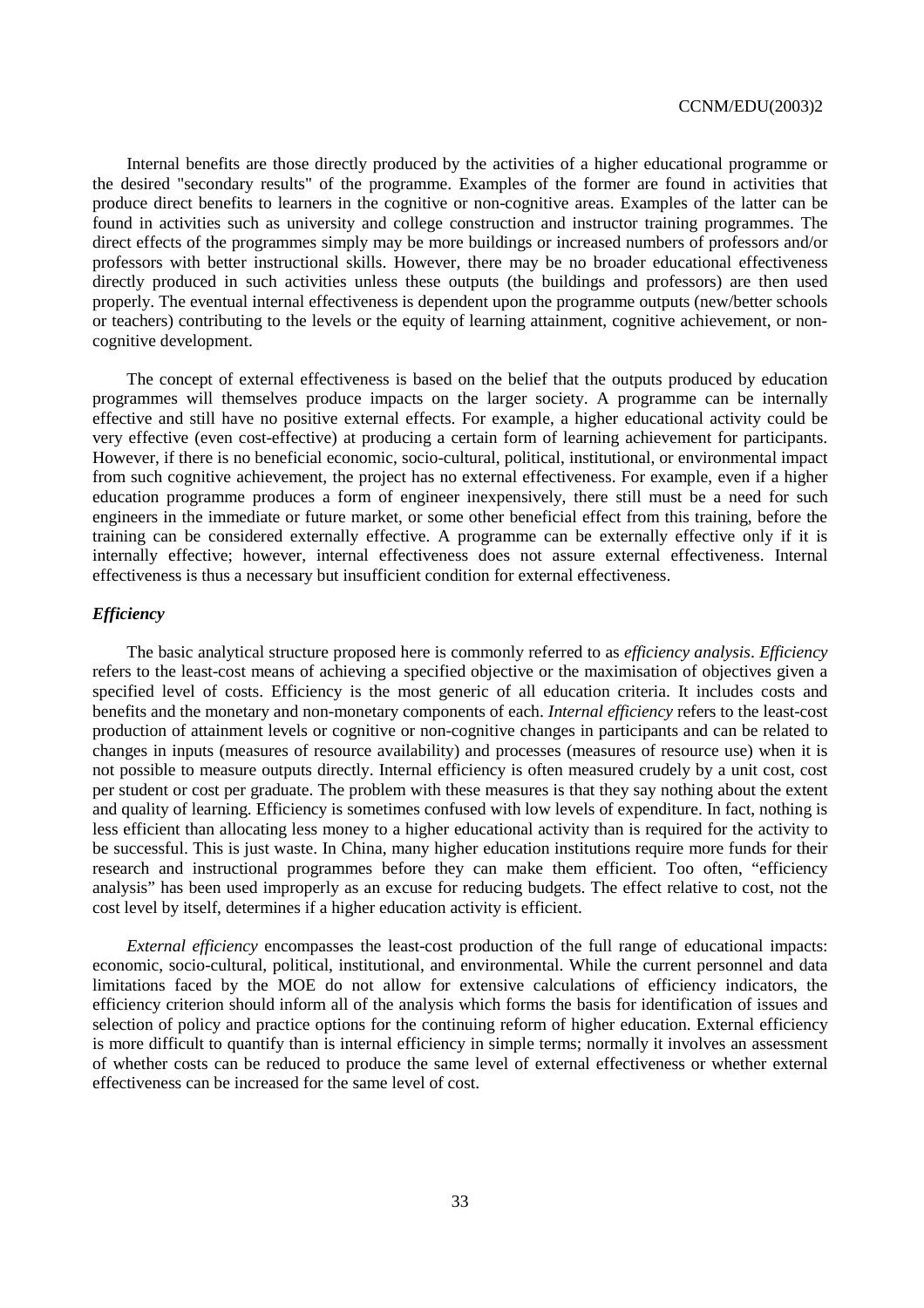Internal benefits are those directly produced by the activities of a higher educational programme or the desired "secondary results" of the programme. Examples of the former are found in activities that produce direct benefits to learners in the cognitive or non-cognitive areas. Examples of the latter can be found in activities such as university and college construction and instructor training programmes. The direct effects of the programmes simply may be more buildings or increased numbers of professors and/or professors with better instructional skills. However, there may be no broader educational effectiveness directly produced in such activities unless these outputs (the buildings and professors) are then used properly. The eventual internal effectiveness is dependent upon the programme outputs (new/better schools or teachers) contributing to the levels or the equity of learning attainment, cognitive achievement, or non-cognitive development.

The concept of external effectiveness is based on the belief that the outputs produced by education programmes will themselves produce impacts on the larger society. A programme can be internally effective and still have no positive external effects. For example, a higher educational activity could be very effective (even cost-effective) at producing a certain form of learning achievement for participants. However, if there is no beneficial economic, socio-cultural, political, institutional, or environmental impact from such cognitive achievement, the project has no external effectiveness. For example, even if a higher education programme produces a form of engineer inexpensively, there still must be a need for such engineers in the immediate or future market, or some other beneficial effect from this training, before the training can be considered externally effective. A programme can be externally effective only if it is internally effective; however, internal effectiveness does not assure external effectiveness. Internal effectiveness is thus a necessary but insufficient condition for external effectiveness.

### *Efficiency*

The basic analytical structure proposed here is commonly referred to as *efficiency analysis*. *Efficiency* refers to the least-cost means of achieving a specified objective or the maximisation of objectives given a specified level of costs. Efficiency is the most generic of all education criteria. It includes costs and benefits and the monetary and non-monetary components of each. *Internal efficiency* refers to the least-cost production of attainment levels or cognitive or non-cognitive changes in participants and can be related to changes in inputs (measures of resource availability) and processes (measures of resource use) when it is not possible to measure outputs directly. Internal efficiency is often measured crudely by a unit cost, cost per student or cost per graduate. The problem with these measures is that they say nothing about the extent and quality of learning. Efficiency is sometimes confused with low levels of expenditure. In fact, nothing is less efficient than allocating less money to a higher educational activity than is required for the activity to be successful. This is just waste. In China, many higher education institutions require more funds for their research and instructional programmes before they can make them efficient. Too often, "efficiency analysis" has been used improperly as an excuse for reducing budgets. The effect relative to cost, not the cost level by itself, determines if a higher education activity is efficient.

*External efficiency* encompasses the least-cost production of the full range of educational impacts: economic, socio-cultural, political, institutional, and environmental. While the current personnel and data limitations faced by the MOE do not allow for extensive calculations of efficiency indicators, the efficiency criterion should inform all of the analysis which forms the basis for identification of issues and selection of policy and practice options for the continuing reform of higher education. External efficiency is more difficult to quantify than is internal efficiency in simple terms; normally it involves an assessment of whether costs can be reduced to produce the same level of external effectiveness or whether external effectiveness can be increased for the same level of cost.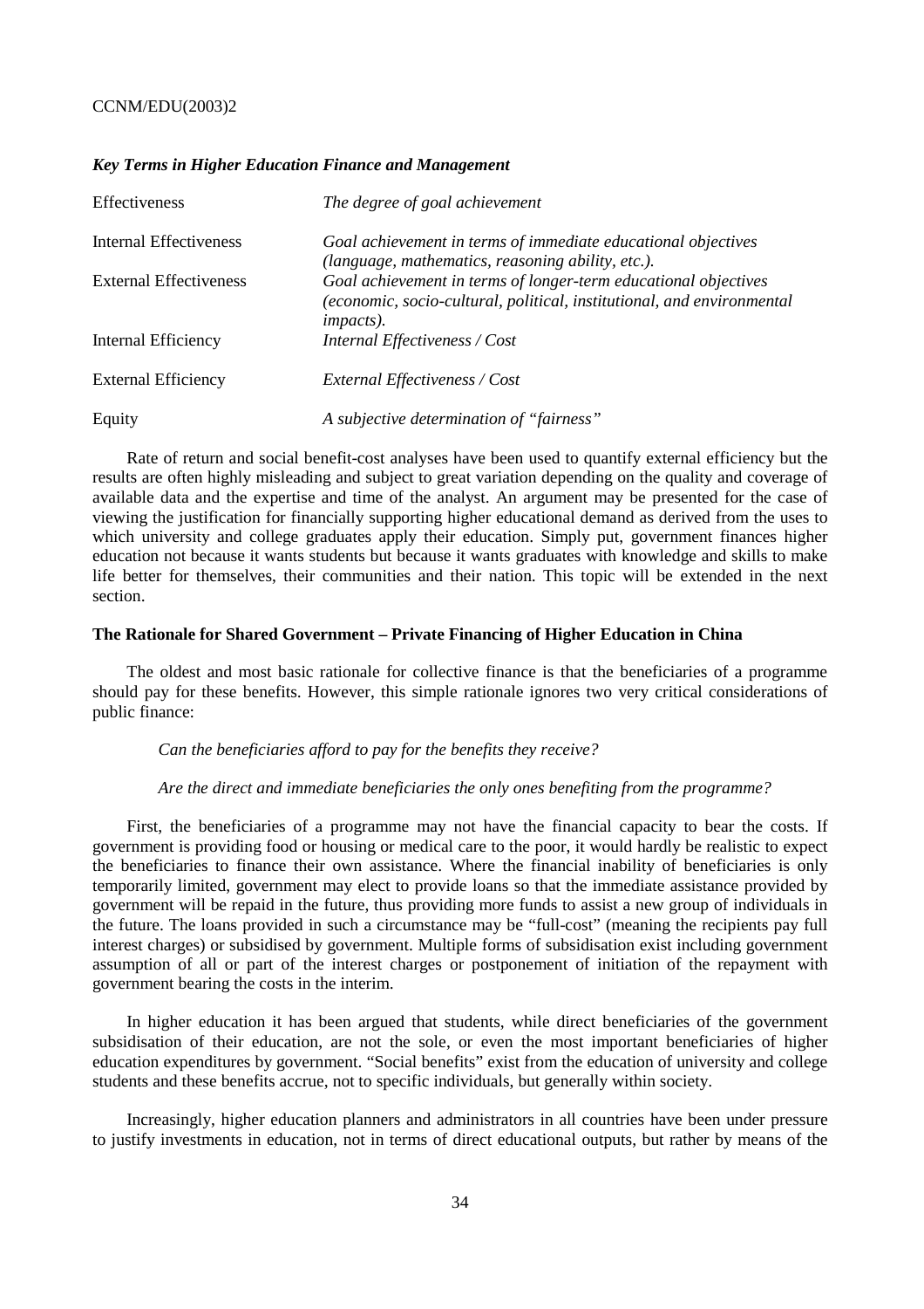### *Key Terms in Higher Education Finance and Management*

| | |
|---|---|
| Effectiveness | *The degree of goal achievement* |
| Internal Effectiveness | *Goal achievement in terms of immediate educational objectives (language, mathematics, reasoning ability, etc.).* |
| External Effectiveness | *Goal achievement in terms of longer-term educational objectives (economic, socio-cultural, political, institutional, and environmental impacts).* |
| Internal Efficiency | *Internal Effectiveness / Cost* |
| External Efficiency | *External Effectiveness / Cost* |
| Equity | *A subjective determination of "fairness"* |

Rate of return and social benefit-cost analyses have been used to quantify external efficiency but the results are often highly misleading and subject to great variation depending on the quality and coverage of available data and the expertise and time of the analyst. An argument may be presented for the case of viewing the justification for financially supporting higher educational demand as derived from the uses to which university and college graduates apply their education. Simply put, government finances higher education not because it wants students but because it wants graduates with knowledge and skills to make life better for themselves, their communities and their nation. This topic will be extended in the next section.

### **The Rationale for Shared Government – Private Financing of Higher Education in China**

The oldest and most basic rationale for collective finance is that the beneficiaries of a programme should pay for these benefits. However, this simple rationale ignores two very critical considerations of public finance:

*Can the beneficiaries afford to pay for the benefits they receive?*

*Are the direct and immediate beneficiaries the only ones benefiting from the programme?*

First, the beneficiaries of a programme may not have the financial capacity to bear the costs. If government is providing food or housing or medical care to the poor, it would hardly be realistic to expect the beneficiaries to finance their own assistance. Where the financial inability of beneficiaries is only temporarily limited, government may elect to provide loans so that the immediate assistance provided by government will be repaid in the future, thus providing more funds to assist a new group of individuals in the future. The loans provided in such a circumstance may be "full-cost" (meaning the recipients pay full interest charges) or subsidised by government. Multiple forms of subsidisation exist including government assumption of all or part of the interest charges or postponement of initiation of the repayment with government bearing the costs in the interim.

In higher education it has been argued that students, while direct beneficiaries of the government subsidisation of their education, are not the sole, or even the most important beneficiaries of higher education expenditures by government. "Social benefits" exist from the education of university and college students and these benefits accrue, not to specific individuals, but generally within society.

Increasingly, higher education planners and administrators in all countries have been under pressure to justify investments in education, not in terms of direct educational outputs, but rather by means of the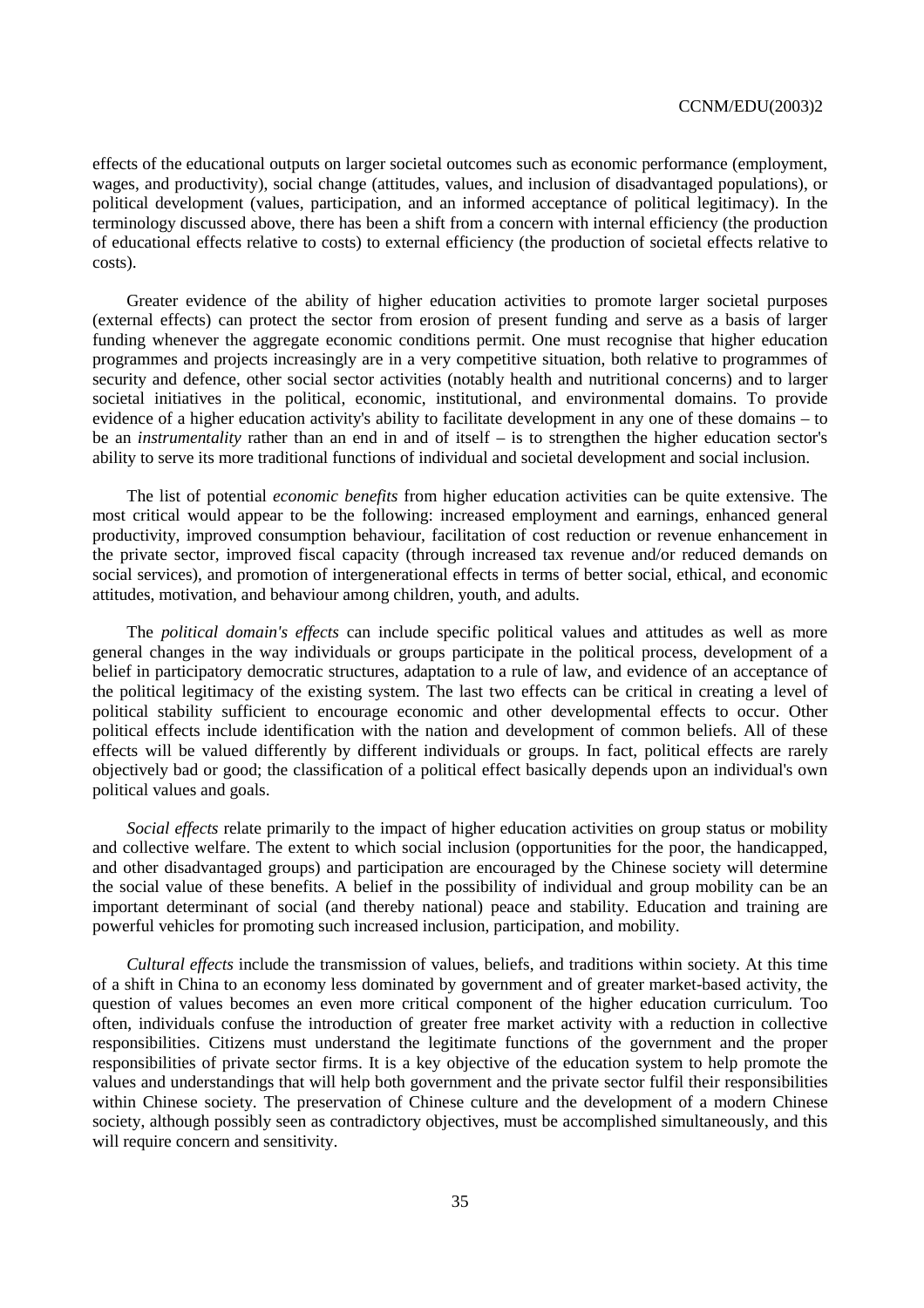effects of the educational outputs on larger societal outcomes such as economic performance (employment, wages, and productivity), social change (attitudes, values, and inclusion of disadvantaged populations), or political development (values, participation, and an informed acceptance of political legitimacy). In the terminology discussed above, there has been a shift from a concern with internal efficiency (the production of educational effects relative to costs) to external efficiency (the production of societal effects relative to costs).

Greater evidence of the ability of higher education activities to promote larger societal purposes (external effects) can protect the sector from erosion of present funding and serve as a basis of larger funding whenever the aggregate economic conditions permit. One must recognise that higher education programmes and projects increasingly are in a very competitive situation, both relative to programmes of security and defence, other social sector activities (notably health and nutritional concerns) and to larger societal initiatives in the political, economic, institutional, and environmental domains. To provide evidence of a higher education activity's ability to facilitate development in any one of these domains – to be an *instrumentality* rather than an end in and of itself – is to strengthen the higher education sector's ability to serve its more traditional functions of individual and societal development and social inclusion.

The list of potential *economic benefits* from higher education activities can be quite extensive. The most critical would appear to be the following: increased employment and earnings, enhanced general productivity, improved consumption behaviour, facilitation of cost reduction or revenue enhancement in the private sector, improved fiscal capacity (through increased tax revenue and/or reduced demands on social services), and promotion of intergenerational effects in terms of better social, ethical, and economic attitudes, motivation, and behaviour among children, youth, and adults.

The *political domain's effects* can include specific political values and attitudes as well as more general changes in the way individuals or groups participate in the political process, development of a belief in participatory democratic structures, adaptation to a rule of law, and evidence of an acceptance of the political legitimacy of the existing system. The last two effects can be critical in creating a level of political stability sufficient to encourage economic and other developmental effects to occur. Other political effects include identification with the nation and development of common beliefs. All of these effects will be valued differently by different individuals or groups. In fact, political effects are rarely objectively bad or good; the classification of a political effect basically depends upon an individual's own political values and goals.

*Social effects* relate primarily to the impact of higher education activities on group status or mobility and collective welfare. The extent to which social inclusion (opportunities for the poor, the handicapped, and other disadvantaged groups) and participation are encouraged by the Chinese society will determine the social value of these benefits. A belief in the possibility of individual and group mobility can be an important determinant of social (and thereby national) peace and stability. Education and training are powerful vehicles for promoting such increased inclusion, participation, and mobility.

*Cultural effects* include the transmission of values, beliefs, and traditions within society. At this time of a shift in China to an economy less dominated by government and of greater market-based activity, the question of values becomes an even more critical component of the higher education curriculum. Too often, individuals confuse the introduction of greater free market activity with a reduction in collective responsibilities. Citizens must understand the legitimate functions of the government and the proper responsibilities of private sector firms. It is a key objective of the education system to help promote the values and understandings that will help both government and the private sector fulfil their responsibilities within Chinese society. The preservation of Chinese culture and the development of a modern Chinese society, although possibly seen as contradictory objectives, must be accomplished simultaneously, and this will require concern and sensitivity.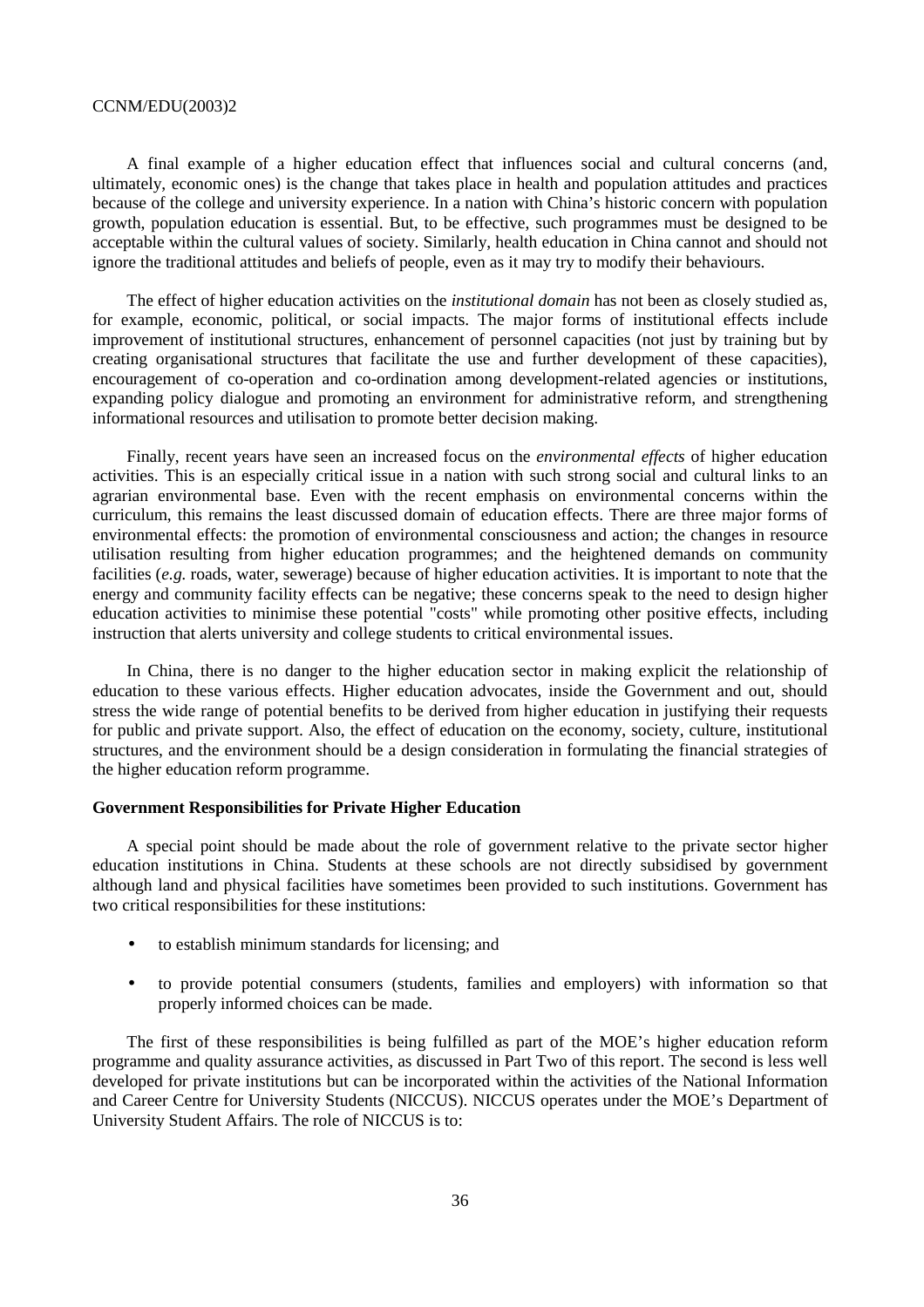A final example of a higher education effect that influences social and cultural concerns (and, ultimately, economic ones) is the change that takes place in health and population attitudes and practices because of the college and university experience. In a nation with China's historic concern with population growth, population education is essential. But, to be effective, such programmes must be designed to be acceptable within the cultural values of society. Similarly, health education in China cannot and should not ignore the traditional attitudes and beliefs of people, even as it may try to modify their behaviours.

The effect of higher education activities on the *institutional domain* has not been as closely studied as, for example, economic, political, or social impacts. The major forms of institutional effects include improvement of institutional structures, enhancement of personnel capacities (not just by training but by creating organisational structures that facilitate the use and further development of these capacities), encouragement of co-operation and co-ordination among development-related agencies or institutions, expanding policy dialogue and promoting an environment for administrative reform, and strengthening informational resources and utilisation to promote better decision making.

Finally, recent years have seen an increased focus on the *environmental effects* of higher education activities. This is an especially critical issue in a nation with such strong social and cultural links to an agrarian environmental base. Even with the recent emphasis on environmental concerns within the curriculum, this remains the least discussed domain of education effects. There are three major forms of environmental effects: the promotion of environmental consciousness and action; the changes in resource utilisation resulting from higher education programmes; and the heightened demands on community facilities (*e.g.* roads, water, sewerage) because of higher education activities. It is important to note that the energy and community facility effects can be negative; these concerns speak to the need to design higher education activities to minimise these potential "costs" while promoting other positive effects, including instruction that alerts university and college students to critical environmental issues.

In China, there is no danger to the higher education sector in making explicit the relationship of education to these various effects. Higher education advocates, inside the Government and out, should stress the wide range of potential benefits to be derived from higher education in justifying their requests for public and private support. Also, the effect of education on the economy, society, culture, institutional structures, and the environment should be a design consideration in formulating the financial strategies of the higher education reform programme.

**Government Responsibilities for Private Higher Education**

A special point should be made about the role of government relative to the private sector higher education institutions in China. Students at these schools are not directly subsidised by government although land and physical facilities have sometimes been provided to such institutions. Government has two critical responsibilities for these institutions:

- to establish minimum standards for licensing; and
- to provide potential consumers (students, families and employers) with information so that properly informed choices can be made.

The first of these responsibilities is being fulfilled as part of the MOE's higher education reform programme and quality assurance activities, as discussed in Part Two of this report. The second is less well developed for private institutions but can be incorporated within the activities of the National Information and Career Centre for University Students (NICCUS). NICCUS operates under the MOE's Department of University Student Affairs. The role of NICCUS is to: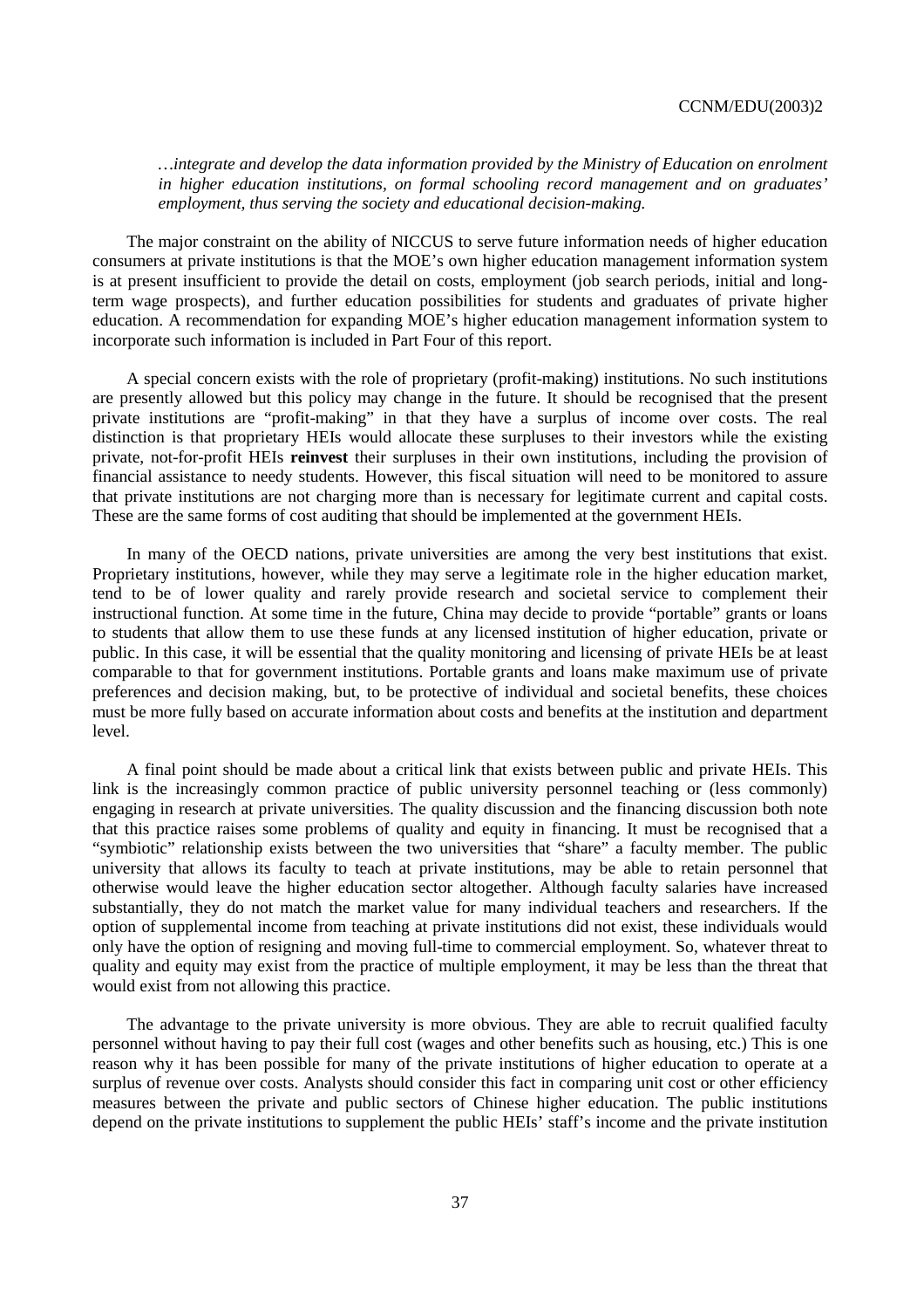*…integrate and develop the data information provided by the Ministry of Education on enrolment in higher education institutions, on formal schooling record management and on graduates' employment, thus serving the society and educational decision-making.*

The major constraint on the ability of NICCUS to serve future information needs of higher education consumers at private institutions is that the MOE's own higher education management information system is at present insufficient to provide the detail on costs, employment (job search periods, initial and long-term wage prospects), and further education possibilities for students and graduates of private higher education. A recommendation for expanding MOE's higher education management information system to incorporate such information is included in Part Four of this report.

A special concern exists with the role of proprietary (profit-making) institutions. No such institutions are presently allowed but this policy may change in the future. It should be recognised that the present private institutions are "profit-making" in that they have a surplus of income over costs. The real distinction is that proprietary HEIs would allocate these surpluses to their investors while the existing private, not-for-profit HEIs **reinvest** their surpluses in their own institutions, including the provision of financial assistance to needy students. However, this fiscal situation will need to be monitored to assure that private institutions are not charging more than is necessary for legitimate current and capital costs. These are the same forms of cost auditing that should be implemented at the government HEIs.

In many of the OECD nations, private universities are among the very best institutions that exist. Proprietary institutions, however, while they may serve a legitimate role in the higher education market, tend to be of lower quality and rarely provide research and societal service to complement their instructional function. At some time in the future, China may decide to provide "portable" grants or loans to students that allow them to use these funds at any licensed institution of higher education, private or public. In this case, it will be essential that the quality monitoring and licensing of private HEIs be at least comparable to that for government institutions. Portable grants and loans make maximum use of private preferences and decision making, but, to be protective of individual and societal benefits, these choices must be more fully based on accurate information about costs and benefits at the institution and department level.

A final point should be made about a critical link that exists between public and private HEIs. This link is the increasingly common practice of public university personnel teaching or (less commonly) engaging in research at private universities. The quality discussion and the financing discussion both note that this practice raises some problems of quality and equity in financing. It must be recognised that a "symbiotic" relationship exists between the two universities that "share" a faculty member. The public university that allows its faculty to teach at private institutions, may be able to retain personnel that otherwise would leave the higher education sector altogether. Although faculty salaries have increased substantially, they do not match the market value for many individual teachers and researchers. If the option of supplemental income from teaching at private institutions did not exist, these individuals would only have the option of resigning and moving full-time to commercial employment. So, whatever threat to quality and equity may exist from the practice of multiple employment, it may be less than the threat that would exist from not allowing this practice.

The advantage to the private university is more obvious. They are able to recruit qualified faculty personnel without having to pay their full cost (wages and other benefits such as housing, etc.) This is one reason why it has been possible for many of the private institutions of higher education to operate at a surplus of revenue over costs. Analysts should consider this fact in comparing unit cost or other efficiency measures between the private and public sectors of Chinese higher education. The public institutions depend on the private institutions to supplement the public HEIs' staff's income and the private institution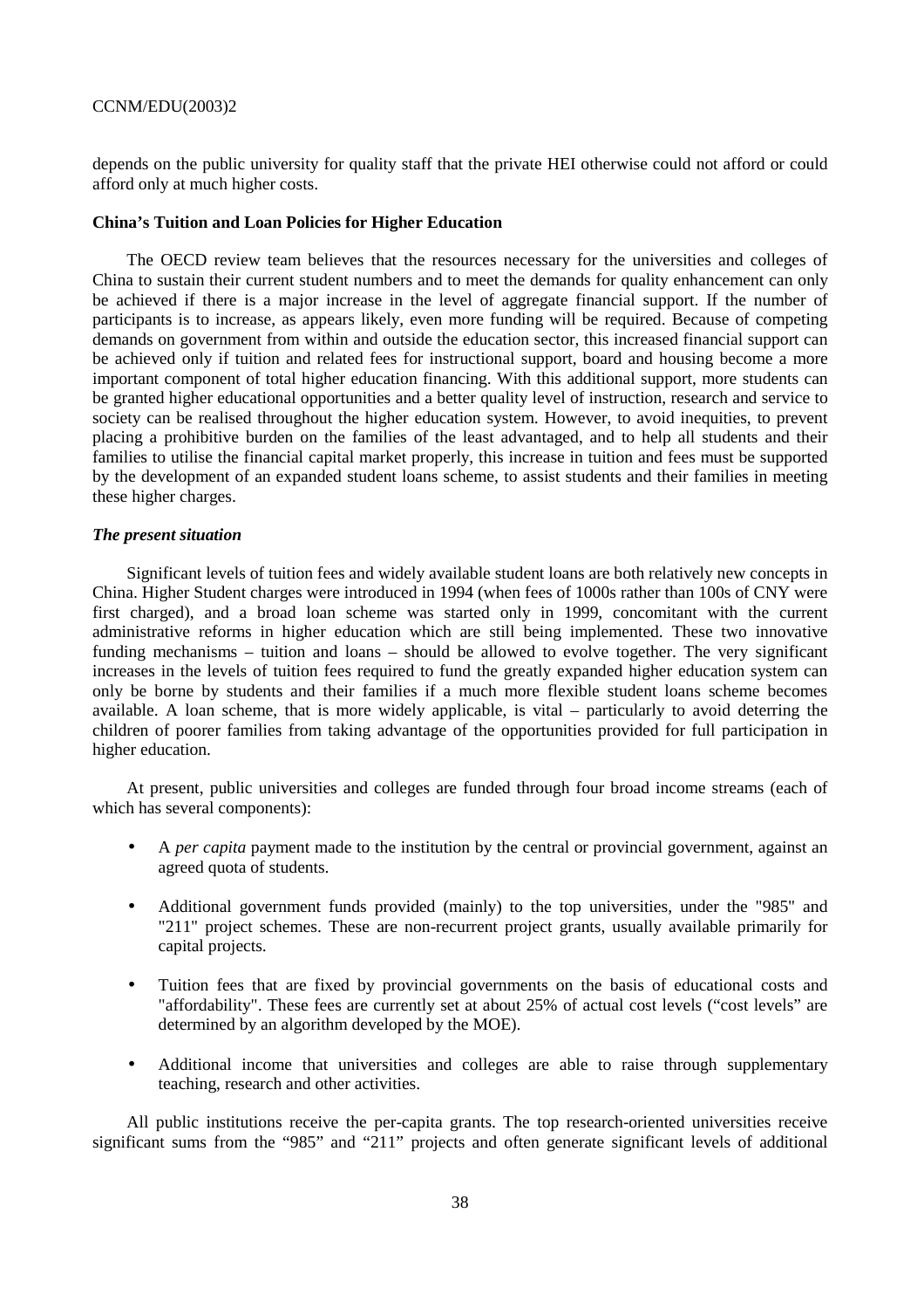depends on the public university for quality staff that the private HEI otherwise could not afford or could afford only at much higher costs.

**China's Tuition and Loan Policies for Higher Education**

The OECD review team believes that the resources necessary for the universities and colleges of China to sustain their current student numbers and to meet the demands for quality enhancement can only be achieved if there is a major increase in the level of aggregate financial support. If the number of participants is to increase, as appears likely, even more funding will be required. Because of competing demands on government from within and outside the education sector, this increased financial support can be achieved only if tuition and related fees for instructional support, board and housing become a more important component of total higher education financing. With this additional support, more students can be granted higher educational opportunities and a better quality level of instruction, research and service to society can be realised throughout the higher education system. However, to avoid inequities, to prevent placing a prohibitive burden on the families of the least advantaged, and to help all students and their families to utilise the financial capital market properly, this increase in tuition and fees must be supported by the development of an expanded student loans scheme, to assist students and their families in meeting these higher charges.

***The present situation***

Significant levels of tuition fees and widely available student loans are both relatively new concepts in China. Higher Student charges were introduced in 1994 (when fees of 1000s rather than 100s of CNY were first charged), and a broad loan scheme was started only in 1999, concomitant with the current administrative reforms in higher education which are still being implemented. These two innovative funding mechanisms – tuition and loans – should be allowed to evolve together. The very significant increases in the levels of tuition fees required to fund the greatly expanded higher education system can only be borne by students and their families if a much more flexible student loans scheme becomes available. A loan scheme, that is more widely applicable, is vital – particularly to avoid deterring the children of poorer families from taking advantage of the opportunities provided for full participation in higher education.

At present, public universities and colleges are funded through four broad income streams (each of which has several components):

- A *per capita* payment made to the institution by the central or provincial government, against an agreed quota of students.
- Additional government funds provided (mainly) to the top universities, under the "985" and "211" project schemes. These are non-recurrent project grants, usually available primarily for capital projects.
- Tuition fees that are fixed by provincial governments on the basis of educational costs and "affordability". These fees are currently set at about 25% of actual cost levels ("cost levels" are determined by an algorithm developed by the MOE).
- Additional income that universities and colleges are able to raise through supplementary teaching, research and other activities.

All public institutions receive the per-capita grants. The top research-oriented universities receive significant sums from the "985" and "211" projects and often generate significant levels of additional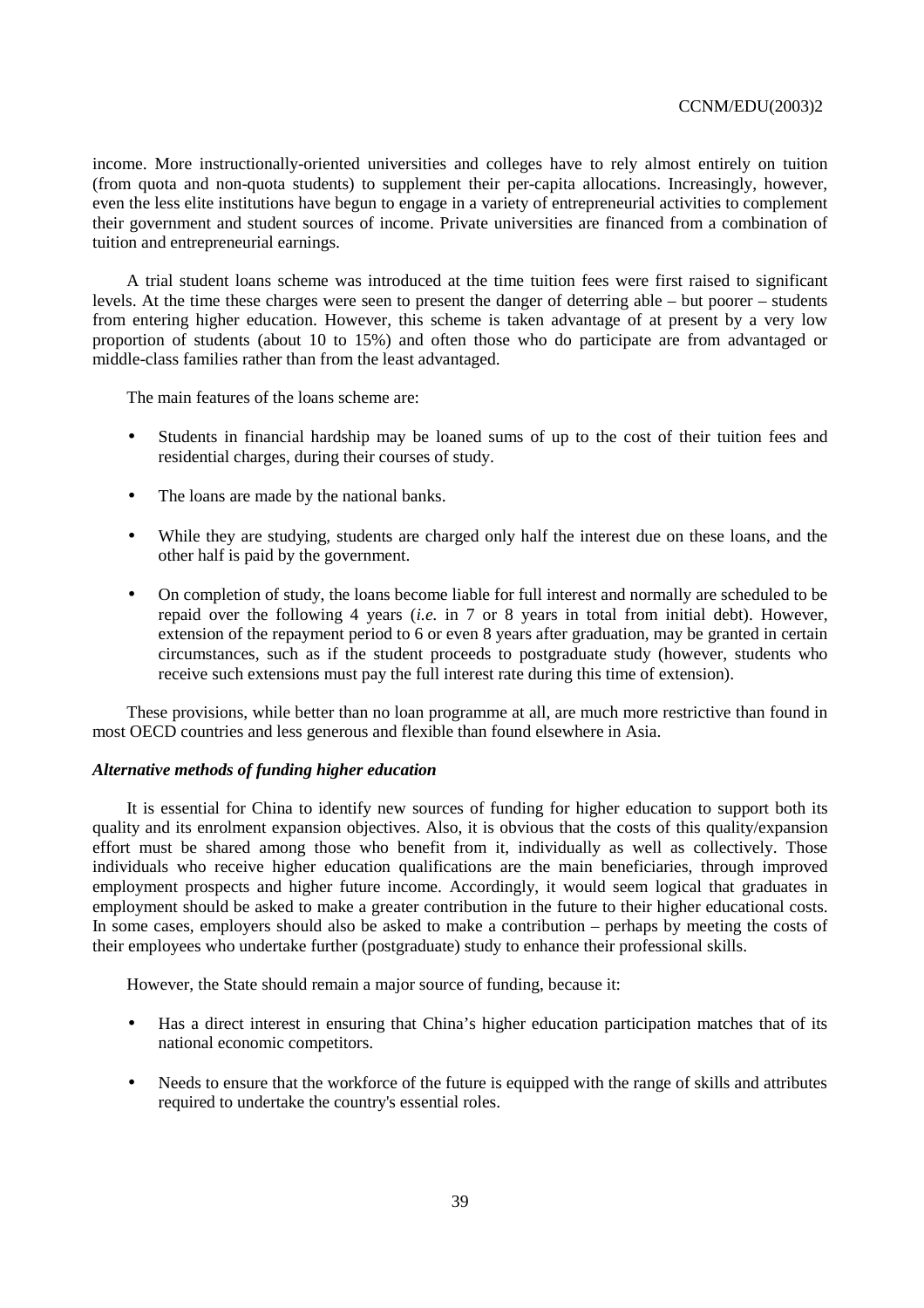income. More instructionally-oriented universities and colleges have to rely almost entirely on tuition (from quota and non-quota students) to supplement their per-capita allocations. Increasingly, however, even the less elite institutions have begun to engage in a variety of entrepreneurial activities to complement their government and student sources of income. Private universities are financed from a combination of tuition and entrepreneurial earnings.

A trial student loans scheme was introduced at the time tuition fees were first raised to significant levels. At the time these charges were seen to present the danger of deterring able – but poorer – students from entering higher education. However, this scheme is taken advantage of at present by a very low proportion of students (about 10 to 15%) and often those who do participate are from advantaged or middle-class families rather than from the least advantaged.

The main features of the loans scheme are:

- Students in financial hardship may be loaned sums of up to the cost of their tuition fees and residential charges, during their courses of study.
- The loans are made by the national banks.
- While they are studying, students are charged only half the interest due on these loans, and the other half is paid by the government.
- On completion of study, the loans become liable for full interest and normally are scheduled to be repaid over the following 4 years (*i.e.* in 7 or 8 years in total from initial debt). However, extension of the repayment period to 6 or even 8 years after graduation, may be granted in certain circumstances, such as if the student proceeds to postgraduate study (however, students who receive such extensions must pay the full interest rate during this time of extension).

These provisions, while better than no loan programme at all, are much more restrictive than found in most OECD countries and less generous and flexible than found elsewhere in Asia.

### *Alternative methods of funding higher education*

It is essential for China to identify new sources of funding for higher education to support both its quality and its enrolment expansion objectives. Also, it is obvious that the costs of this quality/expansion effort must be shared among those who benefit from it, individually as well as collectively. Those individuals who receive higher education qualifications are the main beneficiaries, through improved employment prospects and higher future income. Accordingly, it would seem logical that graduates in employment should be asked to make a greater contribution in the future to their higher educational costs. In some cases, employers should also be asked to make a contribution – perhaps by meeting the costs of their employees who undertake further (postgraduate) study to enhance their professional skills.

However, the State should remain a major source of funding, because it:

- Has a direct interest in ensuring that China's higher education participation matches that of its national economic competitors.
- Needs to ensure that the workforce of the future is equipped with the range of skills and attributes required to undertake the country's essential roles.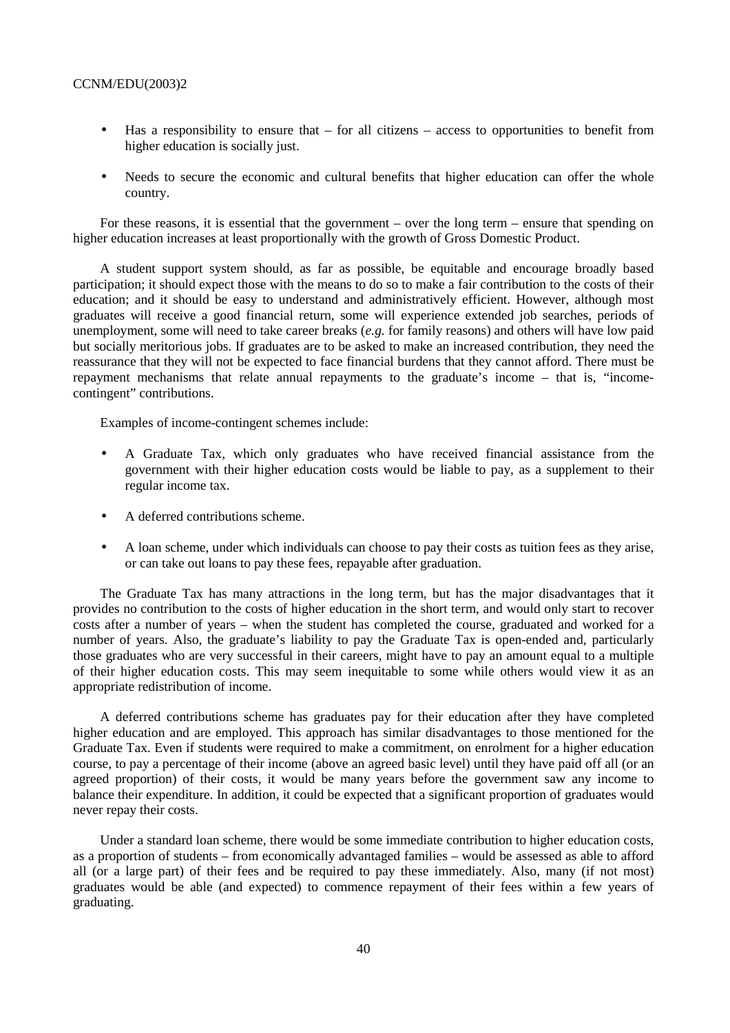- Has a responsibility to ensure that – for all citizens – access to opportunities to benefit from higher education is socially just.
- Needs to secure the economic and cultural benefits that higher education can offer the whole country.

For these reasons, it is essential that the government – over the long term – ensure that spending on higher education increases at least proportionally with the growth of Gross Domestic Product.

A student support system should, as far as possible, be equitable and encourage broadly based participation; it should expect those with the means to do so to make a fair contribution to the costs of their education; and it should be easy to understand and administratively efficient. However, although most graduates will receive a good financial return, some will experience extended job searches, periods of unemployment, some will need to take career breaks (*e.g.* for family reasons) and others will have low paid but socially meritorious jobs. If graduates are to be asked to make an increased contribution, they need the reassurance that they will not be expected to face financial burdens that they cannot afford. There must be repayment mechanisms that relate annual repayments to the graduate's income – that is, "income-contingent" contributions.

Examples of income-contingent schemes include:

- A Graduate Tax, which only graduates who have received financial assistance from the government with their higher education costs would be liable to pay, as a supplement to their regular income tax.
- A deferred contributions scheme.
- A loan scheme, under which individuals can choose to pay their costs as tuition fees as they arise, or can take out loans to pay these fees, repayable after graduation.

The Graduate Tax has many attractions in the long term, but has the major disadvantages that it provides no contribution to the costs of higher education in the short term, and would only start to recover costs after a number of years – when the student has completed the course, graduated and worked for a number of years. Also, the graduate's liability to pay the Graduate Tax is open-ended and, particularly those graduates who are very successful in their careers, might have to pay an amount equal to a multiple of their higher education costs. This may seem inequitable to some while others would view it as an appropriate redistribution of income.

A deferred contributions scheme has graduates pay for their education after they have completed higher education and are employed. This approach has similar disadvantages to those mentioned for the Graduate Tax. Even if students were required to make a commitment, on enrolment for a higher education course, to pay a percentage of their income (above an agreed basic level) until they have paid off all (or an agreed proportion) of their costs, it would be many years before the government saw any income to balance their expenditure. In addition, it could be expected that a significant proportion of graduates would never repay their costs.

Under a standard loan scheme, there would be some immediate contribution to higher education costs, as a proportion of students – from economically advantaged families – would be assessed as able to afford all (or a large part) of their fees and be required to pay these immediately. Also, many (if not most) graduates would be able (and expected) to commence repayment of their fees within a few years of graduating.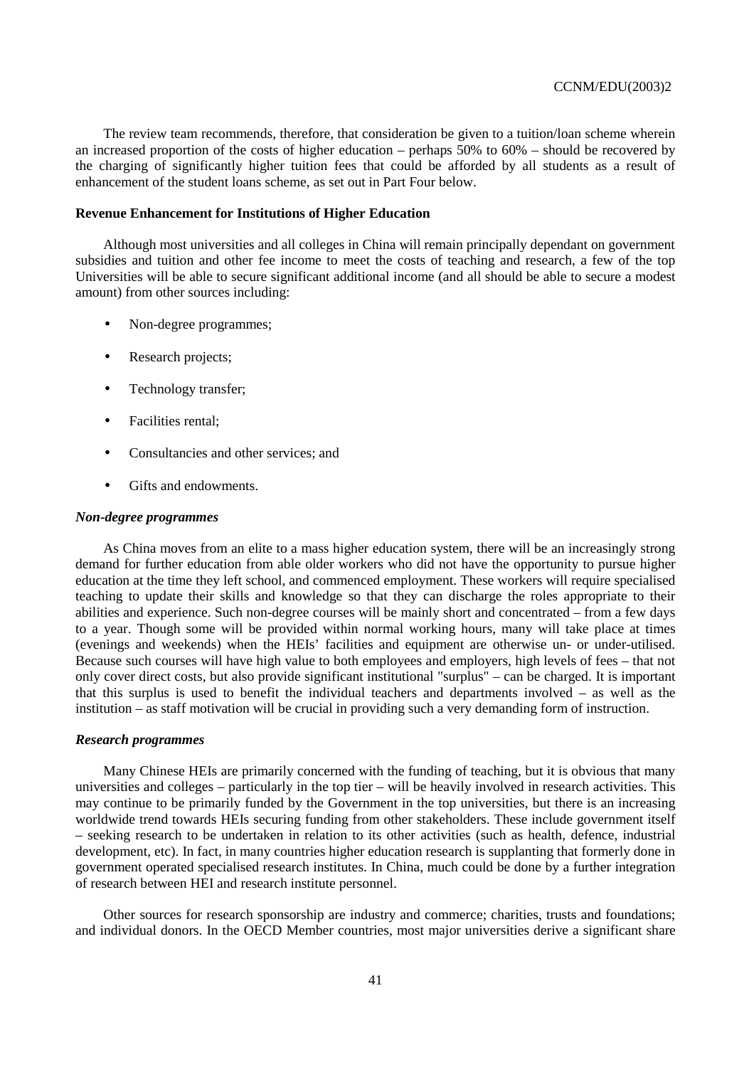The review team recommends, therefore, that consideration be given to a tuition/loan scheme wherein an increased proportion of the costs of higher education – perhaps 50% to 60% – should be recovered by the charging of significantly higher tuition fees that could be afforded by all students as a result of enhancement of the student loans scheme, as set out in Part Four below.

**Revenue Enhancement for Institutions of Higher Education**

Although most universities and all colleges in China will remain principally dependant on government subsidies and tuition and other fee income to meet the costs of teaching and research, a few of the top Universities will be able to secure significant additional income (and all should be able to secure a modest amount) from other sources including:

- Non-degree programmes;
- Research projects;
- Technology transfer;
- Facilities rental;
- Consultancies and other services; and
- Gifts and endowments.

***Non-degree programmes***

As China moves from an elite to a mass higher education system, there will be an increasingly strong demand for further education from able older workers who did not have the opportunity to pursue higher education at the time they left school, and commenced employment. These workers will require specialised teaching to update their skills and knowledge so that they can discharge the roles appropriate to their abilities and experience. Such non-degree courses will be mainly short and concentrated – from a few days to a year. Though some will be provided within normal working hours, many will take place at times (evenings and weekends) when the HEIs' facilities and equipment are otherwise un- or under-utilised. Because such courses will have high value to both employees and employers, high levels of fees – that not only cover direct costs, but also provide significant institutional "surplus" – can be charged. It is important that this surplus is used to benefit the individual teachers and departments involved – as well as the institution – as staff motivation will be crucial in providing such a very demanding form of instruction.

***Research programmes***

Many Chinese HEIs are primarily concerned with the funding of teaching, but it is obvious that many universities and colleges – particularly in the top tier – will be heavily involved in research activities. This may continue to be primarily funded by the Government in the top universities, but there is an increasing worldwide trend towards HEIs securing funding from other stakeholders. These include government itself – seeking research to be undertaken in relation to its other activities (such as health, defence, industrial development, etc). In fact, in many countries higher education research is supplanting that formerly done in government operated specialised research institutes. In China, much could be done by a further integration of research between HEI and research institute personnel.

Other sources for research sponsorship are industry and commerce; charities, trusts and foundations; and individual donors. In the OECD Member countries, most major universities derive a significant share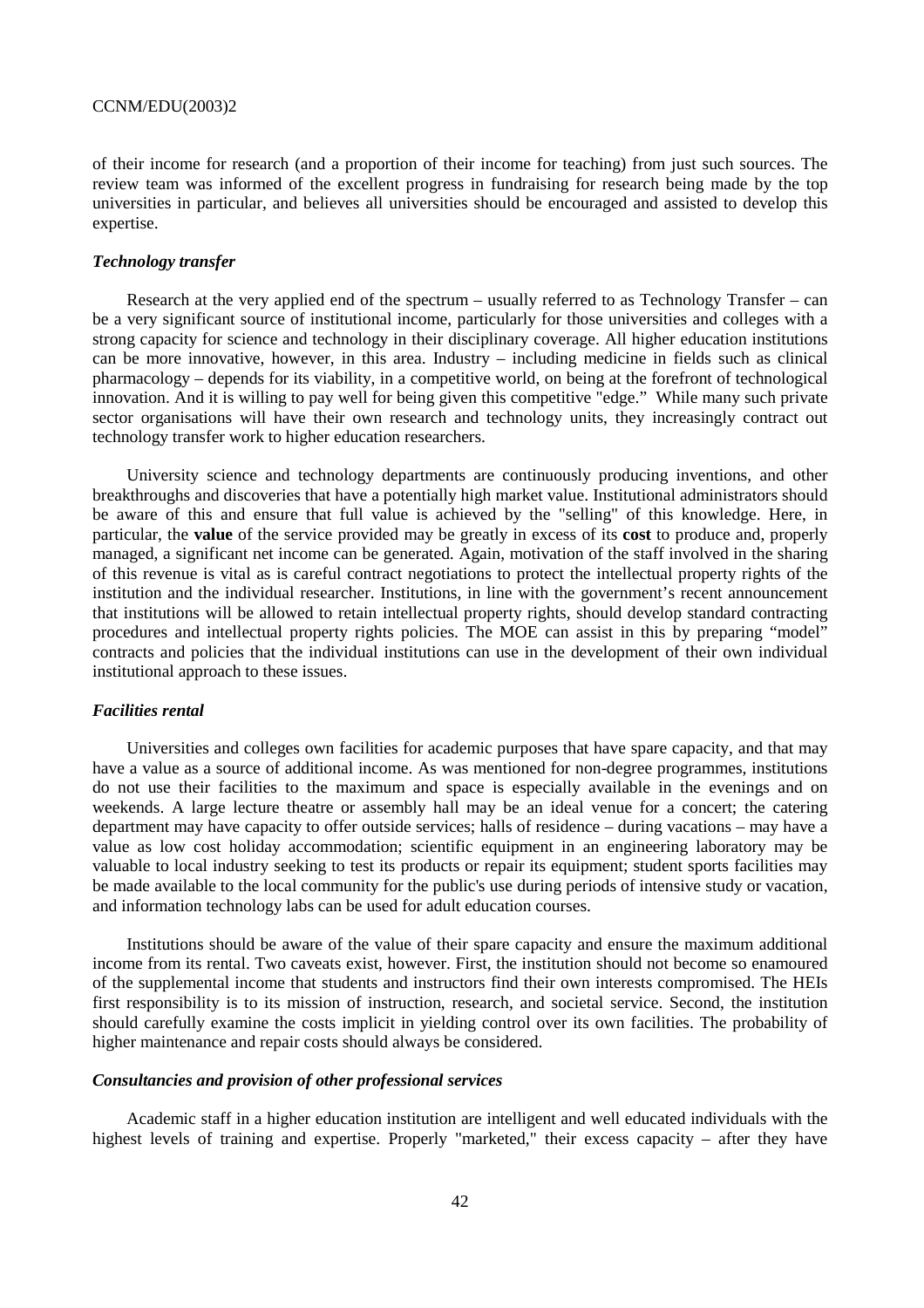of their income for research (and a proportion of their income for teaching) from just such sources. The review team was informed of the excellent progress in fundraising for research being made by the top universities in particular, and believes all universities should be encouraged and assisted to develop this expertise.

### *Technology transfer*

Research at the very applied end of the spectrum – usually referred to as Technology Transfer – can be a very significant source of institutional income, particularly for those universities and colleges with a strong capacity for science and technology in their disciplinary coverage. All higher education institutions can be more innovative, however, in this area. Industry – including medicine in fields such as clinical pharmacology – depends for its viability, in a competitive world, on being at the forefront of technological innovation. And it is willing to pay well for being given this competitive "edge." While many such private sector organisations will have their own research and technology units, they increasingly contract out technology transfer work to higher education researchers.

University science and technology departments are continuously producing inventions, and other breakthroughs and discoveries that have a potentially high market value. Institutional administrators should be aware of this and ensure that full value is achieved by the "selling" of this knowledge. Here, in particular, the **value** of the service provided may be greatly in excess of its **cost** to produce and, properly managed, a significant net income can be generated. Again, motivation of the staff involved in the sharing of this revenue is vital as is careful contract negotiations to protect the intellectual property rights of the institution and the individual researcher. Institutions, in line with the government's recent announcement that institutions will be allowed to retain intellectual property rights, should develop standard contracting procedures and intellectual property rights policies. The MOE can assist in this by preparing "model" contracts and policies that the individual institutions can use in the development of their own individual institutional approach to these issues.

### *Facilities rental*

Universities and colleges own facilities for academic purposes that have spare capacity, and that may have a value as a source of additional income. As was mentioned for non-degree programmes, institutions do not use their facilities to the maximum and space is especially available in the evenings and on weekends. A large lecture theatre or assembly hall may be an ideal venue for a concert; the catering department may have capacity to offer outside services; halls of residence – during vacations – may have a value as low cost holiday accommodation; scientific equipment in an engineering laboratory may be valuable to local industry seeking to test its products or repair its equipment; student sports facilities may be made available to the local community for the public's use during periods of intensive study or vacation, and information technology labs can be used for adult education courses.

Institutions should be aware of the value of their spare capacity and ensure the maximum additional income from its rental. Two caveats exist, however. First, the institution should not become so enamoured of the supplemental income that students and instructors find their own interests compromised. The HEIs first responsibility is to its mission of instruction, research, and societal service. Second, the institution should carefully examine the costs implicit in yielding control over its own facilities. The probability of higher maintenance and repair costs should always be considered.

### *Consultancies and provision of other professional services*

Academic staff in a higher education institution are intelligent and well educated individuals with the highest levels of training and expertise. Properly "marketed," their excess capacity – after they have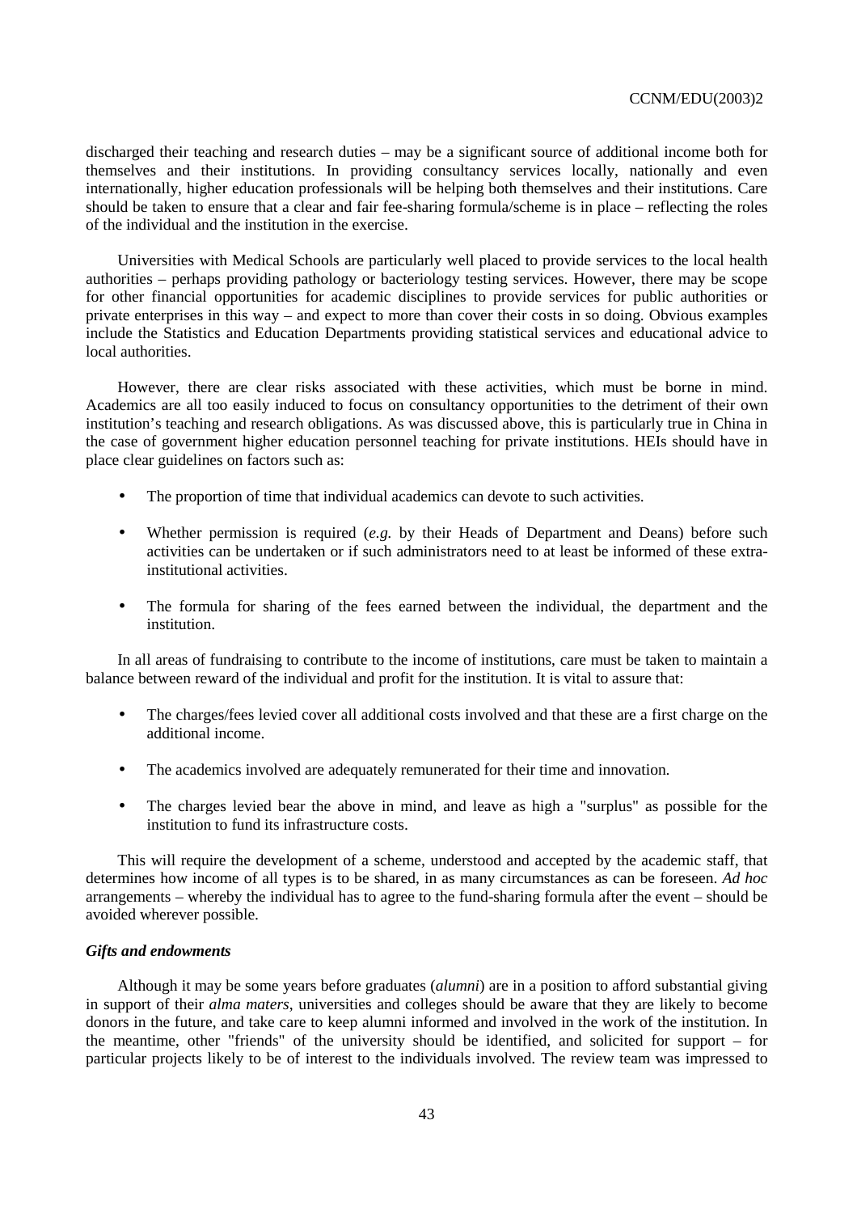discharged their teaching and research duties – may be a significant source of additional income both for themselves and their institutions. In providing consultancy services locally, nationally and even internationally, higher education professionals will be helping both themselves and their institutions. Care should be taken to ensure that a clear and fair fee-sharing formula/scheme is in place – reflecting the roles of the individual and the institution in the exercise.

Universities with Medical Schools are particularly well placed to provide services to the local health authorities – perhaps providing pathology or bacteriology testing services. However, there may be scope for other financial opportunities for academic disciplines to provide services for public authorities or private enterprises in this way – and expect to more than cover their costs in so doing. Obvious examples include the Statistics and Education Departments providing statistical services and educational advice to local authorities.

However, there are clear risks associated with these activities, which must be borne in mind. Academics are all too easily induced to focus on consultancy opportunities to the detriment of their own institution's teaching and research obligations. As was discussed above, this is particularly true in China in the case of government higher education personnel teaching for private institutions. HEIs should have in place clear guidelines on factors such as:

- The proportion of time that individual academics can devote to such activities.
- Whether permission is required (*e.g.* by their Heads of Department and Deans) before such activities can be undertaken or if such administrators need to at least be informed of these extra-institutional activities.
- The formula for sharing of the fees earned between the individual, the department and the institution.

In all areas of fundraising to contribute to the income of institutions, care must be taken to maintain a balance between reward of the individual and profit for the institution. It is vital to assure that:

- The charges/fees levied cover all additional costs involved and that these are a first charge on the additional income.
- The academics involved are adequately remunerated for their time and innovation.
- The charges levied bear the above in mind, and leave as high a "surplus" as possible for the institution to fund its infrastructure costs.

This will require the development of a scheme, understood and accepted by the academic staff, that determines how income of all types is to be shared, in as many circumstances as can be foreseen. *Ad hoc* arrangements – whereby the individual has to agree to the fund-sharing formula after the event – should be avoided wherever possible.

***Gifts and endowments***

Although it may be some years before graduates (*alumni*) are in a position to afford substantial giving in support of their *alma maters*, universities and colleges should be aware that they are likely to become donors in the future, and take care to keep alumni informed and involved in the work of the institution. In the meantime, other "friends" of the university should be identified, and solicited for support – for particular projects likely to be of interest to the individuals involved. The review team was impressed to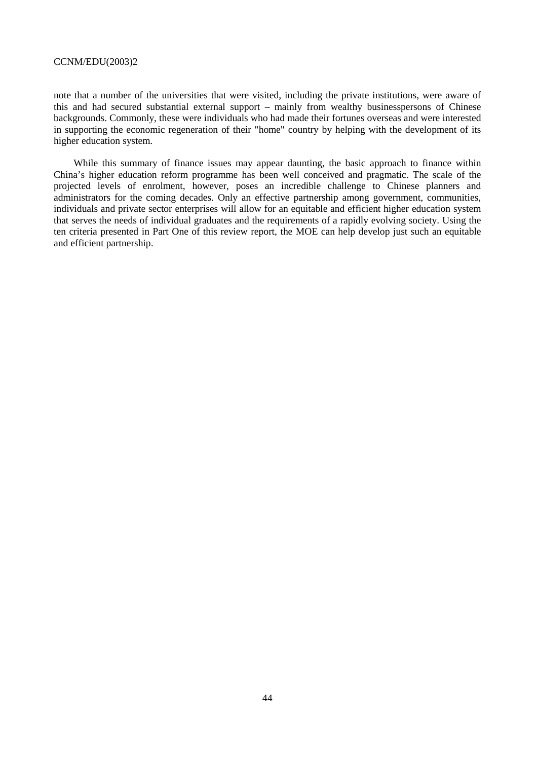note that a number of the universities that were visited, including the private institutions, were aware of this and had secured substantial external support – mainly from wealthy businesspersons of Chinese backgrounds. Commonly, these were individuals who had made their fortunes overseas and were interested in supporting the economic regeneration of their "home" country by helping with the development of its higher education system.

While this summary of finance issues may appear daunting, the basic approach to finance within China's higher education reform programme has been well conceived and pragmatic. The scale of the projected levels of enrolment, however, poses an incredible challenge to Chinese planners and administrators for the coming decades. Only an effective partnership among government, communities, individuals and private sector enterprises will allow for an equitable and efficient higher education system that serves the needs of individual graduates and the requirements of a rapidly evolving society. Using the ten criteria presented in Part One of this review report, the MOE can help develop just such an equitable and efficient partnership.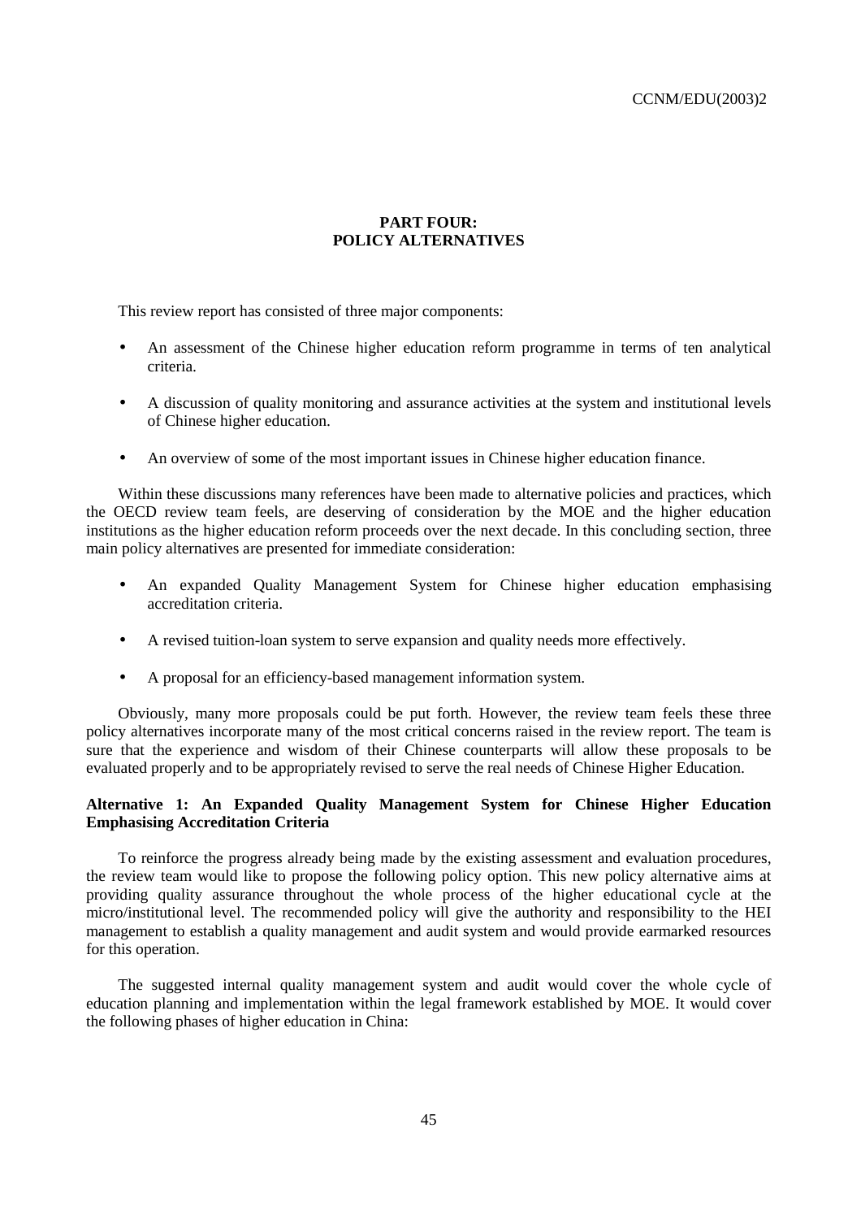## PART FOUR:
## POLICY ALTERNATIVES

This review report has consisted of three major components:

- An assessment of the Chinese higher education reform programme in terms of ten analytical criteria.
- A discussion of quality monitoring and assurance activities at the system and institutional levels of Chinese higher education.
- An overview of some of the most important issues in Chinese higher education finance.

Within these discussions many references have been made to alternative policies and practices, which the OECD review team feels, are deserving of consideration by the MOE and the higher education institutions as the higher education reform proceeds over the next decade. In this concluding section, three main policy alternatives are presented for immediate consideration:

- An expanded Quality Management System for Chinese higher education emphasising accreditation criteria.
- A revised tuition-loan system to serve expansion and quality needs more effectively.
- A proposal for an efficiency-based management information system.

Obviously, many more proposals could be put forth. However, the review team feels these three policy alternatives incorporate many of the most critical concerns raised in the review report. The team is sure that the experience and wisdom of their Chinese counterparts will allow these proposals to be evaluated properly and to be appropriately revised to serve the real needs of Chinese Higher Education.

### Alternative 1: An Expanded Quality Management System for Chinese Higher Education Emphasising Accreditation Criteria

To reinforce the progress already being made by the existing assessment and evaluation procedures, the review team would like to propose the following policy option. This new policy alternative aims at providing quality assurance throughout the whole process of the higher educational cycle at the micro/institutional level. The recommended policy will give the authority and responsibility to the HEI management to establish a quality management and audit system and would provide earmarked resources for this operation.

The suggested internal quality management system and audit would cover the whole cycle of education planning and implementation within the legal framework established by MOE. It would cover the following phases of higher education in China: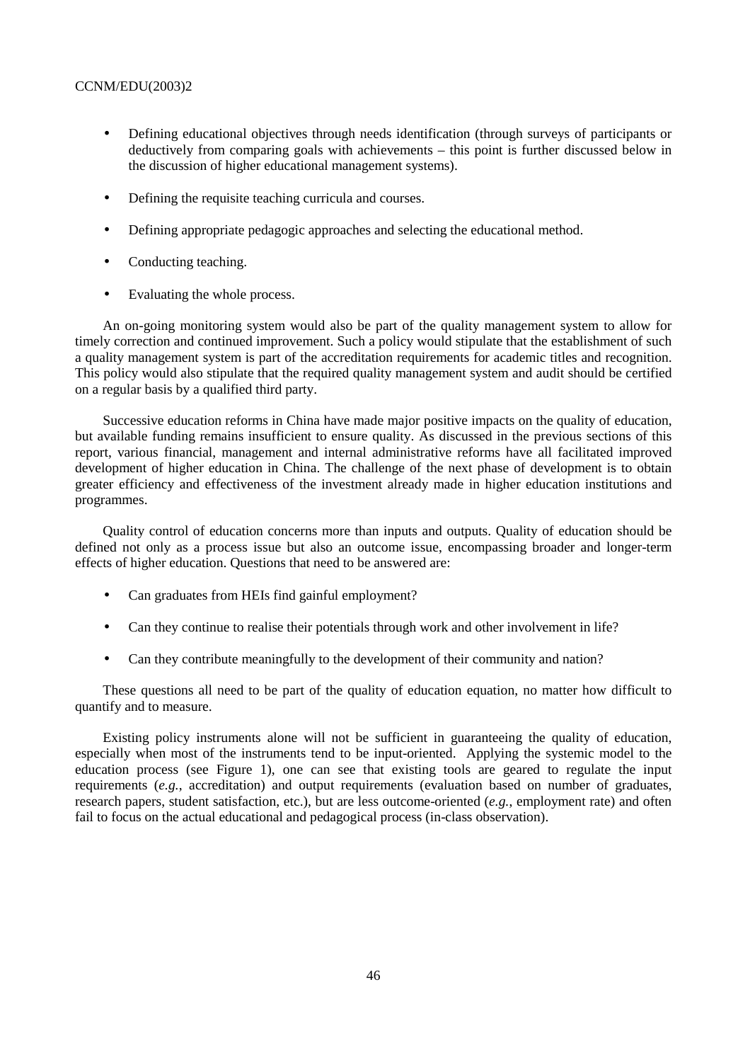- Defining educational objectives through needs identification (through surveys of participants or deductively from comparing goals with achievements – this point is further discussed below in the discussion of higher educational management systems).
- Defining the requisite teaching curricula and courses.
- Defining appropriate pedagogic approaches and selecting the educational method.
- Conducting teaching.
- Evaluating the whole process.

An on-going monitoring system would also be part of the quality management system to allow for timely correction and continued improvement. Such a policy would stipulate that the establishment of such a quality management system is part of the accreditation requirements for academic titles and recognition. This policy would also stipulate that the required quality management system and audit should be certified on a regular basis by a qualified third party.

Successive education reforms in China have made major positive impacts on the quality of education, but available funding remains insufficient to ensure quality. As discussed in the previous sections of this report, various financial, management and internal administrative reforms have all facilitated improved development of higher education in China. The challenge of the next phase of development is to obtain greater efficiency and effectiveness of the investment already made in higher education institutions and programmes.

Quality control of education concerns more than inputs and outputs. Quality of education should be defined not only as a process issue but also an outcome issue, encompassing broader and longer-term effects of higher education. Questions that need to be answered are:

- Can graduates from HEIs find gainful employment?
- Can they continue to realise their potentials through work and other involvement in life?
- Can they contribute meaningfully to the development of their community and nation?

These questions all need to be part of the quality of education equation, no matter how difficult to quantify and to measure.

Existing policy instruments alone will not be sufficient in guaranteeing the quality of education, especially when most of the instruments tend to be input-oriented. Applying the systemic model to the education process (see Figure 1), one can see that existing tools are geared to regulate the input requirements (*e.g.*, accreditation) and output requirements (evaluation based on number of graduates, research papers, student satisfaction, etc.), but are less outcome-oriented (*e.g.*, employment rate) and often fail to focus on the actual educational and pedagogical process (in-class observation).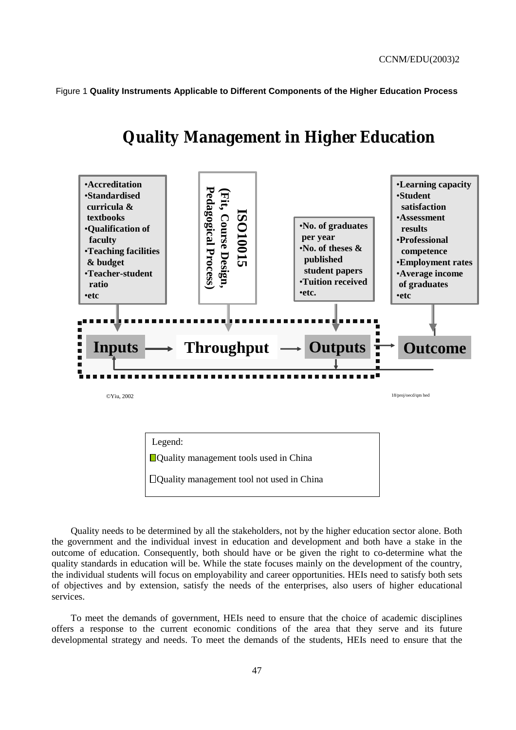Figure 1 **Quality Instruments Applicable to Different Components of the Higher Education Process**

## Quality Management in Higher Education

- **Accreditation**
- **Standardised curricula & textbooks**
- **Qualification of faculty**
- **Teaching facilities & budget**
- **Teacher-student ratio**
- **etc**

**ISO10015 (Fit, Course Design, Pedagogical Process)**

- **No. of graduates per year**
- **No. of theses & published student papers**
- **Tuition received**
- **etc.**

- **Learning capacity**
- **Student satisfaction**
- **Assessment results**
- **Professional competence**
- **Employment rates**
- **Average income of graduates**
- **etc**

**Inputs** → **Throughput** → **Outputs** → **Outcome**

©Yiu, 2002

18/proj/oecd/qm hed

Legend:

Quality management tools used in China

Quality management tool not used in China

Quality needs to be determined by all the stakeholders, not by the higher education sector alone. Both the government and the individual invest in education and development and both have a stake in the outcome of education. Consequently, both should have or be given the right to co-determine what the quality standards in education will be. While the state focuses mainly on the development of the country, the individual students will focus on employability and career opportunities. HEIs need to satisfy both sets of objectives and by extension, satisfy the needs of the enterprises, also users of higher educational services.

To meet the demands of government, HEIs need to ensure that the choice of academic disciplines offers a response to the current economic conditions of the area that they serve and its future developmental strategy and needs. To meet the demands of the students, HEIs need to ensure that the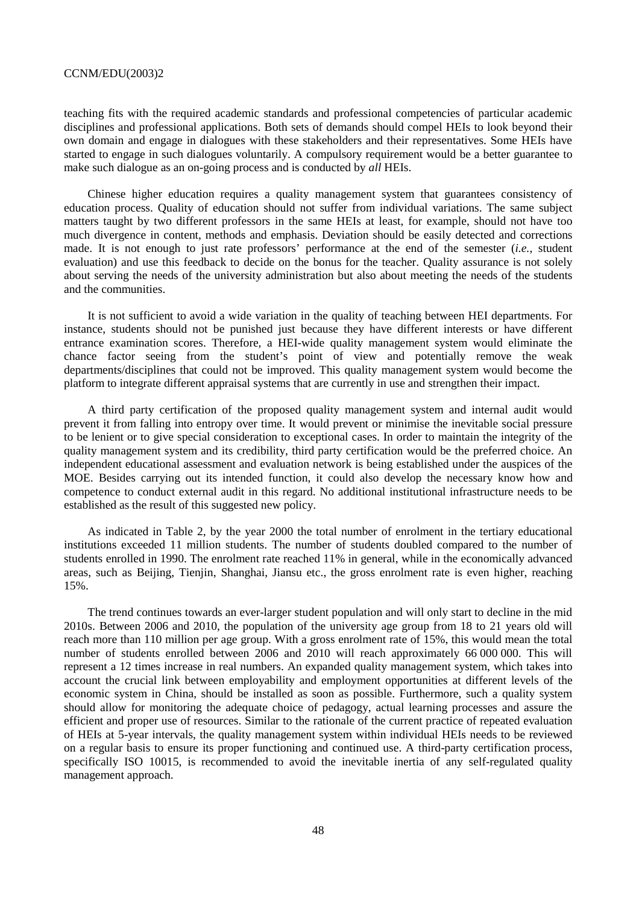teaching fits with the required academic standards and professional competencies of particular academic disciplines and professional applications. Both sets of demands should compel HEIs to look beyond their own domain and engage in dialogues with these stakeholders and their representatives. Some HEIs have started to engage in such dialogues voluntarily. A compulsory requirement would be a better guarantee to make such dialogue as an on-going process and is conducted by *all* HEIs.

Chinese higher education requires a quality management system that guarantees consistency of education process. Quality of education should not suffer from individual variations. The same subject matters taught by two different professors in the same HEIs at least, for example, should not have too much divergence in content, methods and emphasis. Deviation should be easily detected and corrections made. It is not enough to just rate professors' performance at the end of the semester (*i.e.*, student evaluation) and use this feedback to decide on the bonus for the teacher. Quality assurance is not solely about serving the needs of the university administration but also about meeting the needs of the students and the communities.

It is not sufficient to avoid a wide variation in the quality of teaching between HEI departments. For instance, students should not be punished just because they have different interests or have different entrance examination scores. Therefore, a HEI-wide quality management system would eliminate the chance factor seeing from the student's point of view and potentially remove the weak departments/disciplines that could not be improved. This quality management system would become the platform to integrate different appraisal systems that are currently in use and strengthen their impact.

A third party certification of the proposed quality management system and internal audit would prevent it from falling into entropy over time. It would prevent or minimise the inevitable social pressure to be lenient or to give special consideration to exceptional cases. In order to maintain the integrity of the quality management system and its credibility, third party certification would be the preferred choice. An independent educational assessment and evaluation network is being established under the auspices of the MOE. Besides carrying out its intended function, it could also develop the necessary know how and competence to conduct external audit in this regard. No additional institutional infrastructure needs to be established as the result of this suggested new policy.

As indicated in Table 2, by the year 2000 the total number of enrolment in the tertiary educational institutions exceeded 11 million students. The number of students doubled compared to the number of students enrolled in 1990. The enrolment rate reached 11% in general, while in the economically advanced areas, such as Beijing, Tienjin, Shanghai, Jiansu etc., the gross enrolment rate is even higher, reaching 15%.

The trend continues towards an ever-larger student population and will only start to decline in the mid 2010s. Between 2006 and 2010, the population of the university age group from 18 to 21 years old will reach more than 110 million per age group. With a gross enrolment rate of 15%, this would mean the total number of students enrolled between 2006 and 2010 will reach approximately 66 000 000. This will represent a 12 times increase in real numbers. An expanded quality management system, which takes into account the crucial link between employability and employment opportunities at different levels of the economic system in China, should be installed as soon as possible. Furthermore, such a quality system should allow for monitoring the adequate choice of pedagogy, actual learning processes and assure the efficient and proper use of resources. Similar to the rationale of the current practice of repeated evaluation of HEIs at 5-year intervals, the quality management system within individual HEIs needs to be reviewed on a regular basis to ensure its proper functioning and continued use. A third-party certification process, specifically ISO 10015, is recommended to avoid the inevitable inertia of any self-regulated quality management approach.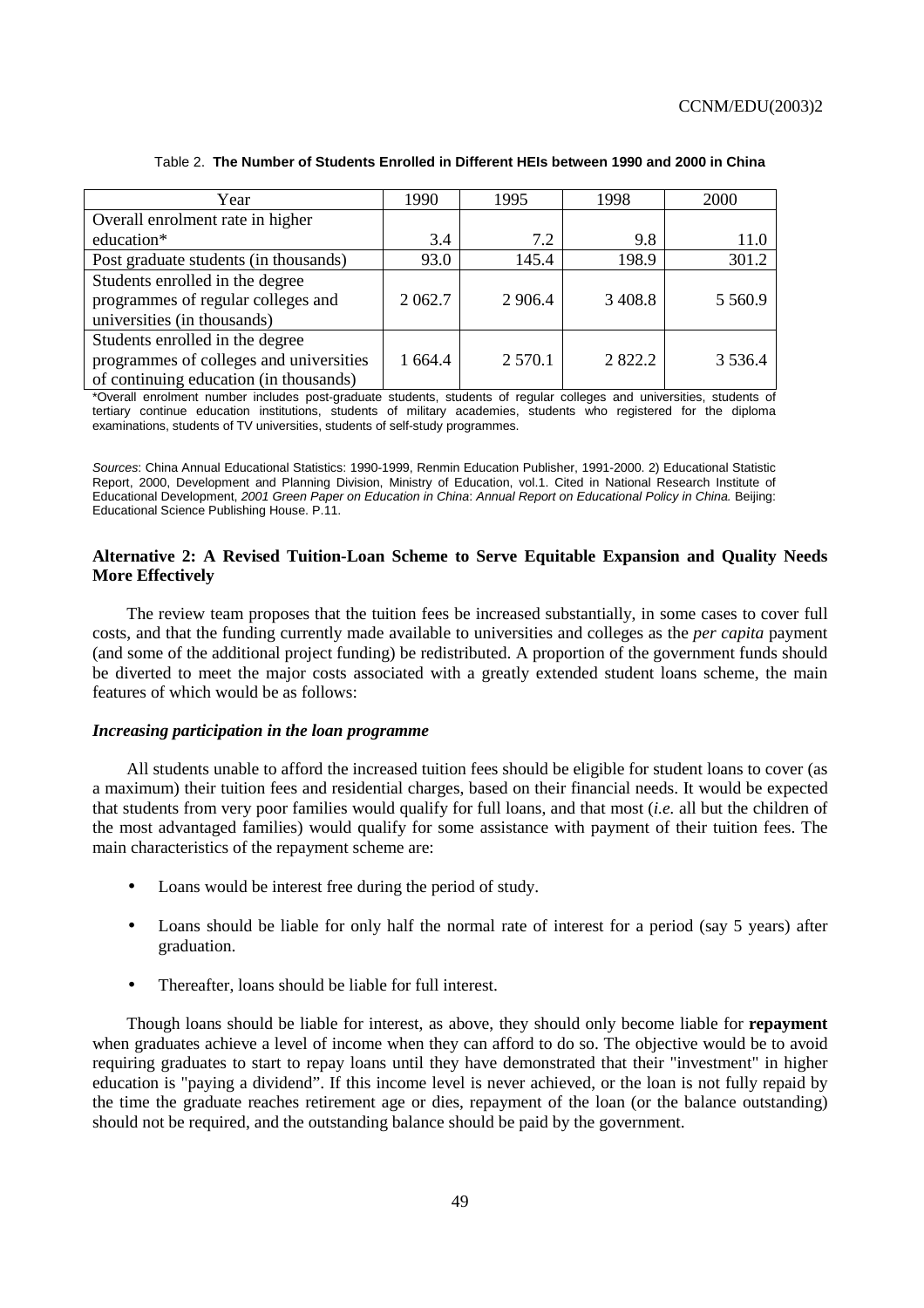Table 2. **The Number of Students Enrolled in Different HEIs between 1990 and 2000 in China**

| Year | 1990 | 1995 | 1998 | 2000 |
|---|---|---|---|---|
| Overall enrolment rate in higher education* | 3.4 | 7.2 | 9.8 | 11.0 |
| Post graduate students (in thousands) | 93.0 | 145.4 | 198.9 | 301.2 |
| Students enrolled in the degree programmes of regular colleges and universities (in thousands) | 2 062.7 | 2 906.4 | 3 408.8 | 5 560.9 |
| Students enrolled in the degree programmes of colleges and universities of continuing education (in thousands) | 1 664.4 | 2 570.1 | 2 822.2 | 3 536.4 |

*Overall enrolment number includes post-graduate students, students of regular colleges and universities, students of tertiary continue education institutions, students of military academies, students who registered for the diploma examinations, students of TV universities, students of self-study programmes.

*Sources*: China Annual Educational Statistics: 1990-1999, Renmin Education Publisher, 1991-2000. 2) Educational Statistic Report, 2000, Development and Planning Division, Ministry of Education, vol.1. Cited in National Research Institute of Educational Development, *2001 Green Paper on Education in China*: *Annual Report on Educational Policy in China.* Beijing: Educational Science Publishing House. P.11.

**Alternative 2: A Revised Tuition-Loan Scheme to Serve Equitable Expansion and Quality Needs More Effectively**

The review team proposes that the tuition fees be increased substantially, in some cases to cover full costs, and that the funding currently made available to universities and colleges as the *per capita* payment (and some of the additional project funding) be redistributed. A proportion of the government funds should be diverted to meet the major costs associated with a greatly extended student loans scheme, the main features of which would be as follows:

***Increasing participation in the loan programme***

All students unable to afford the increased tuition fees should be eligible for student loans to cover (as a maximum) their tuition fees and residential charges, based on their financial needs. It would be expected that students from very poor families would qualify for full loans, and that most (*i.e.* all but the children of the most advantaged families) would qualify for some assistance with payment of their tuition fees. The main characteristics of the repayment scheme are:

- Loans would be interest free during the period of study.
- Loans should be liable for only half the normal rate of interest for a period (say 5 years) after graduation.
- Thereafter, loans should be liable for full interest.

Though loans should be liable for interest, as above, they should only become liable for **repayment** when graduates achieve a level of income when they can afford to do so. The objective would be to avoid requiring graduates to start to repay loans until they have demonstrated that their "investment" in higher education is "paying a dividend". If this income level is never achieved, or the loan is not fully repaid by the time the graduate reaches retirement age or dies, repayment of the loan (or the balance outstanding) should not be required, and the outstanding balance should be paid by the government.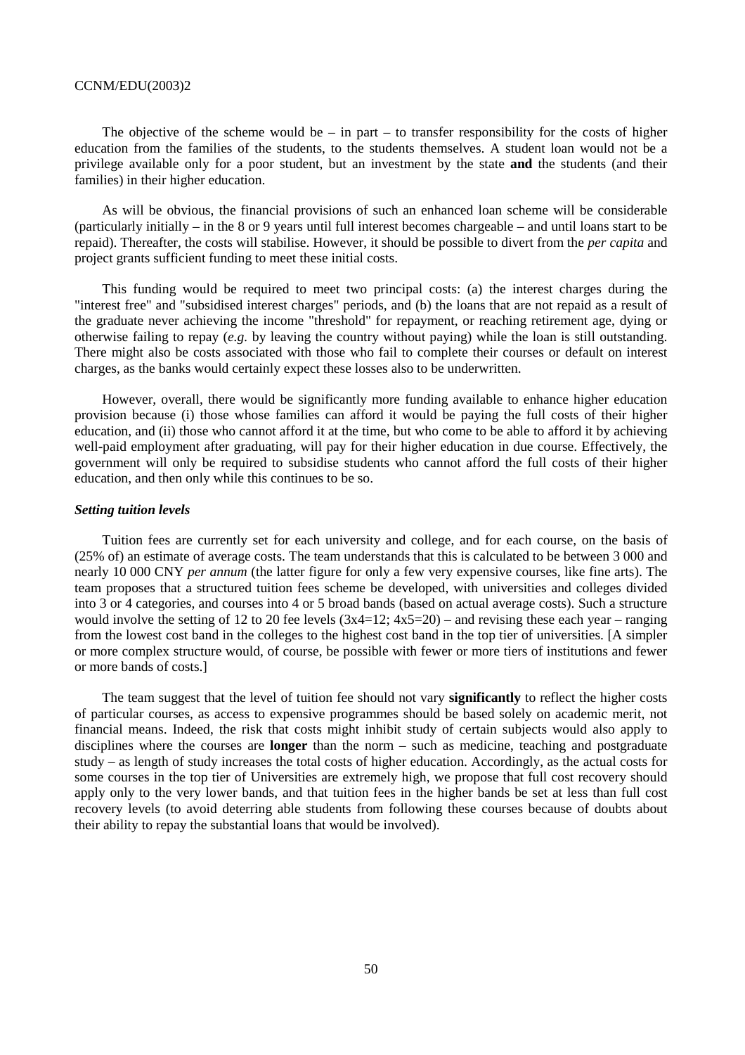The objective of the scheme would be – in part – to transfer responsibility for the costs of higher education from the families of the students, to the students themselves. A student loan would not be a privilege available only for a poor student, but an investment by the state **and** the students (and their families) in their higher education.

As will be obvious, the financial provisions of such an enhanced loan scheme will be considerable (particularly initially – in the 8 or 9 years until full interest becomes chargeable – and until loans start to be repaid). Thereafter, the costs will stabilise. However, it should be possible to divert from the *per capita* and project grants sufficient funding to meet these initial costs.

This funding would be required to meet two principal costs: (a) the interest charges during the "interest free" and "subsidised interest charges" periods, and (b) the loans that are not repaid as a result of the graduate never achieving the income "threshold" for repayment, or reaching retirement age, dying or otherwise failing to repay (*e.g.* by leaving the country without paying) while the loan is still outstanding. There might also be costs associated with those who fail to complete their courses or default on interest charges, as the banks would certainly expect these losses also to be underwritten.

However, overall, there would be significantly more funding available to enhance higher education provision because (i) those whose families can afford it would be paying the full costs of their higher education, and (ii) those who cannot afford it at the time, but who come to be able to afford it by achieving well-paid employment after graduating, will pay for their higher education in due course. Effectively, the government will only be required to subsidise students who cannot afford the full costs of their higher education, and then only while this continues to be so.

***Setting tuition levels***

Tuition fees are currently set for each university and college, and for each course, on the basis of (25% of) an estimate of average costs. The team understands that this is calculated to be between 3 000 and nearly 10 000 CNY *per annum* (the latter figure for only a few very expensive courses, like fine arts). The team proposes that a structured tuition fees scheme be developed, with universities and colleges divided into 3 or 4 categories, and courses into 4 or 5 broad bands (based on actual average costs). Such a structure would involve the setting of 12 to 20 fee levels (3x4=12; 4x5=20) – and revising these each year – ranging from the lowest cost band in the colleges to the highest cost band in the top tier of universities. [A simpler or more complex structure would, of course, be possible with fewer or more tiers of institutions and fewer or more bands of costs.]

The team suggest that the level of tuition fee should not vary **significantly** to reflect the higher costs of particular courses, as access to expensive programmes should be based solely on academic merit, not financial means. Indeed, the risk that costs might inhibit study of certain subjects would also apply to disciplines where the courses are **longer** than the norm – such as medicine, teaching and postgraduate study – as length of study increases the total costs of higher education. Accordingly, as the actual costs for some courses in the top tier of Universities are extremely high, we propose that full cost recovery should apply only to the very lower bands, and that tuition fees in the higher bands be set at less than full cost recovery levels (to avoid deterring able students from following these courses because of doubts about their ability to repay the substantial loans that would be involved).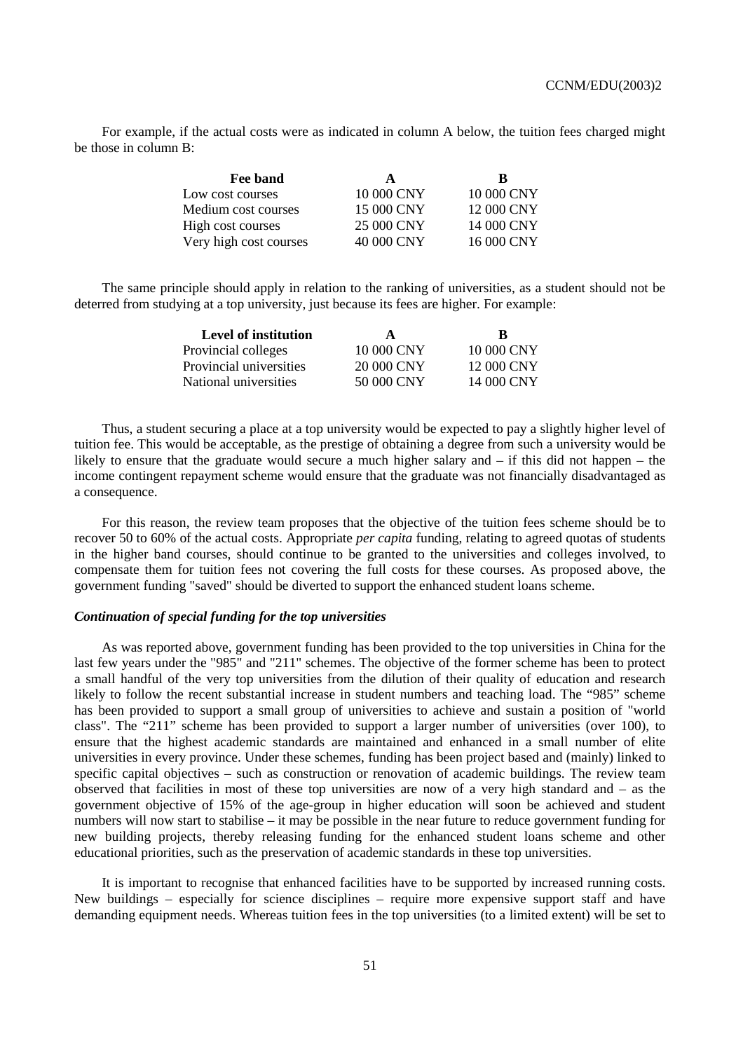For example, if the actual costs were as indicated in column A below, the tuition fees charged might be those in column B:

| Fee band | A | B |
|---|---|---|
| Low cost courses | 10 000 CNY | 10 000 CNY |
| Medium cost courses | 15 000 CNY | 12 000 CNY |
| High cost courses | 25 000 CNY | 14 000 CNY |
| Very high cost courses | 40 000 CNY | 16 000 CNY |

The same principle should apply in relation to the ranking of universities, as a student should not be deterred from studying at a top university, just because its fees are higher. For example:

| Level of institution | A | B |
|---|---|---|
| Provincial colleges | 10 000 CNY | 10 000 CNY |
| Provincial universities | 20 000 CNY | 12 000 CNY |
| National universities | 50 000 CNY | 14 000 CNY |

Thus, a student securing a place at a top university would be expected to pay a slightly higher level of tuition fee. This would be acceptable, as the prestige of obtaining a degree from such a university would be likely to ensure that the graduate would secure a much higher salary and – if this did not happen – the income contingent repayment scheme would ensure that the graduate was not financially disadvantaged as a consequence.

For this reason, the review team proposes that the objective of the tuition fees scheme should be to recover 50 to 60% of the actual costs. Appropriate *per capita* funding, relating to agreed quotas of students in the higher band courses, should continue to be granted to the universities and colleges involved, to compensate them for tuition fees not covering the full costs for these courses. As proposed above, the government funding "saved" should be diverted to support the enhanced student loans scheme.

***Continuation of special funding for the top universities***

As was reported above, government funding has been provided to the top universities in China for the last few years under the "985" and "211" schemes. The objective of the former scheme has been to protect a small handful of the very top universities from the dilution of their quality of education and research likely to follow the recent substantial increase in student numbers and teaching load. The "985" scheme has been provided to support a small group of universities to achieve and sustain a position of "world class". The "211" scheme has been provided to support a larger number of universities (over 100), to ensure that the highest academic standards are maintained and enhanced in a small number of elite universities in every province. Under these schemes, funding has been project based and (mainly) linked to specific capital objectives – such as construction or renovation of academic buildings. The review team observed that facilities in most of these top universities are now of a very high standard and – as the government objective of 15% of the age-group in higher education will soon be achieved and student numbers will now start to stabilise – it may be possible in the near future to reduce government funding for new building projects, thereby releasing funding for the enhanced student loans scheme and other educational priorities, such as the preservation of academic standards in these top universities.

It is important to recognise that enhanced facilities have to be supported by increased running costs. New buildings – especially for science disciplines – require more expensive support staff and have demanding equipment needs. Whereas tuition fees in the top universities (to a limited extent) will be set to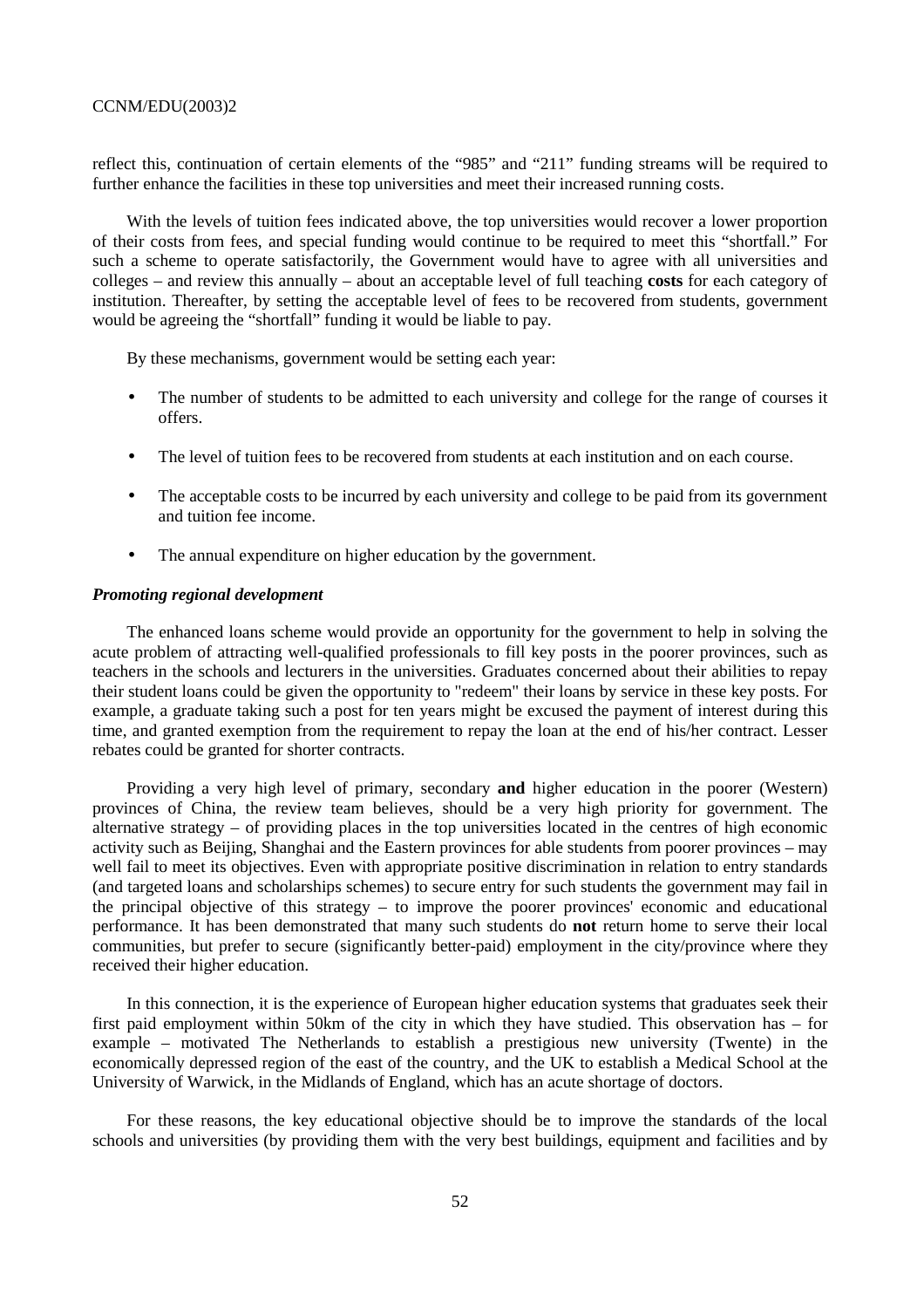reflect this, continuation of certain elements of the "985" and "211" funding streams will be required to further enhance the facilities in these top universities and meet their increased running costs.

With the levels of tuition fees indicated above, the top universities would recover a lower proportion of their costs from fees, and special funding would continue to be required to meet this "shortfall." For such a scheme to operate satisfactorily, the Government would have to agree with all universities and colleges – and review this annually – about an acceptable level of full teaching **costs** for each category of institution. Thereafter, by setting the acceptable level of fees to be recovered from students, government would be agreeing the "shortfall" funding it would be liable to pay.

By these mechanisms, government would be setting each year:

- The number of students to be admitted to each university and college for the range of courses it offers.
- The level of tuition fees to be recovered from students at each institution and on each course.
- The acceptable costs to be incurred by each university and college to be paid from its government and tuition fee income.
- The annual expenditure on higher education by the government.

### ***Promoting regional development***

The enhanced loans scheme would provide an opportunity for the government to help in solving the acute problem of attracting well-qualified professionals to fill key posts in the poorer provinces, such as teachers in the schools and lecturers in the universities. Graduates concerned about their abilities to repay their student loans could be given the opportunity to "redeem" their loans by service in these key posts. For example, a graduate taking such a post for ten years might be excused the payment of interest during this time, and granted exemption from the requirement to repay the loan at the end of his/her contract. Lesser rebates could be granted for shorter contracts.

Providing a very high level of primary, secondary **and** higher education in the poorer (Western) provinces of China, the review team believes, should be a very high priority for government. The alternative strategy – of providing places in the top universities located in the centres of high economic activity such as Beijing, Shanghai and the Eastern provinces for able students from poorer provinces – may well fail to meet its objectives. Even with appropriate positive discrimination in relation to entry standards (and targeted loans and scholarships schemes) to secure entry for such students the government may fail in the principal objective of this strategy – to improve the poorer provinces' economic and educational performance. It has been demonstrated that many such students do **not** return home to serve their local communities, but prefer to secure (significantly better-paid) employment in the city/province where they received their higher education.

In this connection, it is the experience of European higher education systems that graduates seek their first paid employment within 50km of the city in which they have studied. This observation has – for example – motivated The Netherlands to establish a prestigious new university (Twente) in the economically depressed region of the east of the country, and the UK to establish a Medical School at the University of Warwick, in the Midlands of England, which has an acute shortage of doctors.

For these reasons, the key educational objective should be to improve the standards of the local schools and universities (by providing them with the very best buildings, equipment and facilities and by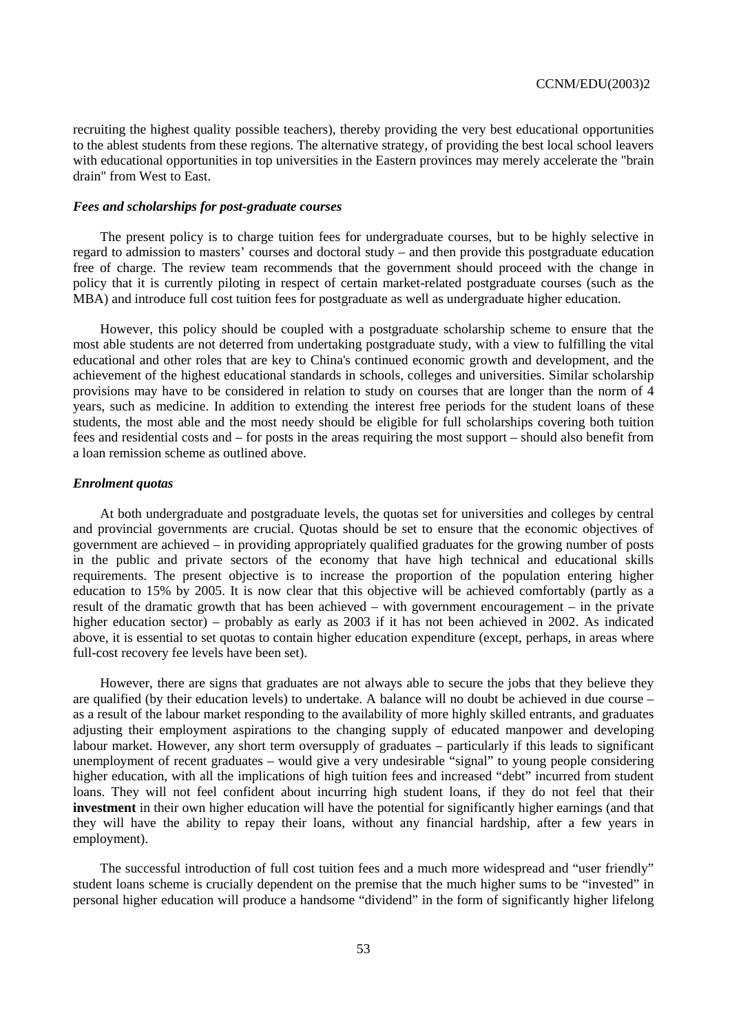recruiting the highest quality possible teachers), thereby providing the very best educational opportunities to the ablest students from these regions. The alternative strategy, of providing the best local school leavers with educational opportunities in top universities in the Eastern provinces may merely accelerate the "brain drain" from West to East.

### *Fees and scholarships for post-graduate courses*

The present policy is to charge tuition fees for undergraduate courses, but to be highly selective in regard to admission to masters' courses and doctoral study – and then provide this postgraduate education free of charge. The review team recommends that the government should proceed with the change in policy that it is currently piloting in respect of certain market-related postgraduate courses (such as the MBA) and introduce full cost tuition fees for postgraduate as well as undergraduate higher education.

However, this policy should be coupled with a postgraduate scholarship scheme to ensure that the most able students are not deterred from undertaking postgraduate study, with a view to fulfilling the vital educational and other roles that are key to China's continued economic growth and development, and the achievement of the highest educational standards in schools, colleges and universities. Similar scholarship provisions may have to be considered in relation to study on courses that are longer than the norm of 4 years, such as medicine. In addition to extending the interest free periods for the student loans of these students, the most able and the most needy should be eligible for full scholarships covering both tuition fees and residential costs and – for posts in the areas requiring the most support – should also benefit from a loan remission scheme as outlined above.

### *Enrolment quotas*

At both undergraduate and postgraduate levels, the quotas set for universities and colleges by central and provincial governments are crucial. Quotas should be set to ensure that the economic objectives of government are achieved – in providing appropriately qualified graduates for the growing number of posts in the public and private sectors of the economy that have high technical and educational skills requirements. The present objective is to increase the proportion of the population entering higher education to 15% by 2005. It is now clear that this objective will be achieved comfortably (partly as a result of the dramatic growth that has been achieved – with government encouragement – in the private higher education sector) – probably as early as 2003 if it has not been achieved in 2002. As indicated above, it is essential to set quotas to contain higher education expenditure (except, perhaps, in areas where full-cost recovery fee levels have been set).

However, there are signs that graduates are not always able to secure the jobs that they believe they are qualified (by their education levels) to undertake. A balance will no doubt be achieved in due course – as a result of the labour market responding to the availability of more highly skilled entrants, and graduates adjusting their employment aspirations to the changing supply of educated manpower and developing labour market. However, any short term oversupply of graduates – particularly if this leads to significant unemployment of recent graduates – would give a very undesirable "signal" to young people considering higher education, with all the implications of high tuition fees and increased "debt" incurred from student loans. They will not feel confident about incurring high student loans, if they do not feel that their **investment** in their own higher education will have the potential for significantly higher earnings (and that they will have the ability to repay their loans, without any financial hardship, after a few years in employment).

The successful introduction of full cost tuition fees and a much more widespread and "user friendly" student loans scheme is crucially dependent on the premise that the much higher sums to be "invested" in personal higher education will produce a handsome "dividend" in the form of significantly higher lifelong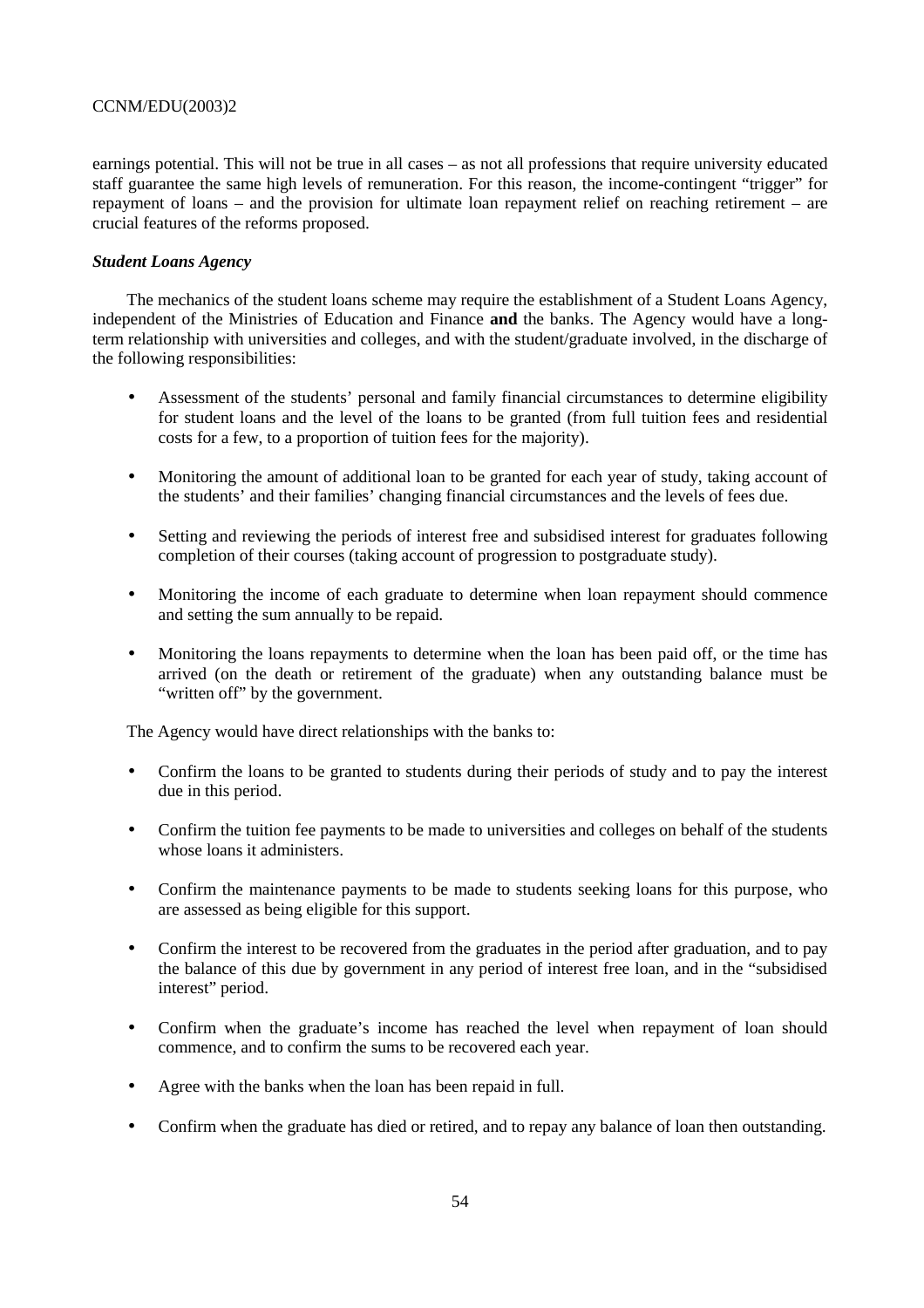earnings potential. This will not be true in all cases – as not all professions that require university educated staff guarantee the same high levels of remuneration. For this reason, the income-contingent "trigger" for repayment of loans – and the provision for ultimate loan repayment relief on reaching retirement – are crucial features of the reforms proposed.

***Student Loans Agency***

The mechanics of the student loans scheme may require the establishment of a Student Loans Agency, independent of the Ministries of Education and Finance **and** the banks. The Agency would have a long-term relationship with universities and colleges, and with the student/graduate involved, in the discharge of the following responsibilities:

- Assessment of the students' personal and family financial circumstances to determine eligibility for student loans and the level of the loans to be granted (from full tuition fees and residential costs for a few, to a proportion of tuition fees for the majority).
- Monitoring the amount of additional loan to be granted for each year of study, taking account of the students' and their families' changing financial circumstances and the levels of fees due.
- Setting and reviewing the periods of interest free and subsidised interest for graduates following completion of their courses (taking account of progression to postgraduate study).
- Monitoring the income of each graduate to determine when loan repayment should commence and setting the sum annually to be repaid.
- Monitoring the loans repayments to determine when the loan has been paid off, or the time has arrived (on the death or retirement of the graduate) when any outstanding balance must be "written off" by the government.

The Agency would have direct relationships with the banks to:

- Confirm the loans to be granted to students during their periods of study and to pay the interest due in this period.
- Confirm the tuition fee payments to be made to universities and colleges on behalf of the students whose loans it administers.
- Confirm the maintenance payments to be made to students seeking loans for this purpose, who are assessed as being eligible for this support.
- Confirm the interest to be recovered from the graduates in the period after graduation, and to pay the balance of this due by government in any period of interest free loan, and in the "subsidised interest" period.
- Confirm when the graduate's income has reached the level when repayment of loan should commence, and to confirm the sums to be recovered each year.
- Agree with the banks when the loan has been repaid in full.
- Confirm when the graduate has died or retired, and to repay any balance of loan then outstanding.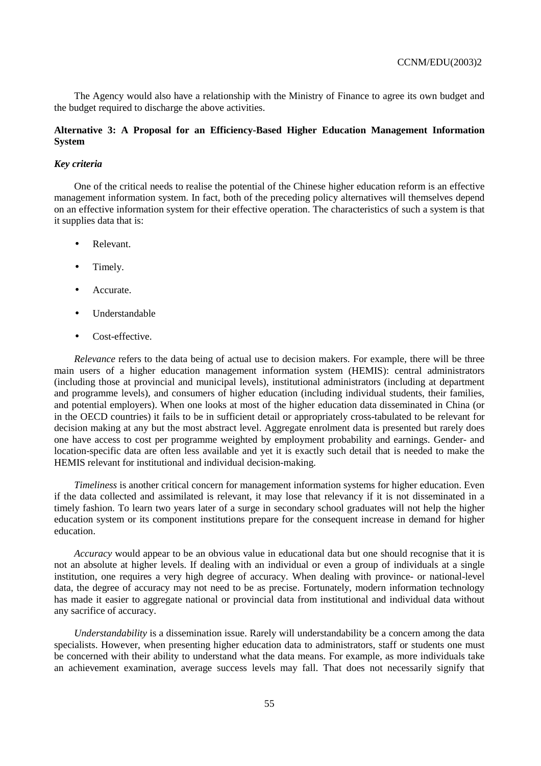The Agency would also have a relationship with the Ministry of Finance to agree its own budget and the budget required to discharge the above activities.

### Alternative 3: A Proposal for an Efficiency-Based Higher Education Management Information System

#### *Key criteria*

One of the critical needs to realise the potential of the Chinese higher education reform is an effective management information system. In fact, both of the preceding policy alternatives will themselves depend on an effective information system for their effective operation. The characteristics of such a system is that it supplies data that is:

- Relevant.
- Timely.
- Accurate.
- Understandable
- Cost-effective.

*Relevance* refers to the data being of actual use to decision makers. For example, there will be three main users of a higher education management information system (HEMIS): central administrators (including those at provincial and municipal levels), institutional administrators (including at department and programme levels), and consumers of higher education (including individual students, their families, and potential employers). When one looks at most of the higher education data disseminated in China (or in the OECD countries) it fails to be in sufficient detail or appropriately cross-tabulated to be relevant for decision making at any but the most abstract level. Aggregate enrolment data is presented but rarely does one have access to cost per programme weighted by employment probability and earnings. Gender- and location-specific data are often less available and yet it is exactly such detail that is needed to make the HEMIS relevant for institutional and individual decision-making.

*Timeliness* is another critical concern for management information systems for higher education. Even if the data collected and assimilated is relevant, it may lose that relevancy if it is not disseminated in a timely fashion. To learn two years later of a surge in secondary school graduates will not help the higher education system or its component institutions prepare for the consequent increase in demand for higher education.

*Accuracy* would appear to be an obvious value in educational data but one should recognise that it is not an absolute at higher levels. If dealing with an individual or even a group of individuals at a single institution, one requires a very high degree of accuracy. When dealing with province- or national-level data, the degree of accuracy may not need to be as precise. Fortunately, modern information technology has made it easier to aggregate national or provincial data from institutional and individual data without any sacrifice of accuracy.

*Understandability* is a dissemination issue. Rarely will understandability be a concern among the data specialists. However, when presenting higher education data to administrators, staff or students one must be concerned with their ability to understand what the data means. For example, as more individuals take an achievement examination, average success levels may fall. That does not necessarily signify that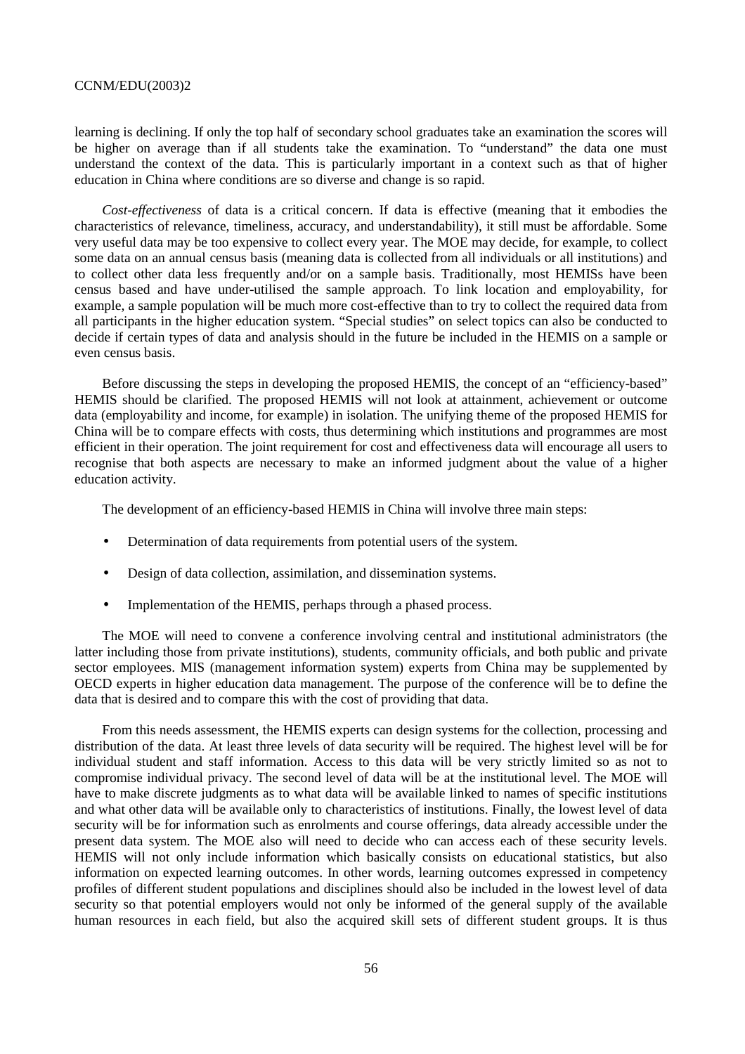learning is declining. If only the top half of secondary school graduates take an examination the scores will be higher on average than if all students take the examination. To "understand" the data one must understand the context of the data. This is particularly important in a context such as that of higher education in China where conditions are so diverse and change is so rapid.

*Cost-effectiveness* of data is a critical concern. If data is effective (meaning that it embodies the characteristics of relevance, timeliness, accuracy, and understandability), it still must be affordable. Some very useful data may be too expensive to collect every year. The MOE may decide, for example, to collect some data on an annual census basis (meaning data is collected from all individuals or all institutions) and to collect other data less frequently and/or on a sample basis. Traditionally, most HEMISs have been census based and have under-utilised the sample approach. To link location and employability, for example, a sample population will be much more cost-effective than to try to collect the required data from all participants in the higher education system. "Special studies" on select topics can also be conducted to decide if certain types of data and analysis should in the future be included in the HEMIS on a sample or even census basis.

Before discussing the steps in developing the proposed HEMIS, the concept of an "efficiency-based" HEMIS should be clarified. The proposed HEMIS will not look at attainment, achievement or outcome data (employability and income, for example) in isolation. The unifying theme of the proposed HEMIS for China will be to compare effects with costs, thus determining which institutions and programmes are most efficient in their operation. The joint requirement for cost and effectiveness data will encourage all users to recognise that both aspects are necessary to make an informed judgment about the value of a higher education activity.

The development of an efficiency-based HEMIS in China will involve three main steps:

- Determination of data requirements from potential users of the system.
- Design of data collection, assimilation, and dissemination systems.
- Implementation of the HEMIS, perhaps through a phased process.

The MOE will need to convene a conference involving central and institutional administrators (the latter including those from private institutions), students, community officials, and both public and private sector employees. MIS (management information system) experts from China may be supplemented by OECD experts in higher education data management. The purpose of the conference will be to define the data that is desired and to compare this with the cost of providing that data.

From this needs assessment, the HEMIS experts can design systems for the collection, processing and distribution of the data. At least three levels of data security will be required. The highest level will be for individual student and staff information. Access to this data will be very strictly limited so as not to compromise individual privacy. The second level of data will be at the institutional level. The MOE will have to make discrete judgments as to what data will be available linked to names of specific institutions and what other data will be available only to characteristics of institutions. Finally, the lowest level of data security will be for information such as enrolments and course offerings, data already accessible under the present data system. The MOE also will need to decide who can access each of these security levels. HEMIS will not only include information which basically consists on educational statistics, but also information on expected learning outcomes. In other words, learning outcomes expressed in competency profiles of different student populations and disciplines should also be included in the lowest level of data security so that potential employers would not only be informed of the general supply of the available human resources in each field, but also the acquired skill sets of different student groups. It is thus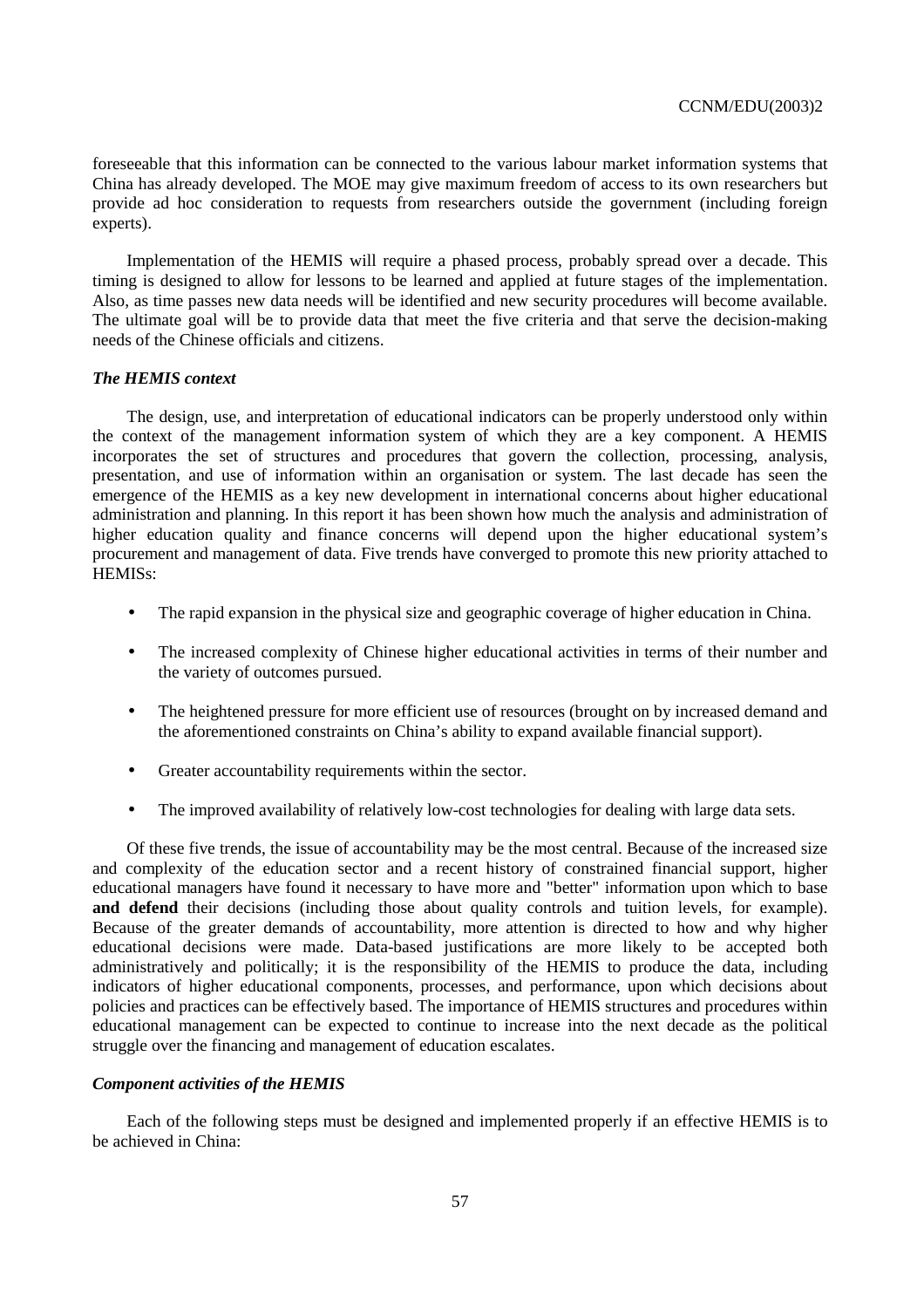foreseeable that this information can be connected to the various labour market information systems that China has already developed. The MOE may give maximum freedom of access to its own researchers but provide ad hoc consideration to requests from researchers outside the government (including foreign experts).

Implementation of the HEMIS will require a phased process, probably spread over a decade. This timing is designed to allow for lessons to be learned and applied at future stages of the implementation. Also, as time passes new data needs will be identified and new security procedures will become available. The ultimate goal will be to provide data that meet the five criteria and that serve the decision-making needs of the Chinese officials and citizens.

***The HEMIS context***

The design, use, and interpretation of educational indicators can be properly understood only within the context of the management information system of which they are a key component. A HEMIS incorporates the set of structures and procedures that govern the collection, processing, analysis, presentation, and use of information within an organisation or system. The last decade has seen the emergence of the HEMIS as a key new development in international concerns about higher educational administration and planning. In this report it has been shown how much the analysis and administration of higher education quality and finance concerns will depend upon the higher educational system's procurement and management of data. Five trends have converged to promote this new priority attached to HEMISs:

- The rapid expansion in the physical size and geographic coverage of higher education in China.
- The increased complexity of Chinese higher educational activities in terms of their number and the variety of outcomes pursued.
- The heightened pressure for more efficient use of resources (brought on by increased demand and the aforementioned constraints on China's ability to expand available financial support).
- Greater accountability requirements within the sector.
- The improved availability of relatively low-cost technologies for dealing with large data sets.

Of these five trends, the issue of accountability may be the most central. Because of the increased size and complexity of the education sector and a recent history of constrained financial support, higher educational managers have found it necessary to have more and "better" information upon which to base **and defend** their decisions (including those about quality controls and tuition levels, for example). Because of the greater demands of accountability, more attention is directed to how and why higher educational decisions were made. Data-based justifications are more likely to be accepted both administratively and politically; it is the responsibility of the HEMIS to produce the data, including indicators of higher educational components, processes, and performance, upon which decisions about policies and practices can be effectively based. The importance of HEMIS structures and procedures within educational management can be expected to continue to increase into the next decade as the political struggle over the financing and management of education escalates.

***Component activities of the HEMIS***

Each of the following steps must be designed and implemented properly if an effective HEMIS is to be achieved in China: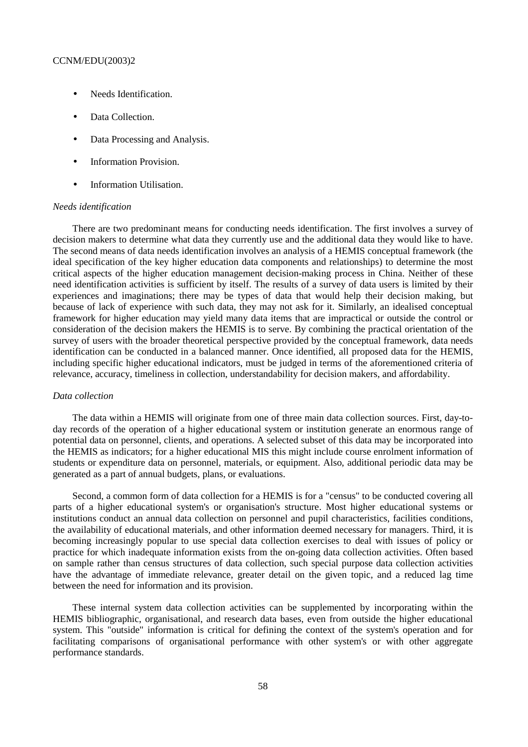- Needs Identification.
- Data Collection.
- Data Processing and Analysis.
- Information Provision.
- Information Utilisation.

*Needs identification*

There are two predominant means for conducting needs identification. The first involves a survey of decision makers to determine what data they currently use and the additional data they would like to have. The second means of data needs identification involves an analysis of a HEMIS conceptual framework (the ideal specification of the key higher education data components and relationships) to determine the most critical aspects of the higher education management decision-making process in China. Neither of these need identification activities is sufficient by itself. The results of a survey of data users is limited by their experiences and imaginations; there may be types of data that would help their decision making, but because of lack of experience with such data, they may not ask for it. Similarly, an idealised conceptual framework for higher education may yield many data items that are impractical or outside the control or consideration of the decision makers the HEMIS is to serve. By combining the practical orientation of the survey of users with the broader theoretical perspective provided by the conceptual framework, data needs identification can be conducted in a balanced manner. Once identified, all proposed data for the HEMIS, including specific higher educational indicators, must be judged in terms of the aforementioned criteria of relevance, accuracy, timeliness in collection, understandability for decision makers, and affordability.

*Data collection*

The data within a HEMIS will originate from one of three main data collection sources. First, day-to-day records of the operation of a higher educational system or institution generate an enormous range of potential data on personnel, clients, and operations. A selected subset of this data may be incorporated into the HEMIS as indicators; for a higher educational MIS this might include course enrolment information of students or expenditure data on personnel, materials, or equipment. Also, additional periodic data may be generated as a part of annual budgets, plans, or evaluations.

Second, a common form of data collection for a HEMIS is for a "census" to be conducted covering all parts of a higher educational system's or organisation's structure. Most higher educational systems or institutions conduct an annual data collection on personnel and pupil characteristics, facilities conditions, the availability of educational materials, and other information deemed necessary for managers. Third, it is becoming increasingly popular to use special data collection exercises to deal with issues of policy or practice for which inadequate information exists from the on-going data collection activities. Often based on sample rather than census structures of data collection, such special purpose data collection activities have the advantage of immediate relevance, greater detail on the given topic, and a reduced lag time between the need for information and its provision.

These internal system data collection activities can be supplemented by incorporating within the HEMIS bibliographic, organisational, and research data bases, even from outside the higher educational system. This "outside" information is critical for defining the context of the system's operation and for facilitating comparisons of organisational performance with other system's or with other aggregate performance standards.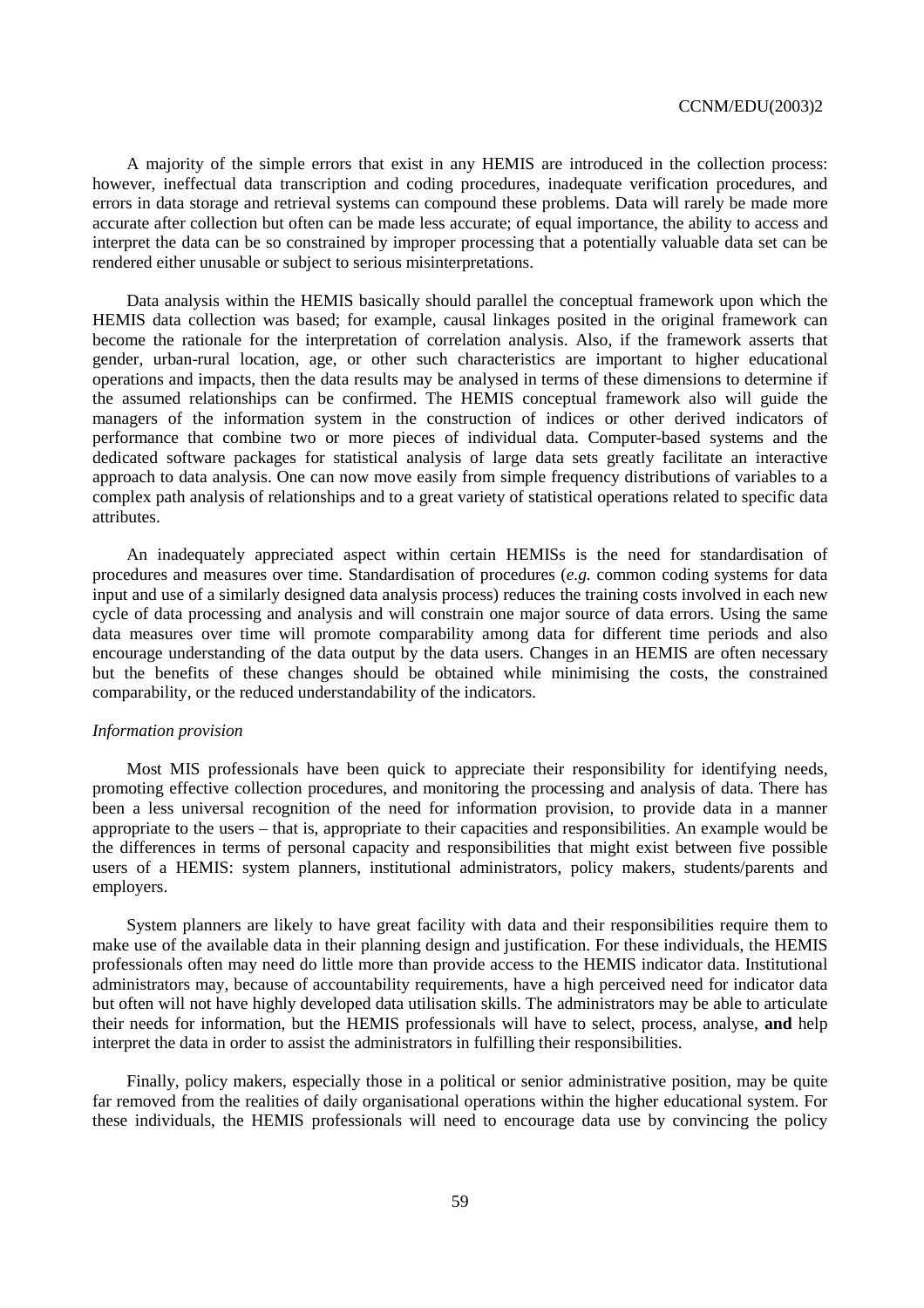A majority of the simple errors that exist in any HEMIS are introduced in the collection process: however, ineffectual data transcription and coding procedures, inadequate verification procedures, and errors in data storage and retrieval systems can compound these problems. Data will rarely be made more accurate after collection but often can be made less accurate; of equal importance, the ability to access and interpret the data can be so constrained by improper processing that a potentially valuable data set can be rendered either unusable or subject to serious misinterpretations.

Data analysis within the HEMIS basically should parallel the conceptual framework upon which the HEMIS data collection was based; for example, causal linkages posited in the original framework can become the rationale for the interpretation of correlation analysis. Also, if the framework asserts that gender, urban-rural location, age, or other such characteristics are important to higher educational operations and impacts, then the data results may be analysed in terms of these dimensions to determine if the assumed relationships can be confirmed. The HEMIS conceptual framework also will guide the managers of the information system in the construction of indices or other derived indicators of performance that combine two or more pieces of individual data. Computer-based systems and the dedicated software packages for statistical analysis of large data sets greatly facilitate an interactive approach to data analysis. One can now move easily from simple frequency distributions of variables to a complex path analysis of relationships and to a great variety of statistical operations related to specific data attributes.

An inadequately appreciated aspect within certain HEMISs is the need for standardisation of procedures and measures over time. Standardisation of procedures (*e.g.* common coding systems for data input and use of a similarly designed data analysis process) reduces the training costs involved in each new cycle of data processing and analysis and will constrain one major source of data errors. Using the same data measures over time will promote comparability among data for different time periods and also encourage understanding of the data output by the data users. Changes in an HEMIS are often necessary but the benefits of these changes should be obtained while minimising the costs, the constrained comparability, or the reduced understandability of the indicators.

*Information provision*

Most MIS professionals have been quick to appreciate their responsibility for identifying needs, promoting effective collection procedures, and monitoring the processing and analysis of data. There has been a less universal recognition of the need for information provision, to provide data in a manner appropriate to the users – that is, appropriate to their capacities and responsibilities. An example would be the differences in terms of personal capacity and responsibilities that might exist between five possible users of a HEMIS: system planners, institutional administrators, policy makers, students/parents and employers.

System planners are likely to have great facility with data and their responsibilities require them to make use of the available data in their planning design and justification. For these individuals, the HEMIS professionals often may need do little more than provide access to the HEMIS indicator data. Institutional administrators may, because of accountability requirements, have a high perceived need for indicator data but often will not have highly developed data utilisation skills. The administrators may be able to articulate their needs for information, but the HEMIS professionals will have to select, process, analyse, **and** help interpret the data in order to assist the administrators in fulfilling their responsibilities.

Finally, policy makers, especially those in a political or senior administrative position, may be quite far removed from the realities of daily organisational operations within the higher educational system. For these individuals, the HEMIS professionals will need to encourage data use by convincing the policy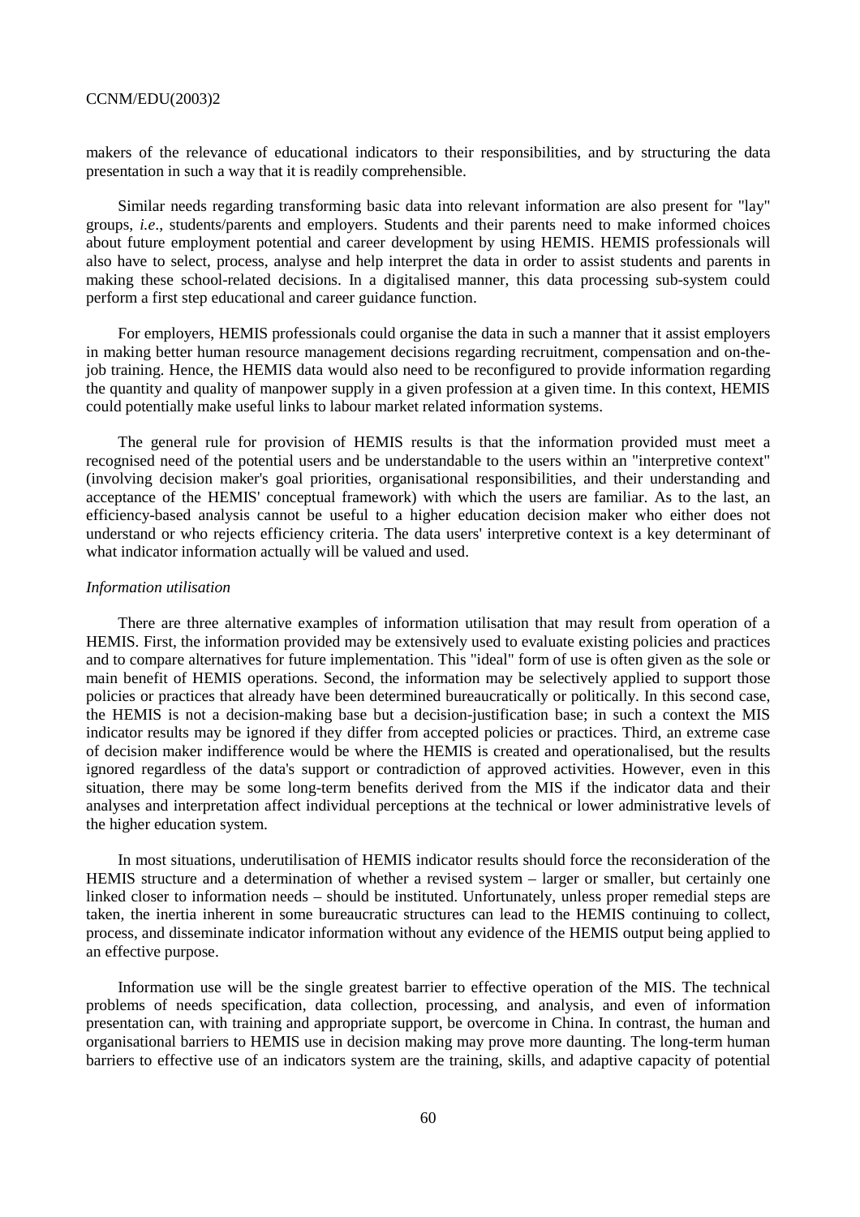makers of the relevance of educational indicators to their responsibilities, and by structuring the data presentation in such a way that it is readily comprehensible.

Similar needs regarding transforming basic data into relevant information are also present for "lay" groups, *i.e*., students/parents and employers. Students and their parents need to make informed choices about future employment potential and career development by using HEMIS. HEMIS professionals will also have to select, process, analyse and help interpret the data in order to assist students and parents in making these school-related decisions. In a digitalised manner, this data processing sub-system could perform a first step educational and career guidance function.

For employers, HEMIS professionals could organise the data in such a manner that it assist employers in making better human resource management decisions regarding recruitment, compensation and on-the-job training. Hence, the HEMIS data would also need to be reconfigured to provide information regarding the quantity and quality of manpower supply in a given profession at a given time. In this context, HEMIS could potentially make useful links to labour market related information systems.

The general rule for provision of HEMIS results is that the information provided must meet a recognised need of the potential users and be understandable to the users within an "interpretive context" (involving decision maker's goal priorities, organisational responsibilities, and their understanding and acceptance of the HEMIS' conceptual framework) with which the users are familiar. As to the last, an efficiency-based analysis cannot be useful to a higher education decision maker who either does not understand or who rejects efficiency criteria. The data users' interpretive context is a key determinant of what indicator information actually will be valued and used.

*Information utilisation*

There are three alternative examples of information utilisation that may result from operation of a HEMIS. First, the information provided may be extensively used to evaluate existing policies and practices and to compare alternatives for future implementation. This "ideal" form of use is often given as the sole or main benefit of HEMIS operations. Second, the information may be selectively applied to support those policies or practices that already have been determined bureaucratically or politically. In this second case, the HEMIS is not a decision-making base but a decision-justification base; in such a context the MIS indicator results may be ignored if they differ from accepted policies or practices. Third, an extreme case of decision maker indifference would be where the HEMIS is created and operationalised, but the results ignored regardless of the data's support or contradiction of approved activities. However, even in this situation, there may be some long-term benefits derived from the MIS if the indicator data and their analyses and interpretation affect individual perceptions at the technical or lower administrative levels of the higher education system.

In most situations, underutilisation of HEMIS indicator results should force the reconsideration of the HEMIS structure and a determination of whether a revised system – larger or smaller, but certainly one linked closer to information needs – should be instituted. Unfortunately, unless proper remedial steps are taken, the inertia inherent in some bureaucratic structures can lead to the HEMIS continuing to collect, process, and disseminate indicator information without any evidence of the HEMIS output being applied to an effective purpose.

Information use will be the single greatest barrier to effective operation of the MIS. The technical problems of needs specification, data collection, processing, and analysis, and even of information presentation can, with training and appropriate support, be overcome in China. In contrast, the human and organisational barriers to HEMIS use in decision making may prove more daunting. The long-term human barriers to effective use of an indicators system are the training, skills, and adaptive capacity of potential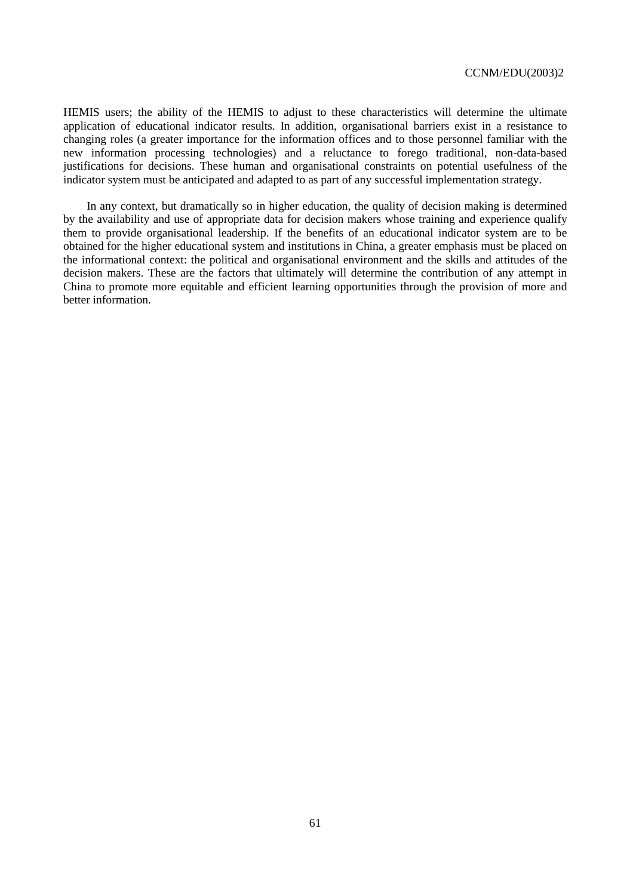HEMIS users; the ability of the HEMIS to adjust to these characteristics will determine the ultimate application of educational indicator results. In addition, organisational barriers exist in a resistance to changing roles (a greater importance for the information offices and to those personnel familiar with the new information processing technologies) and a reluctance to forego traditional, non-data-based justifications for decisions. These human and organisational constraints on potential usefulness of the indicator system must be anticipated and adapted to as part of any successful implementation strategy.

In any context, but dramatically so in higher education, the quality of decision making is determined by the availability and use of appropriate data for decision makers whose training and experience qualify them to provide organisational leadership. If the benefits of an educational indicator system are to be obtained for the higher educational system and institutions in China, a greater emphasis must be placed on the informational context: the political and organisational environment and the skills and attitudes of the decision makers. These are the factors that ultimately will determine the contribution of any attempt in China to promote more equitable and efficient learning opportunities through the provision of more and better information.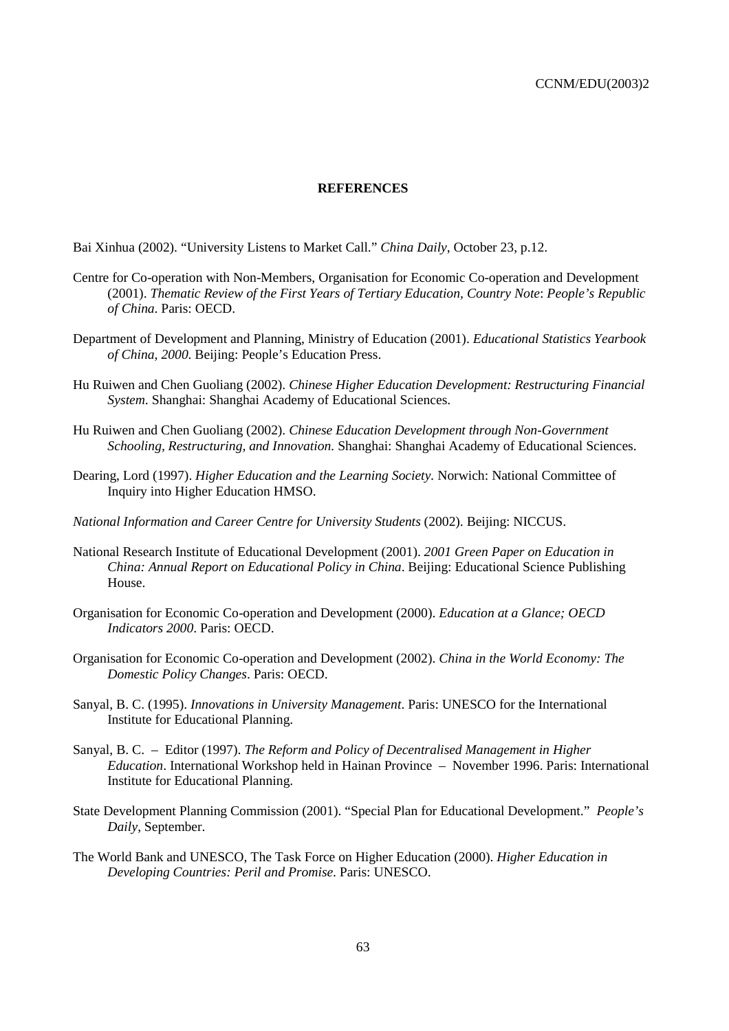**REFERENCES**

Bai Xinhua (2002). "University Listens to Market Call." *China Daily*, October 23, p.12.

Centre for Co-operation with Non-Members, Organisation for Economic Co-operation and Development (2001). *Thematic Review of the First Years of Tertiary Education, Country Note*: *People's Republic of China*. Paris: OECD.

Department of Development and Planning, Ministry of Education (2001). *Educational Statistics Yearbook of China, 2000*. Beijing: People's Education Press.

Hu Ruiwen and Chen Guoliang (2002). *Chinese Higher Education Development: Restructuring Financial System.* Shanghai: Shanghai Academy of Educational Sciences.

Hu Ruiwen and Chen Guoliang (2002). *Chinese Education Development through Non-Government Schooling, Restructuring, and Innovation.* Shanghai: Shanghai Academy of Educational Sciences.

Dearing, Lord (1997). *Higher Education and the Learning Society.* Norwich: National Committee of Inquiry into Higher Education HMSO.

*National Information and Career Centre for University Students* (2002). Beijing: NICCUS.

National Research Institute of Educational Development (2001). *2001 Green Paper on Education in China: Annual Report on Educational Policy in China*. Beijing: Educational Science Publishing House.

Organisation for Economic Co-operation and Development (2000). *Education at a Glance; OECD Indicators 2000*. Paris: OECD.

Organisation for Economic Co-operation and Development (2002). *China in the World Economy: The Domestic Policy Changes*. Paris: OECD.

Sanyal, B. C. (1995). *Innovations in University Management*. Paris: UNESCO for the International Institute for Educational Planning.

Sanyal, B. C. – Editor (1997). *The Reform and Policy of Decentralised Management in Higher Education*. International Workshop held in Hainan Province – November 1996. Paris: International Institute for Educational Planning.

State Development Planning Commission (2001). "Special Plan for Educational Development." *People's Daily*, September.

The World Bank and UNESCO, The Task Force on Higher Education (2000). *Higher Education in Developing Countries: Peril and Promise*. Paris: UNESCO.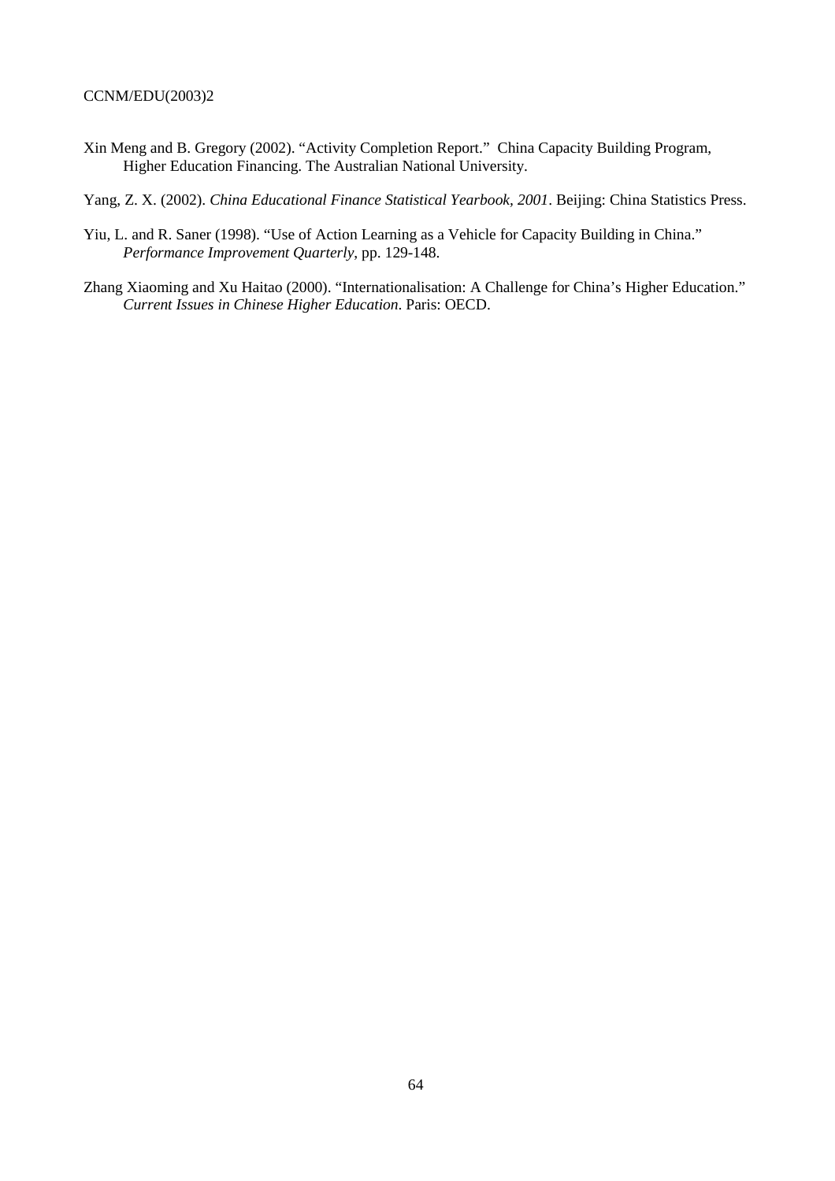Xin Meng and B. Gregory (2002). "Activity Completion Report." China Capacity Building Program, Higher Education Financing. The Australian National University.

Yang, Z. X. (2002). *China Educational Finance Statistical Yearbook, 2001*. Beijing: China Statistics Press.

Yiu, L. and R. Saner (1998). "Use of Action Learning as a Vehicle for Capacity Building in China." *Performance Improvement Quarterly*, pp. 129-148.

Zhang Xiaoming and Xu Haitao (2000). "Internationalisation: A Challenge for China's Higher Education." *Current Issues in Chinese Higher Education*. Paris: OECD.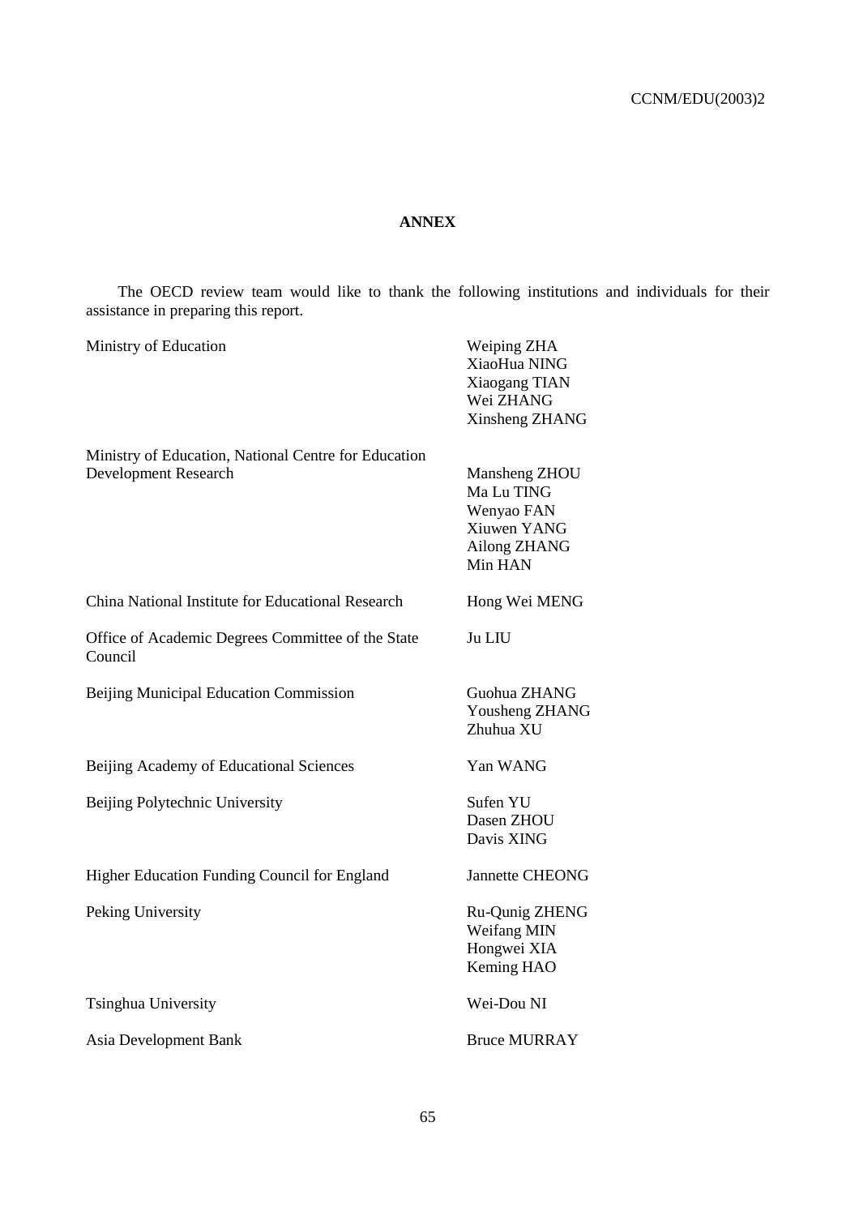# ANNEX

The OECD review team would like to thank the following institutions and individuals for their assistance in preparing this report.

| | |
|---|---|
| Ministry of Education | Weiping ZHA<br>XiaoHua NING<br>Xiaogang TIAN<br>Wei ZHANG<br>Xinsheng ZHANG |
| Ministry of Education, National Centre for Education Development Research | Mansheng ZHOU<br>Ma Lu TING<br>Wenyao FAN<br>Xiuwen YANG<br>Ailong ZHANG<br>Min HAN |
| China National Institute for Educational Research | Hong Wei MENG |
| Office of Academic Degrees Committee of the State Council | Ju LIU |
| Beijing Municipal Education Commission | Guohua ZHANG<br>Yousheng ZHANG<br>Zhuhua XU |
| Beijing Academy of Educational Sciences | Yan WANG |
| Beijing Polytechnic University | Sufen YU<br>Dasen ZHOU<br>Davis XING |
| Higher Education Funding Council for England | Jannette CHEONG |
| Peking University | Ru-Qunig ZHENG<br>Weifang MIN<br>Hongwei XIA<br>Keming HAO |
| Tsinghua University | Wei-Dou NI |
| Asia Development Bank | Bruce MURRAY |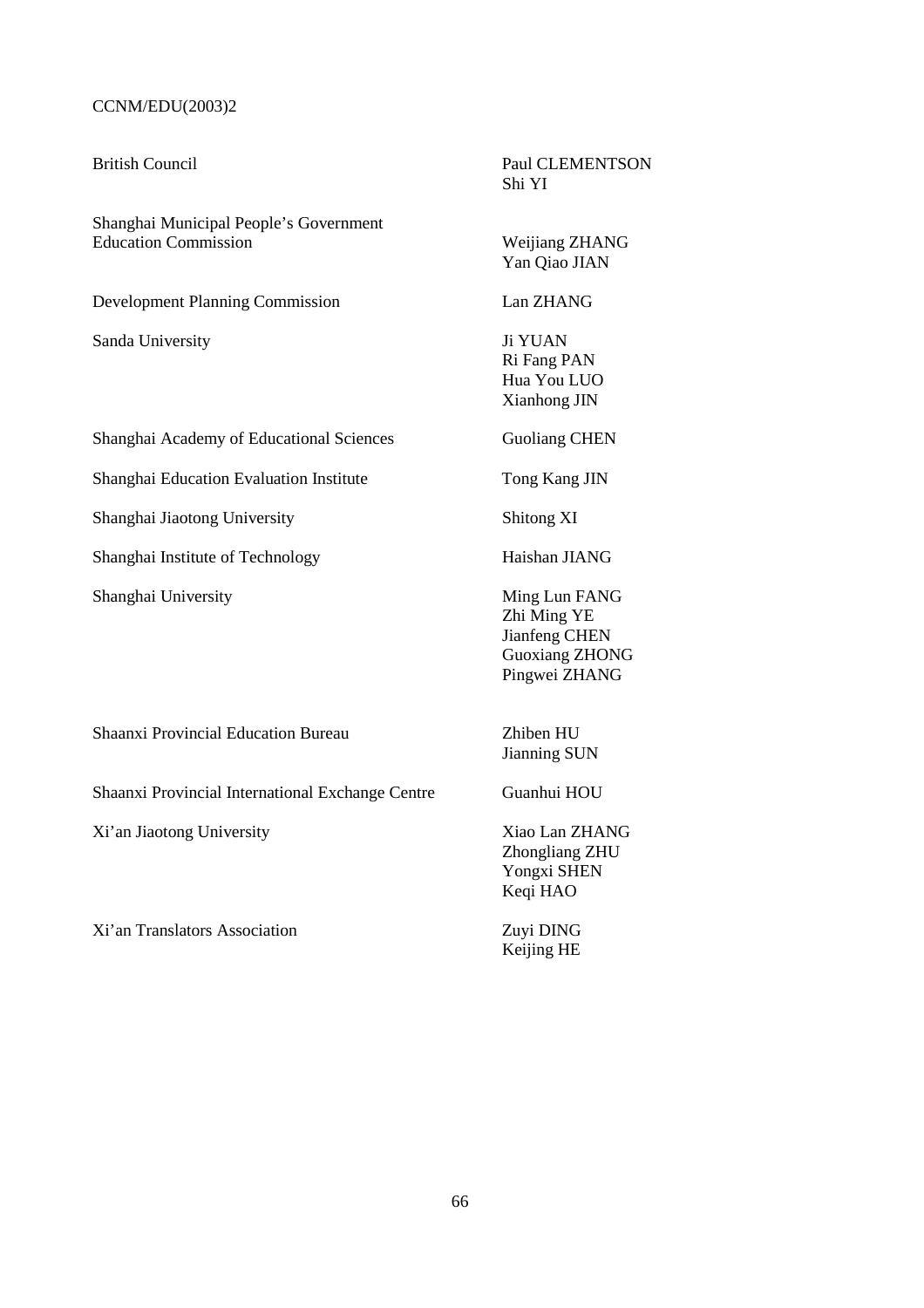| | |
|---|---|
| British Council | Paul CLEMENTSON<br>Shi YI |
| Shanghai Municipal People's Government<br>Education Commission | Weijiang ZHANG<br>Yan Qiao JIAN |
| Development Planning Commission | Lan ZHANG |
| Sanda University | Ji YUAN<br>Ri Fang PAN<br>Hua You LUO<br>Xianhong JIN |
| Shanghai Academy of Educational Sciences | Guoliang CHEN |
| Shanghai Education Evaluation Institute | Tong Kang JIN |
| Shanghai Jiaotong University | Shitong XI |
| Shanghai Institute of Technology | Haishan JIANG |
| Shanghai University | Ming Lun FANG<br>Zhi Ming YE<br>Jianfeng CHEN<br>Guoxiang ZHONG<br>Pingwei ZHANG |
| Shaanxi Provincial Education Bureau | Zhiben HU<br>Jianning SUN |
| Shaanxi Provincial International Exchange Centre | Guanhui HOU |
| Xi'an Jiaotong University | Xiao Lan ZHANG<br>Zhongliang ZHU<br>Yongxi SHEN<br>Keqi HAO |
| Xi'an Translators Association | Zuyi DING<br>Keijing HE |